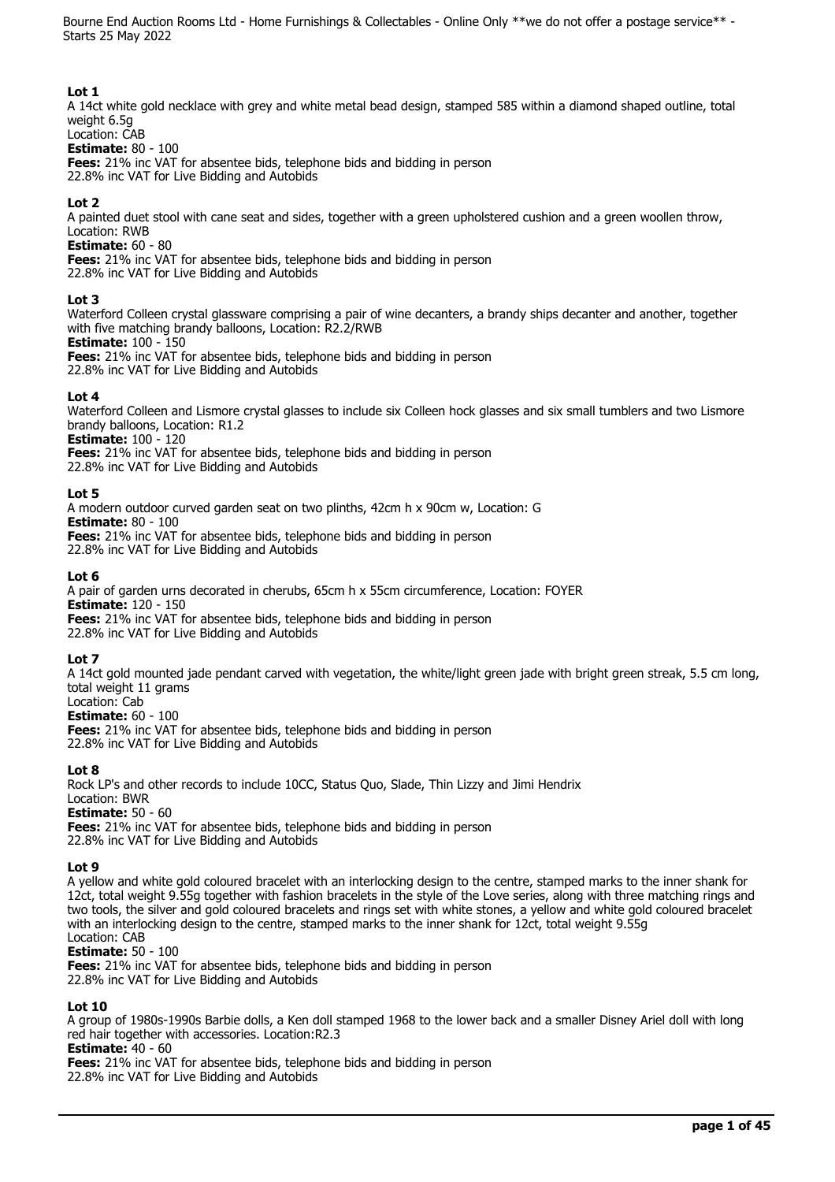Bourne End Auction Rooms Ltd - Home Furnishings & Collectables - Online Only **we do not offer a postage service** - Starts 25 May 2022

**Lot 1**
A 14ct white gold necklace with grey and white metal bead design, stamped 585 within a diamond shaped outline, total weight 6.5g
Location: CAB
**Estimate:** 80 - 100
**Fees:** 21% inc VAT for absentee bids, telephone bids and bidding in person
22.8% inc VAT for Live Bidding and Autobids

**Lot 2**
A painted duet stool with cane seat and sides, together with a green upholstered cushion and a green woollen throw, Location: RWB
**Estimate:** 60 - 80
**Fees:** 21% inc VAT for absentee bids, telephone bids and bidding in person
22.8% inc VAT for Live Bidding and Autobids

**Lot 3**
Waterford Colleen crystal glassware comprising a pair of wine decanters, a brandy ships decanter and another, together with five matching brandy balloons, Location: R2.2/RWB
**Estimate:** 100 - 150
**Fees:** 21% inc VAT for absentee bids, telephone bids and bidding in person
22.8% inc VAT for Live Bidding and Autobids

**Lot 4**
Waterford Colleen and Lismore crystal glasses to include six Colleen hock glasses and six small tumblers and two Lismore brandy balloons, Location: R1.2
**Estimate:** 100 - 120
**Fees:** 21% inc VAT for absentee bids, telephone bids and bidding in person
22.8% inc VAT for Live Bidding and Autobids

**Lot 5**
A modern outdoor curved garden seat on two plinths, 42cm h x 90cm w, Location: G
**Estimate:** 80 - 100
**Fees:** 21% inc VAT for absentee bids, telephone bids and bidding in person
22.8% inc VAT for Live Bidding and Autobids

**Lot 6**
A pair of garden urns decorated in cherubs, 65cm h x 55cm circumference, Location: FOYER
**Estimate:** 120 - 150
**Fees:** 21% inc VAT for absentee bids, telephone bids and bidding in person
22.8% inc VAT for Live Bidding and Autobids

**Lot 7**
A 14ct gold mounted jade pendant carved with vegetation, the white/light green jade with bright green streak, 5.5 cm long, total weight 11 grams
Location: Cab
**Estimate:** 60 - 100
**Fees:** 21% inc VAT for absentee bids, telephone bids and bidding in person
22.8% inc VAT for Live Bidding and Autobids

**Lot 8**
Rock LP's and other records to include 10CC, Status Quo, Slade, Thin Lizzy and Jimi Hendrix
Location: BWR
**Estimate:** 50 - 60
**Fees:** 21% inc VAT for absentee bids, telephone bids and bidding in person
22.8% inc VAT for Live Bidding and Autobids

**Lot 9**
A yellow and white gold coloured bracelet with an interlocking design to the centre, stamped marks to the inner shank for 12ct, total weight 9.55g together with fashion bracelets in the style of the Love series, along with three matching rings and two tools, the silver and gold coloured bracelets and rings set with white stones, a yellow and white gold coloured bracelet with an interlocking design to the centre, stamped marks to the inner shank for 12ct, total weight 9.55g
Location: CAB
**Estimate:** 50 - 100
**Fees:** 21% inc VAT for absentee bids, telephone bids and bidding in person
22.8% inc VAT for Live Bidding and Autobids

**Lot 10**
A group of 1980s-1990s Barbie dolls, a Ken doll stamped 1968 to the lower back and a smaller Disney Ariel doll with long red hair together with accessories. Location:R2.3
**Estimate:** 40 - 60
**Fees:** 21% inc VAT for absentee bids, telephone bids and bidding in person
22.8% inc VAT for Live Bidding and Autobids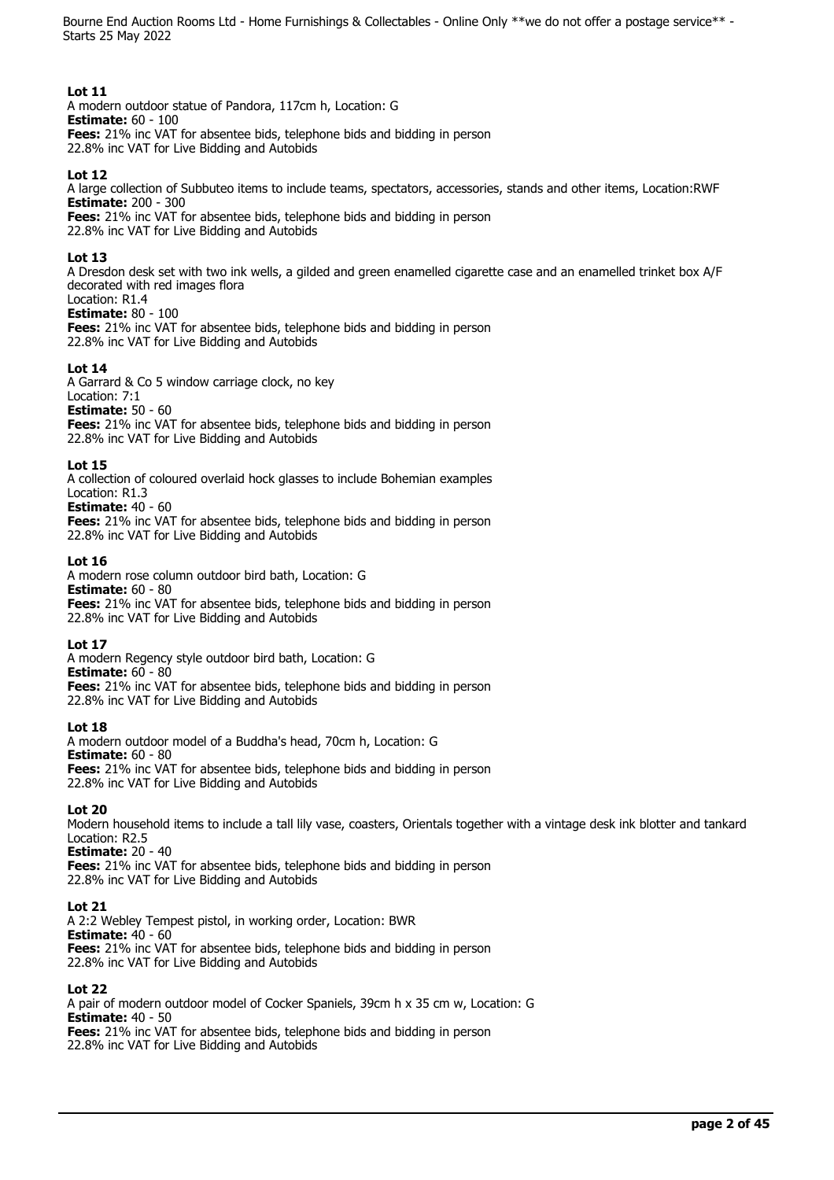**Lot 11**
A modern outdoor statue of Pandora, 117cm h, Location: G
**Estimate:** 60 - 100
**Fees:** 21% inc VAT for absentee bids, telephone bids and bidding in person
22.8% inc VAT for Live Bidding and Autobids

**Lot 12**
A large collection of Subbuteo items to include teams, spectators, accessories, stands and other items, Location:RWF
**Estimate:** 200 - 300
**Fees:** 21% inc VAT for absentee bids, telephone bids and bidding in person
22.8% inc VAT for Live Bidding and Autobids

**Lot 13**
A Dresdon desk set with two ink wells, a gilded and green enamelled cigarette case and an enamelled trinket box A/F decorated with red images flora
Location: R1.4
**Estimate:** 80 - 100
**Fees:** 21% inc VAT for absentee bids, telephone bids and bidding in person
22.8% inc VAT for Live Bidding and Autobids

**Lot 14**
A Garrard & Co 5 window carriage clock, no key
Location: 7:1
**Estimate:** 50 - 60
**Fees:** 21% inc VAT for absentee bids, telephone bids and bidding in person
22.8% inc VAT for Live Bidding and Autobids

**Lot 15**
A collection of coloured overlaid hock glasses to include Bohemian examples
Location: R1.3
**Estimate:** 40 - 60
**Fees:** 21% inc VAT for absentee bids, telephone bids and bidding in person
22.8% inc VAT for Live Bidding and Autobids

**Lot 16**
A modern rose column outdoor bird bath, Location: G
**Estimate:** 60 - 80
**Fees:** 21% inc VAT for absentee bids, telephone bids and bidding in person
22.8% inc VAT for Live Bidding and Autobids

**Lot 17**
A modern Regency style outdoor bird bath, Location: G
**Estimate:** 60 - 80
**Fees:** 21% inc VAT for absentee bids, telephone bids and bidding in person
22.8% inc VAT for Live Bidding and Autobids

**Lot 18**
A modern outdoor model of a Buddha's head, 70cm h, Location: G
**Estimate:** 60 - 80
**Fees:** 21% inc VAT for absentee bids, telephone bids and bidding in person
22.8% inc VAT for Live Bidding and Autobids

**Lot 20**
Modern household items to include a tall lily vase, coasters, Orientals together with a vintage desk ink blotter and tankard
Location: R2.5
**Estimate:** 20 - 40
**Fees:** 21% inc VAT for absentee bids, telephone bids and bidding in person
22.8% inc VAT for Live Bidding and Autobids

**Lot 21**
A 2:2 Webley Tempest pistol, in working order, Location: BWR
**Estimate:** 40 - 60
**Fees:** 21% inc VAT for absentee bids, telephone bids and bidding in person
22.8% inc VAT for Live Bidding and Autobids

**Lot 22**
A pair of modern outdoor model of Cocker Spaniels, 39cm h x 35 cm w, Location: G
**Estimate:** 40 - 50
**Fees:** 21% inc VAT for absentee bids, telephone bids and bidding in person
22.8% inc VAT for Live Bidding and Autobids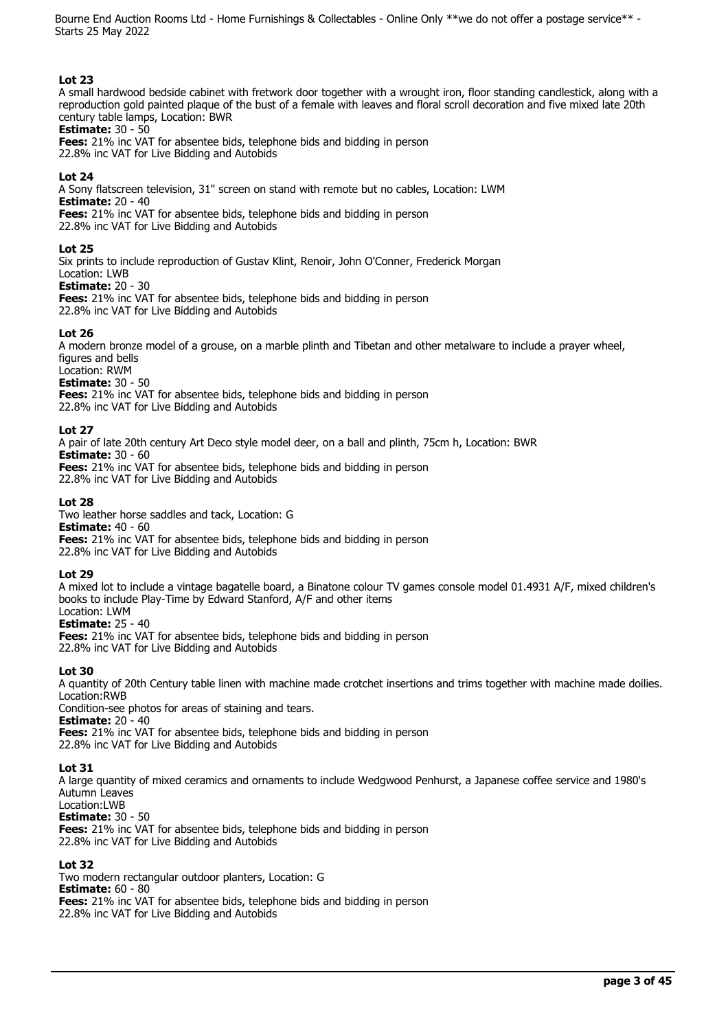## Lot 23

A small hardwood bedside cabinet with fretwork door together with a wrought iron, floor standing candlestick, along with a reproduction gold painted plaque of the bust of a female with leaves and floral scroll decoration and five mixed late 20th century table lamps, Location: BWR

**Estimate:** 30 - 50

**Fees:** 21% inc VAT for absentee bids, telephone bids and bidding in person
22.8% inc VAT for Live Bidding and Autobids

## Lot 24

A Sony flatscreen television, 31" screen on stand with remote but no cables, Location: LWM

**Estimate:** 20 - 40

**Fees:** 21% inc VAT for absentee bids, telephone bids and bidding in person
22.8% inc VAT for Live Bidding and Autobids

## Lot 25

Six prints to include reproduction of Gustav Klint, Renoir, John O'Conner, Frederick Morgan
Location: LWB

**Estimate:** 20 - 30

**Fees:** 21% inc VAT for absentee bids, telephone bids and bidding in person
22.8% inc VAT for Live Bidding and Autobids

## Lot 26

A modern bronze model of a grouse, on a marble plinth and Tibetan and other metalware to include a prayer wheel, figures and bells
Location: RWM

**Estimate:** 30 - 50

**Fees:** 21% inc VAT for absentee bids, telephone bids and bidding in person
22.8% inc VAT for Live Bidding and Autobids

## Lot 27

A pair of late 20th century Art Deco style model deer, on a ball and plinth, 75cm h, Location: BWR

**Estimate:** 30 - 60

**Fees:** 21% inc VAT for absentee bids, telephone bids and bidding in person
22.8% inc VAT for Live Bidding and Autobids

## Lot 28

Two leather horse saddles and tack, Location: G

**Estimate:** 40 - 60

**Fees:** 21% inc VAT for absentee bids, telephone bids and bidding in person
22.8% inc VAT for Live Bidding and Autobids

## Lot 29

A mixed lot to include a vintage bagatelle board, a Binatone colour TV games console model 01.4931 A/F, mixed children's books to include Play-Time by Edward Stanford, A/F and other items
Location: LWM

**Estimate:** 25 - 40

**Fees:** 21% inc VAT for absentee bids, telephone bids and bidding in person
22.8% inc VAT for Live Bidding and Autobids

## Lot 30

A quantity of 20th Century table linen with machine made crotchet insertions and trims together with machine made doilies.
Location:RWB
Condition-see photos for areas of staining and tears.

**Estimate:** 20 - 40

**Fees:** 21% inc VAT for absentee bids, telephone bids and bidding in person
22.8% inc VAT for Live Bidding and Autobids

## Lot 31

A large quantity of mixed ceramics and ornaments to include Wedgwood Penhurst, a Japanese coffee service and 1980's Autumn Leaves
Location:LWB

**Estimate:** 30 - 50

**Fees:** 21% inc VAT for absentee bids, telephone bids and bidding in person
22.8% inc VAT for Live Bidding and Autobids

## Lot 32

Two modern rectangular outdoor planters, Location: G

**Estimate:** 60 - 80

**Fees:** 21% inc VAT for absentee bids, telephone bids and bidding in person
22.8% inc VAT for Live Bidding and Autobids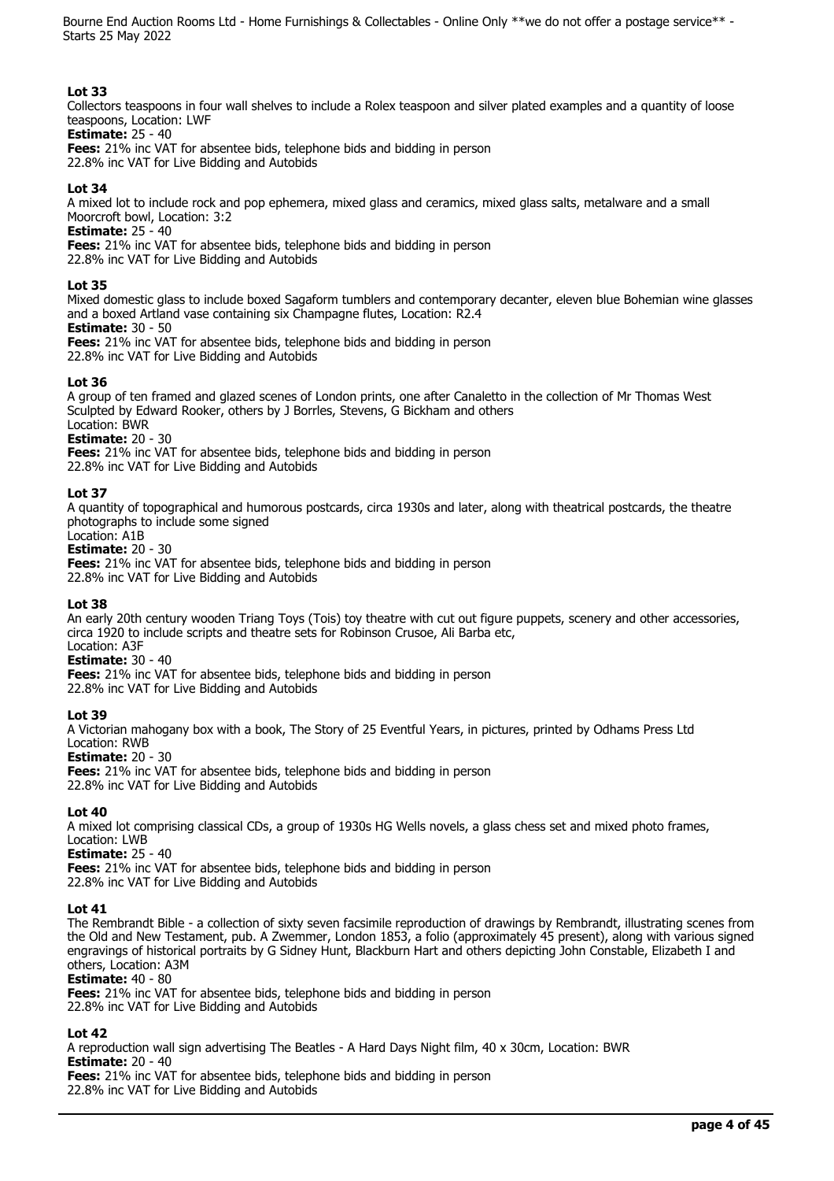## Lot 33

Collectors teaspoons in four wall shelves to include a Rolex teaspoon and silver plated examples and a quantity of loose teaspoons, Location: LWF

**Estimate:** 25 - 40

**Fees:** 21% inc VAT for absentee bids, telephone bids and bidding in person
22.8% inc VAT for Live Bidding and Autobids

## Lot 34

A mixed lot to include rock and pop ephemera, mixed glass and ceramics, mixed glass salts, metalware and a small Moorcroft bowl, Location: 3:2

**Estimate:** 25 - 40

**Fees:** 21% inc VAT for absentee bids, telephone bids and bidding in person
22.8% inc VAT for Live Bidding and Autobids

## Lot 35

Mixed domestic glass to include boxed Sagaform tumblers and contemporary decanter, eleven blue Bohemian wine glasses and a boxed Artland vase containing six Champagne flutes, Location: R2.4

**Estimate:** 30 - 50

**Fees:** 21% inc VAT for absentee bids, telephone bids and bidding in person
22.8% inc VAT for Live Bidding and Autobids

## Lot 36

A group of ten framed and glazed scenes of London prints, one after Canaletto in the collection of Mr Thomas West Sculpted by Edward Rooker, others by J Borrles, Stevens, G Bickham and others
Location: BWR

**Estimate:** 20 - 30

**Fees:** 21% inc VAT for absentee bids, telephone bids and bidding in person
22.8% inc VAT for Live Bidding and Autobids

## Lot 37

A quantity of topographical and humorous postcards, circa 1930s and later, along with theatrical postcards, the theatre photographs to include some signed
Location: A1B

**Estimate:** 20 - 30

**Fees:** 21% inc VAT for absentee bids, telephone bids and bidding in person
22.8% inc VAT for Live Bidding and Autobids

## Lot 38

An early 20th century wooden Triang Toys (Tois) toy theatre with cut out figure puppets, scenery and other accessories, circa 1920 to include scripts and theatre sets for Robinson Crusoe, Ali Barba etc,
Location: A3F

**Estimate:** 30 - 40

**Fees:** 21% inc VAT for absentee bids, telephone bids and bidding in person
22.8% inc VAT for Live Bidding and Autobids

## Lot 39

A Victorian mahogany box with a book, The Story of 25 Eventful Years, in pictures, printed by Odhams Press Ltd
Location: RWB

**Estimate:** 20 - 30

**Fees:** 21% inc VAT for absentee bids, telephone bids and bidding in person
22.8% inc VAT for Live Bidding and Autobids

## Lot 40

A mixed lot comprising classical CDs, a group of 1930s HG Wells novels, a glass chess set and mixed photo frames, Location: LWB

**Estimate:** 25 - 40

**Fees:** 21% inc VAT for absentee bids, telephone bids and bidding in person
22.8% inc VAT for Live Bidding and Autobids

## Lot 41

The Rembrandt Bible - a collection of sixty seven facsimile reproduction of drawings by Rembrandt, illustrating scenes from the Old and New Testament, pub. A Zwemmer, London 1853, a folio (approximately 45 present), along with various signed engravings of historical portraits by G Sidney Hunt, Blackburn Hart and others depicting John Constable, Elizabeth I and others, Location: A3M

**Estimate:** 40 - 80

**Fees:** 21% inc VAT for absentee bids, telephone bids and bidding in person
22.8% inc VAT for Live Bidding and Autobids

## Lot 42

A reproduction wall sign advertising The Beatles - A Hard Days Night film, 40 x 30cm, Location: BWR

**Estimate:** 20 - 40

**Fees:** 21% inc VAT for absentee bids, telephone bids and bidding in person
22.8% inc VAT for Live Bidding and Autobids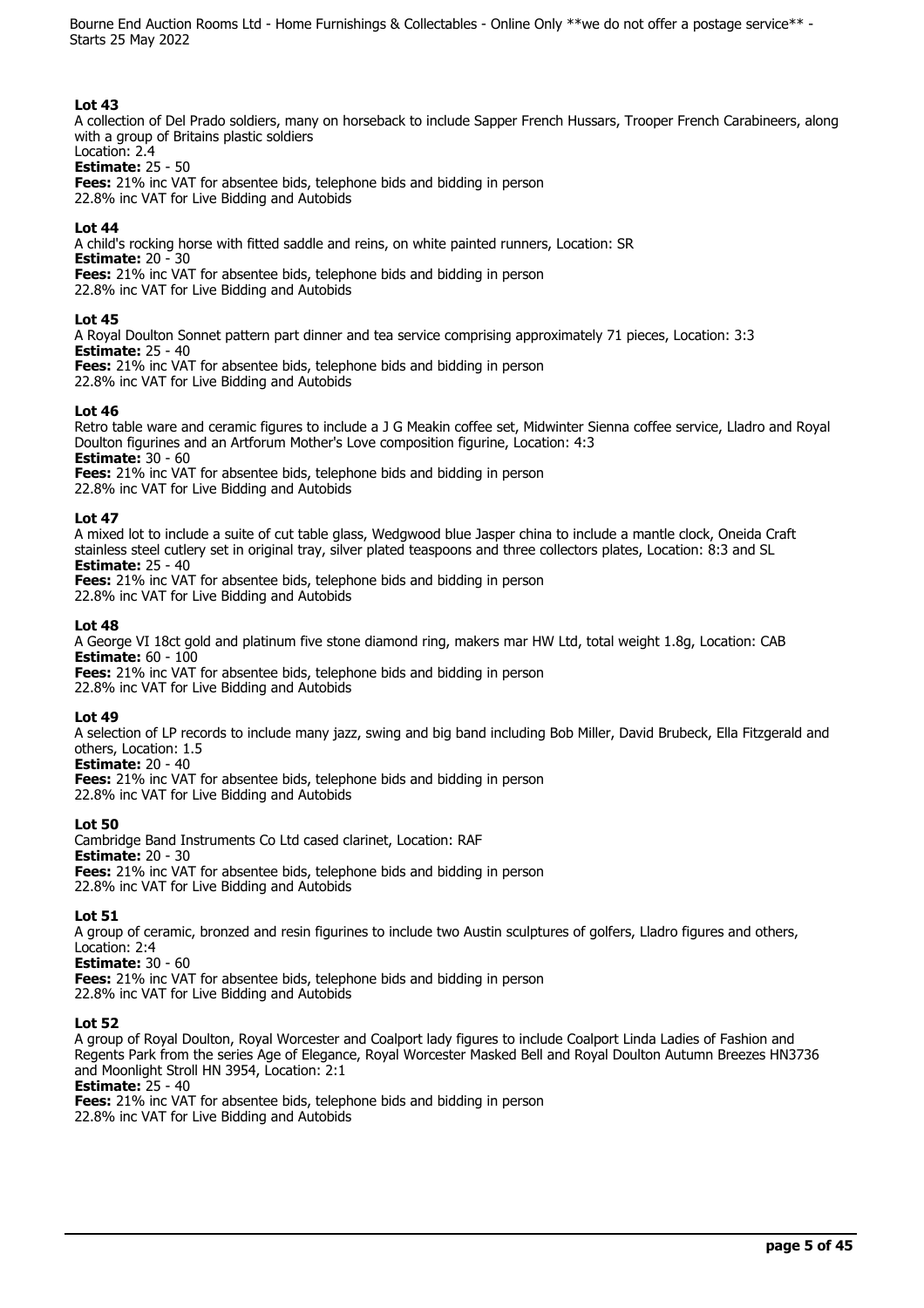**Lot 43**
A collection of Del Prado soldiers, many on horseback to include Sapper French Hussars, Trooper French Carabineers, along with a group of Britains plastic soldiers
Location: 2.4
**Estimate:** 25 - 50
**Fees:** 21% inc VAT for absentee bids, telephone bids and bidding in person
22.8% inc VAT for Live Bidding and Autobids

**Lot 44**
A child's rocking horse with fitted saddle and reins, on white painted runners, Location: SR
**Estimate:** 20 - 30
**Fees:** 21% inc VAT for absentee bids, telephone bids and bidding in person
22.8% inc VAT for Live Bidding and Autobids

**Lot 45**
A Royal Doulton Sonnet pattern part dinner and tea service comprising approximately 71 pieces, Location: 3:3
**Estimate:** 25 - 40
**Fees:** 21% inc VAT for absentee bids, telephone bids and bidding in person
22.8% inc VAT for Live Bidding and Autobids

**Lot 46**
Retro table ware and ceramic figures to include a J G Meakin coffee set, Midwinter Sienna coffee service, Lladro and Royal Doulton figurines and an Artforum Mother's Love composition figurine, Location: 4:3
**Estimate:** 30 - 60
**Fees:** 21% inc VAT for absentee bids, telephone bids and bidding in person
22.8% inc VAT for Live Bidding and Autobids

**Lot 47**
A mixed lot to include a suite of cut table glass, Wedgwood blue Jasper china to include a mantle clock, Oneida Craft stainless steel cutlery set in original tray, silver plated teaspoons and three collectors plates, Location: 8:3 and SL
**Estimate:** 25 - 40
**Fees:** 21% inc VAT for absentee bids, telephone bids and bidding in person
22.8% inc VAT for Live Bidding and Autobids

**Lot 48**
A George VI 18ct gold and platinum five stone diamond ring, makers mar HW Ltd, total weight 1.8g, Location: CAB
**Estimate:** 60 - 100
**Fees:** 21% inc VAT for absentee bids, telephone bids and bidding in person
22.8% inc VAT for Live Bidding and Autobids

**Lot 49**
A selection of LP records to include many jazz, swing and big band including Bob Miller, David Brubeck, Ella Fitzgerald and others, Location: 1.5
**Estimate:** 20 - 40
**Fees:** 21% inc VAT for absentee bids, telephone bids and bidding in person
22.8% inc VAT for Live Bidding and Autobids

**Lot 50**
Cambridge Band Instruments Co Ltd cased clarinet, Location: RAF
**Estimate:** 20 - 30
**Fees:** 21% inc VAT for absentee bids, telephone bids and bidding in person
22.8% inc VAT for Live Bidding and Autobids

**Lot 51**
A group of ceramic, bronzed and resin figurines to include two Austin sculptures of golfers, Lladro figures and others, Location: 2:4
**Estimate:** 30 - 60
**Fees:** 21% inc VAT for absentee bids, telephone bids and bidding in person
22.8% inc VAT for Live Bidding and Autobids

**Lot 52**
A group of Royal Doulton, Royal Worcester and Coalport lady figures to include Coalport Linda Ladies of Fashion and Regents Park from the series Age of Elegance, Royal Worcester Masked Bell and Royal Doulton Autumn Breezes HN3736 and Moonlight Stroll HN 3954, Location: 2:1
**Estimate:** 25 - 40
**Fees:** 21% inc VAT for absentee bids, telephone bids and bidding in person
22.8% inc VAT for Live Bidding and Autobids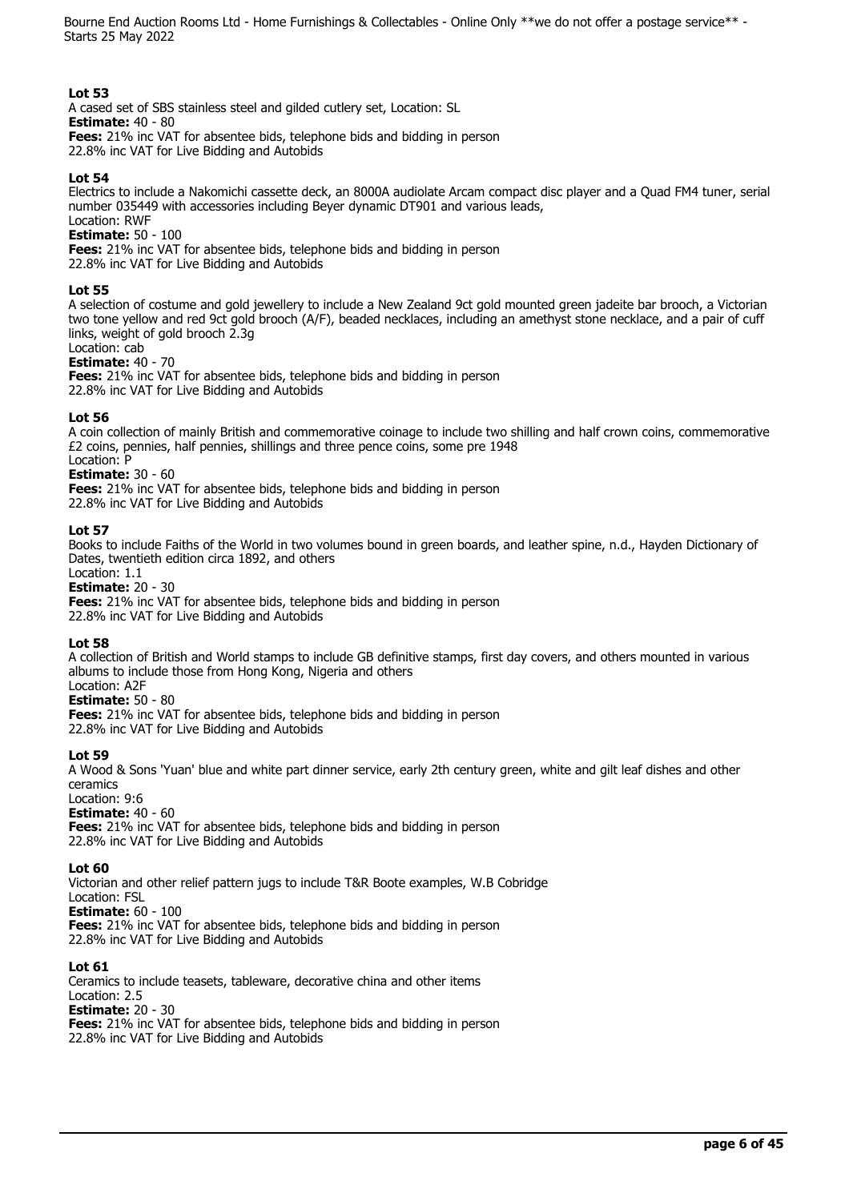### Lot 53

A cased set of SBS stainless steel and gilded cutlery set, Location: SL

**Estimate:** 40 - 80

**Fees:** 21% inc VAT for absentee bids, telephone bids and bidding in person
22.8% inc VAT for Live Bidding and Autobids

### Lot 54

Electrics to include a Nakomichi cassette deck, an 8000A audiolate Arcam compact disc player and a Quad FM4 tuner, serial number 035449 with accessories including Beyer dynamic DT901 and various leads,
Location: RWF

**Estimate:** 50 - 100

**Fees:** 21% inc VAT for absentee bids, telephone bids and bidding in person
22.8% inc VAT for Live Bidding and Autobids

### Lot 55

A selection of costume and gold jewellery to include a New Zealand 9ct gold mounted green jadeite bar brooch, a Victorian two tone yellow and red 9ct gold brooch (A/F), beaded necklaces, including an amethyst stone necklace, and a pair of cuff links, weight of gold brooch 2.3g
Location: cab

**Estimate:** 40 - 70

**Fees:** 21% inc VAT for absentee bids, telephone bids and bidding in person
22.8% inc VAT for Live Bidding and Autobids

### Lot 56

A coin collection of mainly British and commemorative coinage to include two shilling and half crown coins, commemorative £2 coins, pennies, half pennies, shillings and three pence coins, some pre 1948
Location: P

**Estimate:** 30 - 60

**Fees:** 21% inc VAT for absentee bids, telephone bids and bidding in person
22.8% inc VAT for Live Bidding and Autobids

### Lot 57

Books to include Faiths of the World in two volumes bound in green boards, and leather spine, n.d., Hayden Dictionary of Dates, twentieth edition circa 1892, and others
Location: 1.1

**Estimate:** 20 - 30

**Fees:** 21% inc VAT for absentee bids, telephone bids and bidding in person
22.8% inc VAT for Live Bidding and Autobids

### Lot 58

A collection of British and World stamps to include GB definitive stamps, first day covers, and others mounted in various albums to include those from Hong Kong, Nigeria and others
Location: A2F

**Estimate:** 50 - 80

**Fees:** 21% inc VAT for absentee bids, telephone bids and bidding in person
22.8% inc VAT for Live Bidding and Autobids

### Lot 59

A Wood & Sons 'Yuan' blue and white part dinner service, early 2th century green, white and gilt leaf dishes and other ceramics
Location: 9:6

**Estimate:** 40 - 60

**Fees:** 21% inc VAT for absentee bids, telephone bids and bidding in person
22.8% inc VAT for Live Bidding and Autobids

### Lot 60

Victorian and other relief pattern jugs to include T&R Boote examples, W.B Cobridge
Location: FSL

**Estimate:** 60 - 100

**Fees:** 21% inc VAT for absentee bids, telephone bids and bidding in person
22.8% inc VAT for Live Bidding and Autobids

### Lot 61

Ceramics to include teasets, tableware, decorative china and other items
Location: 2.5

**Estimate:** 20 - 30

**Fees:** 21% inc VAT for absentee bids, telephone bids and bidding in person
22.8% inc VAT for Live Bidding and Autobids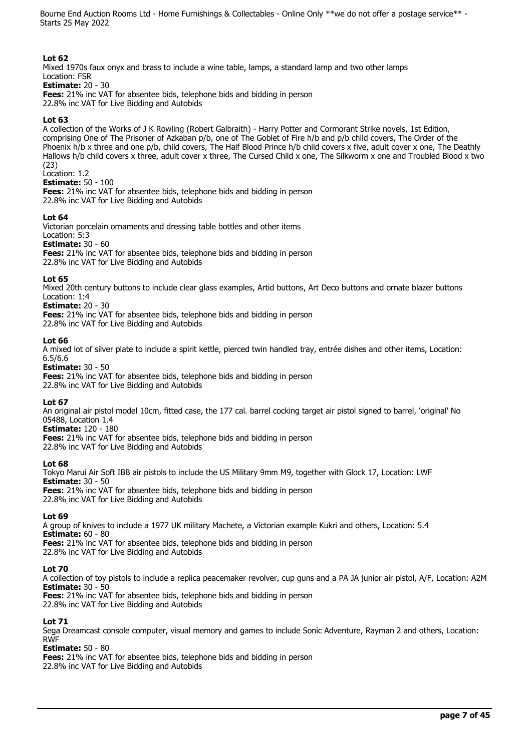**Lot 62**
Mixed 1970s faux onyx and brass to include a wine table, lamps, a standard lamp and two other lamps
Location: FSR
**Estimate:** 20 - 30
**Fees:** 21% inc VAT for absentee bids, telephone bids and bidding in person
22.8% inc VAT for Live Bidding and Autobids

**Lot 63**
A collection of the Works of J K Rowling (Robert Galbraith) - Harry Potter and Cormorant Strike novels, 1st Edition, comprising One of The Prisoner of Azkaban p/b, one of The Goblet of Fire h/b and p/b child covers, The Order of the Phoenix h/b x three and one p/b, child covers, The Half Blood Prince h/b child covers x five, adult cover x one, The Deathly Hallows h/b child covers x three, adult cover x three, The Cursed Child x one, The Silkworm x one and Troubled Blood x two (23)
Location: 1.2
**Estimate:** 50 - 100
**Fees:** 21% inc VAT for absentee bids, telephone bids and bidding in person
22.8% inc VAT for Live Bidding and Autobids

**Lot 64**
Victorian porcelain ornaments and dressing table bottles and other items
Location: 5:3
**Estimate:** 30 - 60
**Fees:** 21% inc VAT for absentee bids, telephone bids and bidding in person
22.8% inc VAT for Live Bidding and Autobids

**Lot 65**
Mixed 20th century buttons to include clear glass examples, Artid buttons, Art Deco buttons and ornate blazer buttons
Location: 1:4
**Estimate:** 20 - 30
**Fees:** 21% inc VAT for absentee bids, telephone bids and bidding in person
22.8% inc VAT for Live Bidding and Autobids

**Lot 66**
A mixed lot of silver plate to include a spirit kettle, pierced twin handled tray, entrée dishes and other items, Location: 6.5/6.6
**Estimate:** 30 - 50
**Fees:** 21% inc VAT for absentee bids, telephone bids and bidding in person
22.8% inc VAT for Live Bidding and Autobids

**Lot 67**
An original air pistol model 10cm, fitted case, the 177 cal. barrel cocking target air pistol signed to barrel, 'original' No 05488, Location 1.4
**Estimate:** 120 - 180
**Fees:** 21% inc VAT for absentee bids, telephone bids and bidding in person
22.8% inc VAT for Live Bidding and Autobids

**Lot 68**
Tokyo Marui Air Soft IBB air pistols to include the US Military 9mm M9, together with Glock 17, Location: LWF
**Estimate:** 30 - 50
**Fees:** 21% inc VAT for absentee bids, telephone bids and bidding in person
22.8% inc VAT for Live Bidding and Autobids

**Lot 69**
A group of knives to include a 1977 UK military Machete, a Victorian example Kukri and others, Location: 5.4
**Estimate:** 60 - 80
**Fees:** 21% inc VAT for absentee bids, telephone bids and bidding in person
22.8% inc VAT for Live Bidding and Autobids

**Lot 70**
A collection of toy pistols to include a replica peacemaker revolver, cup guns and a PA JA junior air pistol, A/F, Location: A2M
**Estimate:** 30 - 50
**Fees:** 21% inc VAT for absentee bids, telephone bids and bidding in person
22.8% inc VAT for Live Bidding and Autobids

**Lot 71**
Sega Dreamcast console computer, visual memory and games to include Sonic Adventure, Rayman 2 and others, Location: RWF
**Estimate:** 50 - 80
**Fees:** 21% inc VAT for absentee bids, telephone bids and bidding in person
22.8% inc VAT for Live Bidding and Autobids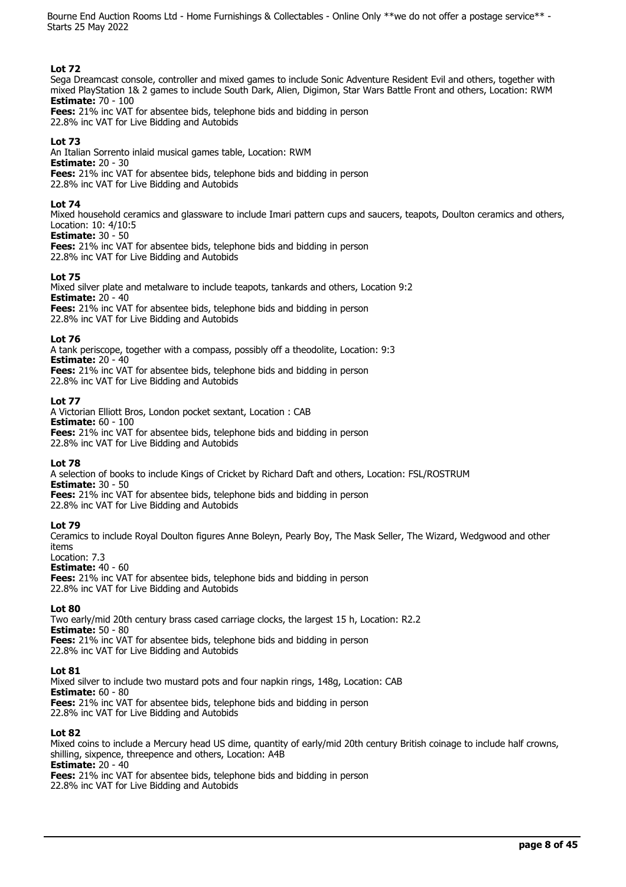**Lot 72**
Sega Dreamcast console, controller and mixed games to include Sonic Adventure Resident Evil and others, together with mixed PlayStation 1& 2 games to include South Dark, Alien, Digimon, Star Wars Battle Front and others, Location: RWM
**Estimate:** 70 - 100
**Fees:** 21% inc VAT for absentee bids, telephone bids and bidding in person
22.8% inc VAT for Live Bidding and Autobids

**Lot 73**
An Italian Sorrento inlaid musical games table, Location: RWM
**Estimate:** 20 - 30
**Fees:** 21% inc VAT for absentee bids, telephone bids and bidding in person
22.8% inc VAT for Live Bidding and Autobids

**Lot 74**
Mixed household ceramics and glassware to include Imari pattern cups and saucers, teapots, Doulton ceramics and others, Location: 10: 4/10:5
**Estimate:** 30 - 50
**Fees:** 21% inc VAT for absentee bids, telephone bids and bidding in person
22.8% inc VAT for Live Bidding and Autobids

**Lot 75**
Mixed silver plate and metalware to include teapots, tankards and others, Location 9:2
**Estimate:** 20 - 40
**Fees:** 21% inc VAT for absentee bids, telephone bids and bidding in person
22.8% inc VAT for Live Bidding and Autobids

**Lot 76**
A tank periscope, together with a compass, possibly off a theodolite, Location: 9:3
**Estimate:** 20 - 40
**Fees:** 21% inc VAT for absentee bids, telephone bids and bidding in person
22.8% inc VAT for Live Bidding and Autobids

**Lot 77**
A Victorian Elliott Bros, London pocket sextant, Location : CAB
**Estimate:** 60 - 100
**Fees:** 21% inc VAT for absentee bids, telephone bids and bidding in person
22.8% inc VAT for Live Bidding and Autobids

**Lot 78**
A selection of books to include Kings of Cricket by Richard Daft and others, Location: FSL/ROSTRUM
**Estimate:** 30 - 50
**Fees:** 21% inc VAT for absentee bids, telephone bids and bidding in person
22.8% inc VAT for Live Bidding and Autobids

**Lot 79**
Ceramics to include Royal Doulton figures Anne Boleyn, Pearly Boy, The Mask Seller, The Wizard, Wedgwood and other items
Location: 7.3
**Estimate:** 40 - 60
**Fees:** 21% inc VAT for absentee bids, telephone bids and bidding in person
22.8% inc VAT for Live Bidding and Autobids

**Lot 80**
Two early/mid 20th century brass cased carriage clocks, the largest 15 h, Location: R2.2
**Estimate:** 50 - 80
**Fees:** 21% inc VAT for absentee bids, telephone bids and bidding in person
22.8% inc VAT for Live Bidding and Autobids

**Lot 81**
Mixed silver to include two mustard pots and four napkin rings, 148g, Location: CAB
**Estimate:** 60 - 80
**Fees:** 21% inc VAT for absentee bids, telephone bids and bidding in person
22.8% inc VAT for Live Bidding and Autobids

**Lot 82**
Mixed coins to include a Mercury head US dime, quantity of early/mid 20th century British coinage to include half crowns, shilling, sixpence, threepence and others, Location: A4B
**Estimate:** 20 - 40
**Fees:** 21% inc VAT for absentee bids, telephone bids and bidding in person
22.8% inc VAT for Live Bidding and Autobids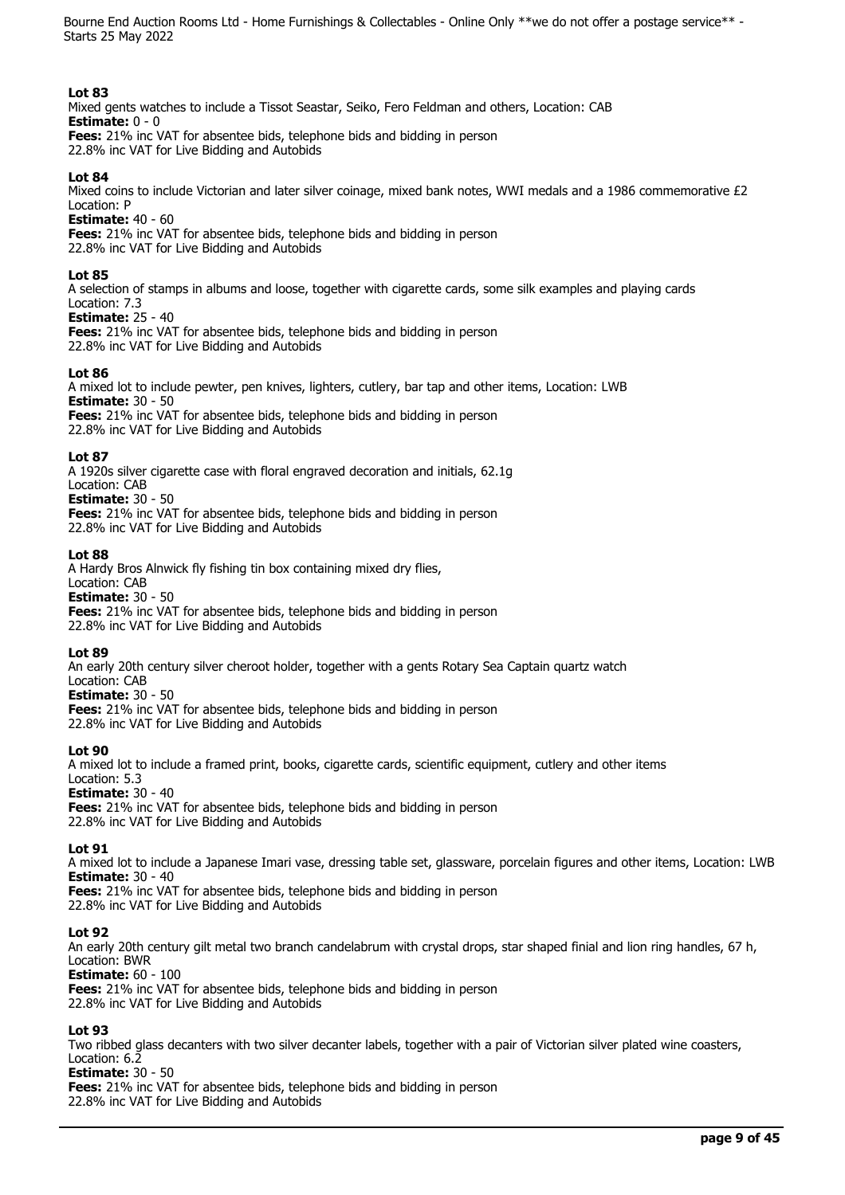**Lot 83**
Mixed gents watches to include a Tissot Seastar, Seiko, Fero Feldman and others, Location: CAB
**Estimate:** 0 - 0
**Fees:** 21% inc VAT for absentee bids, telephone bids and bidding in person
22.8% inc VAT for Live Bidding and Autobids

**Lot 84**
Mixed coins to include Victorian and later silver coinage, mixed bank notes, WWI medals and a 1986 commemorative £2
Location: P
**Estimate:** 40 - 60
**Fees:** 21% inc VAT for absentee bids, telephone bids and bidding in person
22.8% inc VAT for Live Bidding and Autobids

**Lot 85**
A selection of stamps in albums and loose, together with cigarette cards, some silk examples and playing cards
Location: 7.3
**Estimate:** 25 - 40
**Fees:** 21% inc VAT for absentee bids, telephone bids and bidding in person
22.8% inc VAT for Live Bidding and Autobids

**Lot 86**
A mixed lot to include pewter, pen knives, lighters, cutlery, bar tap and other items, Location: LWB
**Estimate:** 30 - 50
**Fees:** 21% inc VAT for absentee bids, telephone bids and bidding in person
22.8% inc VAT for Live Bidding and Autobids

**Lot 87**
A 1920s silver cigarette case with floral engraved decoration and initials, 62.1g
Location: CAB
**Estimate:** 30 - 50
**Fees:** 21% inc VAT for absentee bids, telephone bids and bidding in person
22.8% inc VAT for Live Bidding and Autobids

**Lot 88**
A Hardy Bros Alnwick fly fishing tin box containing mixed dry flies,
Location: CAB
**Estimate:** 30 - 50
**Fees:** 21% inc VAT for absentee bids, telephone bids and bidding in person
22.8% inc VAT for Live Bidding and Autobids

**Lot 89**
An early 20th century silver cheroot holder, together with a gents Rotary Sea Captain quartz watch
Location: CAB
**Estimate:** 30 - 50
**Fees:** 21% inc VAT for absentee bids, telephone bids and bidding in person
22.8% inc VAT for Live Bidding and Autobids

**Lot 90**
A mixed lot to include a framed print, books, cigarette cards, scientific equipment, cutlery and other items
Location: 5.3
**Estimate:** 30 - 40
**Fees:** 21% inc VAT for absentee bids, telephone bids and bidding in person
22.8% inc VAT for Live Bidding and Autobids

**Lot 91**
A mixed lot to include a Japanese Imari vase, dressing table set, glassware, porcelain figures and other items, Location: LWB
**Estimate:** 30 - 40
**Fees:** 21% inc VAT for absentee bids, telephone bids and bidding in person
22.8% inc VAT for Live Bidding and Autobids

**Lot 92**
An early 20th century gilt metal two branch candelabrum with crystal drops, star shaped finial and lion ring handles, 67 h,
Location: BWR
**Estimate:** 60 - 100
**Fees:** 21% inc VAT for absentee bids, telephone bids and bidding in person
22.8% inc VAT for Live Bidding and Autobids

**Lot 93**
Two ribbed glass decanters with two silver decanter labels, together with a pair of Victorian silver plated wine coasters,
Location: 6.2
**Estimate:** 30 - 50
**Fees:** 21% inc VAT for absentee bids, telephone bids and bidding in person
22.8% inc VAT for Live Bidding and Autobids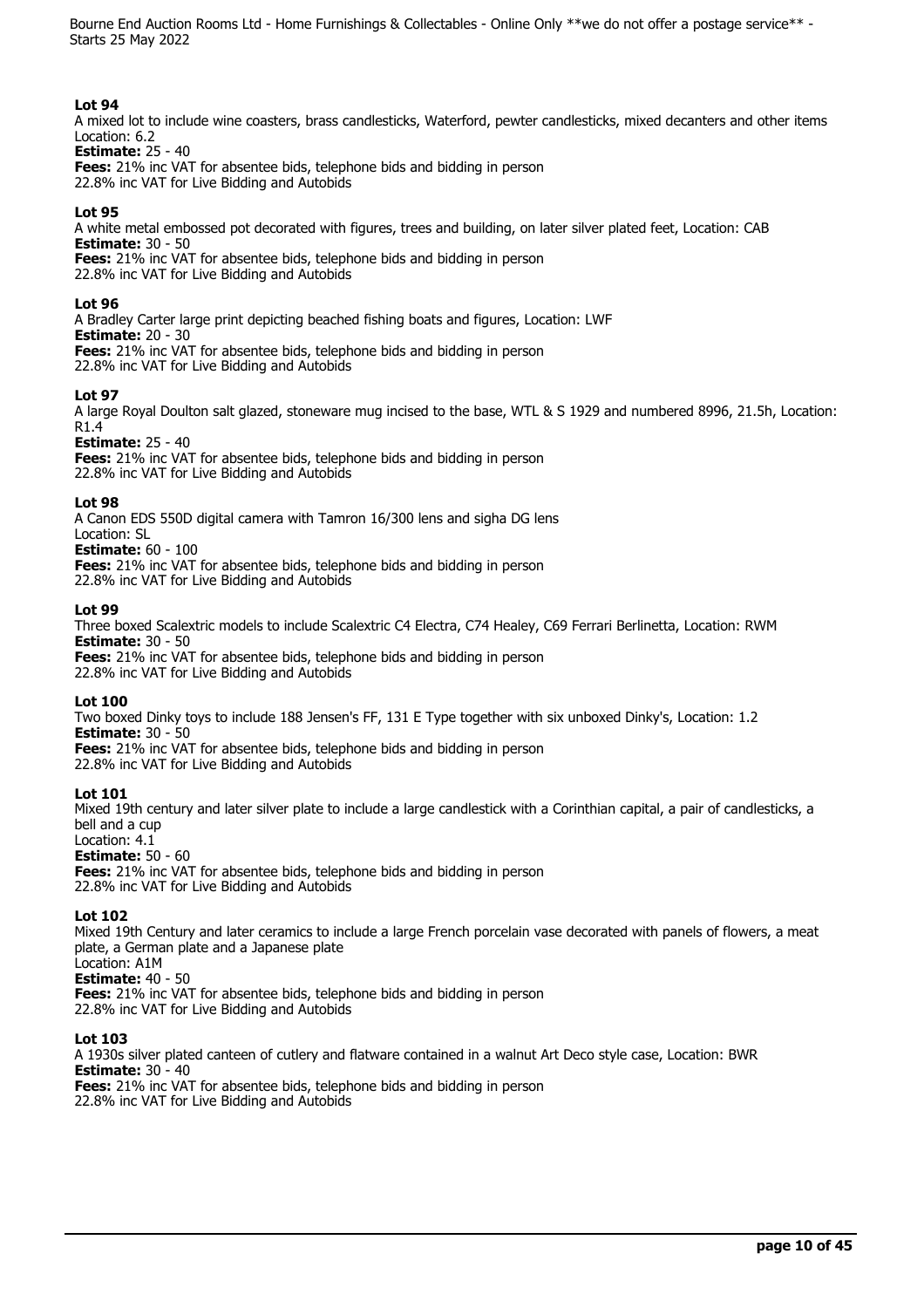## Lot 94

A mixed lot to include wine coasters, brass candlesticks, Waterford, pewter candlesticks, mixed decanters and other items
Location: 6.2

**Estimate:** 25 - 40

**Fees:** 21% inc VAT for absentee bids, telephone bids and bidding in person
22.8% inc VAT for Live Bidding and Autobids

## Lot 95

A white metal embossed pot decorated with figures, trees and building, on later silver plated feet, Location: CAB

**Estimate:** 30 - 50

**Fees:** 21% inc VAT for absentee bids, telephone bids and bidding in person
22.8% inc VAT for Live Bidding and Autobids

## Lot 96

A Bradley Carter large print depicting beached fishing boats and figures, Location: LWF

**Estimate:** 20 - 30

**Fees:** 21% inc VAT for absentee bids, telephone bids and bidding in person
22.8% inc VAT for Live Bidding and Autobids

## Lot 97

A large Royal Doulton salt glazed, stoneware mug incised to the base, WTL & S 1929 and numbered 8996, 21.5h, Location: R1.4

**Estimate:** 25 - 40

**Fees:** 21% inc VAT for absentee bids, telephone bids and bidding in person
22.8% inc VAT for Live Bidding and Autobids

## Lot 98

A Canon EDS 550D digital camera with Tamron 16/300 lens and sigha DG lens
Location: SL

**Estimate:** 60 - 100

**Fees:** 21% inc VAT for absentee bids, telephone bids and bidding in person
22.8% inc VAT for Live Bidding and Autobids

## Lot 99

Three boxed Scalextric models to include Scalextric C4 Electra, C74 Healey, C69 Ferrari Berlinetta, Location: RWM

**Estimate:** 30 - 50

**Fees:** 21% inc VAT for absentee bids, telephone bids and bidding in person
22.8% inc VAT for Live Bidding and Autobids

## Lot 100

Two boxed Dinky toys to include 188 Jensen's FF, 131 E Type together with six unboxed Dinky's, Location: 1.2

**Estimate:** 30 - 50

**Fees:** 21% inc VAT for absentee bids, telephone bids and bidding in person
22.8% inc VAT for Live Bidding and Autobids

## Lot 101

Mixed 19th century and later silver plate to include a large candlestick with a Corinthian capital, a pair of candlesticks, a bell and a cup
Location: 4.1

**Estimate:** 50 - 60

**Fees:** 21% inc VAT for absentee bids, telephone bids and bidding in person
22.8% inc VAT for Live Bidding and Autobids

## Lot 102

Mixed 19th Century and later ceramics to include a large French porcelain vase decorated with panels of flowers, a meat plate, a German plate and a Japanese plate
Location: A1M

**Estimate:** 40 - 50

**Fees:** 21% inc VAT for absentee bids, telephone bids and bidding in person
22.8% inc VAT for Live Bidding and Autobids

## Lot 103

A 1930s silver plated canteen of cutlery and flatware contained in a walnut Art Deco style case, Location: BWR

**Estimate:** 30 - 40

**Fees:** 21% inc VAT for absentee bids, telephone bids and bidding in person
22.8% inc VAT for Live Bidding and Autobids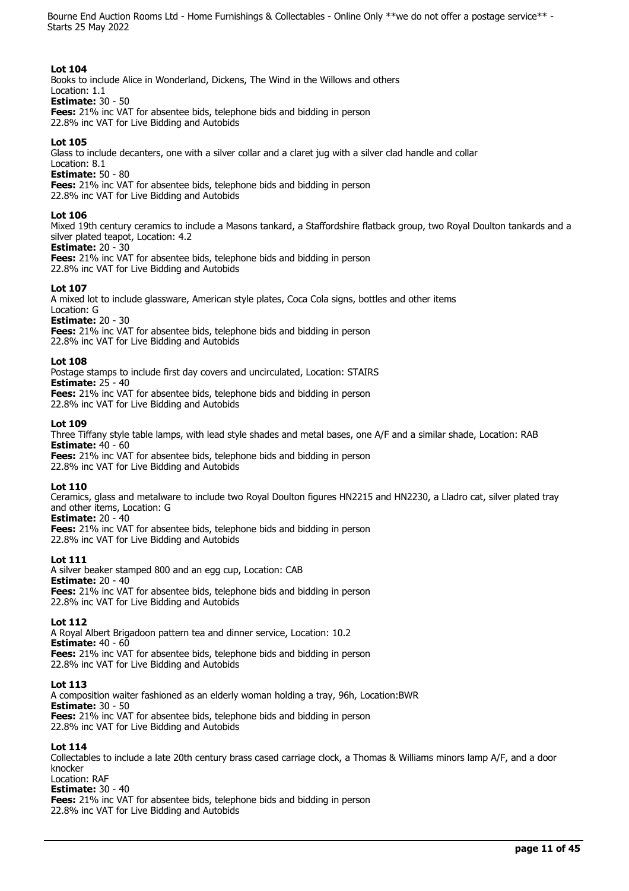**Lot 104**
Books to include Alice in Wonderland, Dickens, The Wind in the Willows and others
Location: 1.1
**Estimate:** 30 - 50
**Fees:** 21% inc VAT for absentee bids, telephone bids and bidding in person
22.8% inc VAT for Live Bidding and Autobids

**Lot 105**
Glass to include decanters, one with a silver collar and a claret jug with a silver clad handle and collar
Location: 8.1
**Estimate:** 50 - 80
**Fees:** 21% inc VAT for absentee bids, telephone bids and bidding in person
22.8% inc VAT for Live Bidding and Autobids

**Lot 106**
Mixed 19th century ceramics to include a Masons tankard, a Staffordshire flatback group, two Royal Doulton tankards and a silver plated teapot, Location: 4.2
**Estimate:** 20 - 30
**Fees:** 21% inc VAT for absentee bids, telephone bids and bidding in person
22.8% inc VAT for Live Bidding and Autobids

**Lot 107**
A mixed lot to include glassware, American style plates, Coca Cola signs, bottles and other items
Location: G
**Estimate:** 20 - 30
**Fees:** 21% inc VAT for absentee bids, telephone bids and bidding in person
22.8% inc VAT for Live Bidding and Autobids

**Lot 108**
Postage stamps to include first day covers and uncirculated, Location: STAIRS
**Estimate:** 25 - 40
**Fees:** 21% inc VAT for absentee bids, telephone bids and bidding in person
22.8% inc VAT for Live Bidding and Autobids

**Lot 109**
Three Tiffany style table lamps, with lead style shades and metal bases, one A/F and a similar shade, Location: RAB
**Estimate:** 40 - 60
**Fees:** 21% inc VAT for absentee bids, telephone bids and bidding in person
22.8% inc VAT for Live Bidding and Autobids

**Lot 110**
Ceramics, glass and metalware to include two Royal Doulton figures HN2215 and HN2230, a Lladro cat, silver plated tray and other items, Location: G
**Estimate:** 20 - 40
**Fees:** 21% inc VAT for absentee bids, telephone bids and bidding in person
22.8% inc VAT for Live Bidding and Autobids

**Lot 111**
A silver beaker stamped 800 and an egg cup, Location: CAB
**Estimate:** 20 - 40
**Fees:** 21% inc VAT for absentee bids, telephone bids and bidding in person
22.8% inc VAT for Live Bidding and Autobids

**Lot 112**
A Royal Albert Brigadoon pattern tea and dinner service, Location: 10.2
**Estimate:** 40 - 60
**Fees:** 21% inc VAT for absentee bids, telephone bids and bidding in person
22.8% inc VAT for Live Bidding and Autobids

**Lot 113**
A composition waiter fashioned as an elderly woman holding a tray, 96h, Location:BWR
**Estimate:** 30 - 50
**Fees:** 21% inc VAT for absentee bids, telephone bids and bidding in person
22.8% inc VAT for Live Bidding and Autobids

**Lot 114**
Collectables to include a late 20th century brass cased carriage clock, a Thomas & Williams minors lamp A/F, and a door knocker
Location: RAF
**Estimate:** 30 - 40
**Fees:** 21% inc VAT for absentee bids, telephone bids and bidding in person
22.8% inc VAT for Live Bidding and Autobids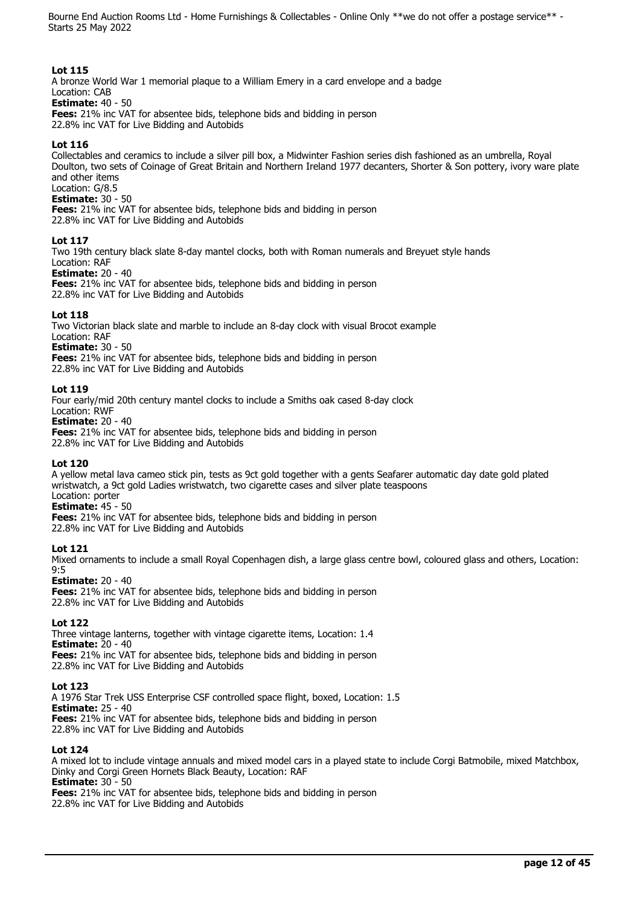**Lot 115**
A bronze World War 1 memorial plaque to a William Emery in a card envelope and a badge
Location: CAB
**Estimate:** 40 - 50
**Fees:** 21% inc VAT for absentee bids, telephone bids and bidding in person
22.8% inc VAT for Live Bidding and Autobids

**Lot 116**
Collectables and ceramics to include a silver pill box, a Midwinter Fashion series dish fashioned as an umbrella, Royal Doulton, two sets of Coinage of Great Britain and Northern Ireland 1977 decanters, Shorter & Son pottery, ivory ware plate and other items
Location: G/8.5
**Estimate:** 30 - 50
**Fees:** 21% inc VAT for absentee bids, telephone bids and bidding in person
22.8% inc VAT for Live Bidding and Autobids

**Lot 117**
Two 19th century black slate 8-day mantel clocks, both with Roman numerals and Breyuet style hands
Location: RAF
**Estimate:** 20 - 40
**Fees:** 21% inc VAT for absentee bids, telephone bids and bidding in person
22.8% inc VAT for Live Bidding and Autobids

**Lot 118**
Two Victorian black slate and marble to include an 8-day clock with visual Brocot example
Location: RAF
**Estimate:** 30 - 50
**Fees:** 21% inc VAT for absentee bids, telephone bids and bidding in person
22.8% inc VAT for Live Bidding and Autobids

**Lot 119**
Four early/mid 20th century mantel clocks to include a Smiths oak cased 8-day clock
Location: RWF
**Estimate:** 20 - 40
**Fees:** 21% inc VAT for absentee bids, telephone bids and bidding in person
22.8% inc VAT for Live Bidding and Autobids

**Lot 120**
A yellow metal lava cameo stick pin, tests as 9ct gold together with a gents Seafarer automatic day date gold plated wristwatch, a 9ct gold Ladies wristwatch, two cigarette cases and silver plate teaspoons
Location: porter
**Estimate:** 45 - 50
**Fees:** 21% inc VAT for absentee bids, telephone bids and bidding in person
22.8% inc VAT for Live Bidding and Autobids

**Lot 121**
Mixed ornaments to include a small Royal Copenhagen dish, a large glass centre bowl, coloured glass and others, Location: 9:5
**Estimate:** 20 - 40
**Fees:** 21% inc VAT for absentee bids, telephone bids and bidding in person
22.8% inc VAT for Live Bidding and Autobids

**Lot 122**
Three vintage lanterns, together with vintage cigarette items, Location: 1.4
**Estimate:** 20 - 40
**Fees:** 21% inc VAT for absentee bids, telephone bids and bidding in person
22.8% inc VAT for Live Bidding and Autobids

**Lot 123**
A 1976 Star Trek USS Enterprise CSF controlled space flight, boxed, Location: 1.5
**Estimate:** 25 - 40
**Fees:** 21% inc VAT for absentee bids, telephone bids and bidding in person
22.8% inc VAT for Live Bidding and Autobids

**Lot 124**
A mixed lot to include vintage annuals and mixed model cars in a played state to include Corgi Batmobile, mixed Matchbox, Dinky and Corgi Green Hornets Black Beauty, Location: RAF
**Estimate:** 30 - 50
**Fees:** 21% inc VAT for absentee bids, telephone bids and bidding in person
22.8% inc VAT for Live Bidding and Autobids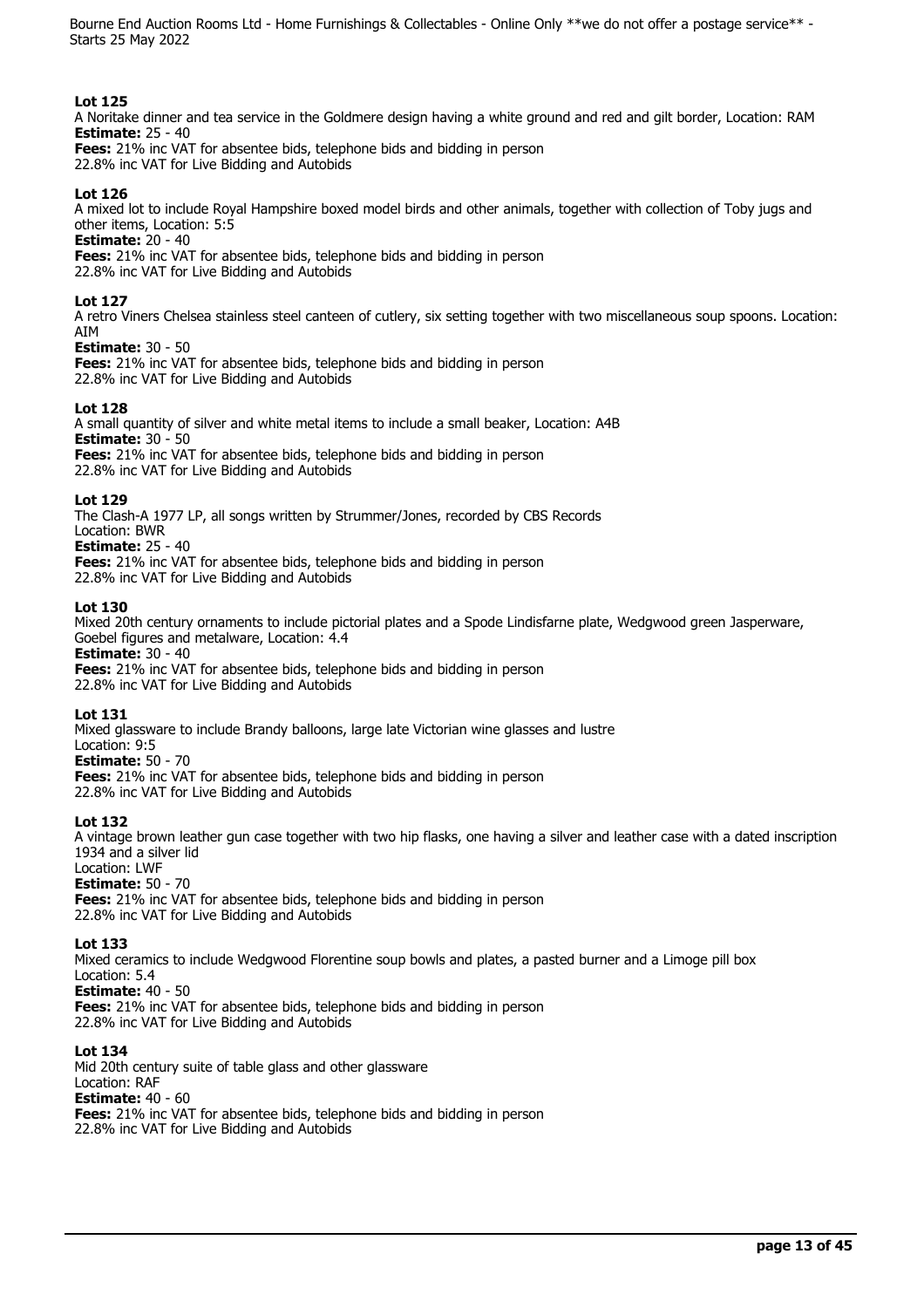### Lot 125

A Noritake dinner and tea service in the Goldmere design having a white ground and red and gilt border, Location: RAM

**Estimate:** 25 - 40

**Fees:** 21% inc VAT for absentee bids, telephone bids and bidding in person
22.8% inc VAT for Live Bidding and Autobids

### Lot 126

A mixed lot to include Royal Hampshire boxed model birds and other animals, together with collection of Toby jugs and other items, Location: 5:5

**Estimate:** 20 - 40

**Fees:** 21% inc VAT for absentee bids, telephone bids and bidding in person
22.8% inc VAT for Live Bidding and Autobids

### Lot 127

A retro Viners Chelsea stainless steel canteen of cutlery, six setting together with two miscellaneous soup spoons. Location: AIM

**Estimate:** 30 - 50

**Fees:** 21% inc VAT for absentee bids, telephone bids and bidding in person
22.8% inc VAT for Live Bidding and Autobids

### Lot 128

A small quantity of silver and white metal items to include a small beaker, Location: A4B

**Estimate:** 30 - 50

**Fees:** 21% inc VAT for absentee bids, telephone bids and bidding in person
22.8% inc VAT for Live Bidding and Autobids

### Lot 129

The Clash-A 1977 LP, all songs written by Strummer/Jones, recorded by CBS Records
Location: BWR

**Estimate:** 25 - 40

**Fees:** 21% inc VAT for absentee bids, telephone bids and bidding in person
22.8% inc VAT for Live Bidding and Autobids

### Lot 130

Mixed 20th century ornaments to include pictorial plates and a Spode Lindisfarne plate, Wedgwood green Jasperware, Goebel figures and metalware, Location: 4.4

**Estimate:** 30 - 40

**Fees:** 21% inc VAT for absentee bids, telephone bids and bidding in person
22.8% inc VAT for Live Bidding and Autobids

### Lot 131

Mixed glassware to include Brandy balloons, large late Victorian wine glasses and lustre
Location: 9:5

**Estimate:** 50 - 70

**Fees:** 21% inc VAT for absentee bids, telephone bids and bidding in person
22.8% inc VAT for Live Bidding and Autobids

### Lot 132

A vintage brown leather gun case together with two hip flasks, one having a silver and leather case with a dated inscription 1934 and a silver lid
Location: LWF

**Estimate:** 50 - 70

**Fees:** 21% inc VAT for absentee bids, telephone bids and bidding in person
22.8% inc VAT for Live Bidding and Autobids

### Lot 133

Mixed ceramics to include Wedgwood Florentine soup bowls and plates, a pasted burner and a Limoge pill box
Location: 5.4

**Estimate:** 40 - 50

**Fees:** 21% inc VAT for absentee bids, telephone bids and bidding in person
22.8% inc VAT for Live Bidding and Autobids

### Lot 134

Mid 20th century suite of table glass and other glassware
Location: RAF

**Estimate:** 40 - 60

**Fees:** 21% inc VAT for absentee bids, telephone bids and bidding in person
22.8% inc VAT for Live Bidding and Autobids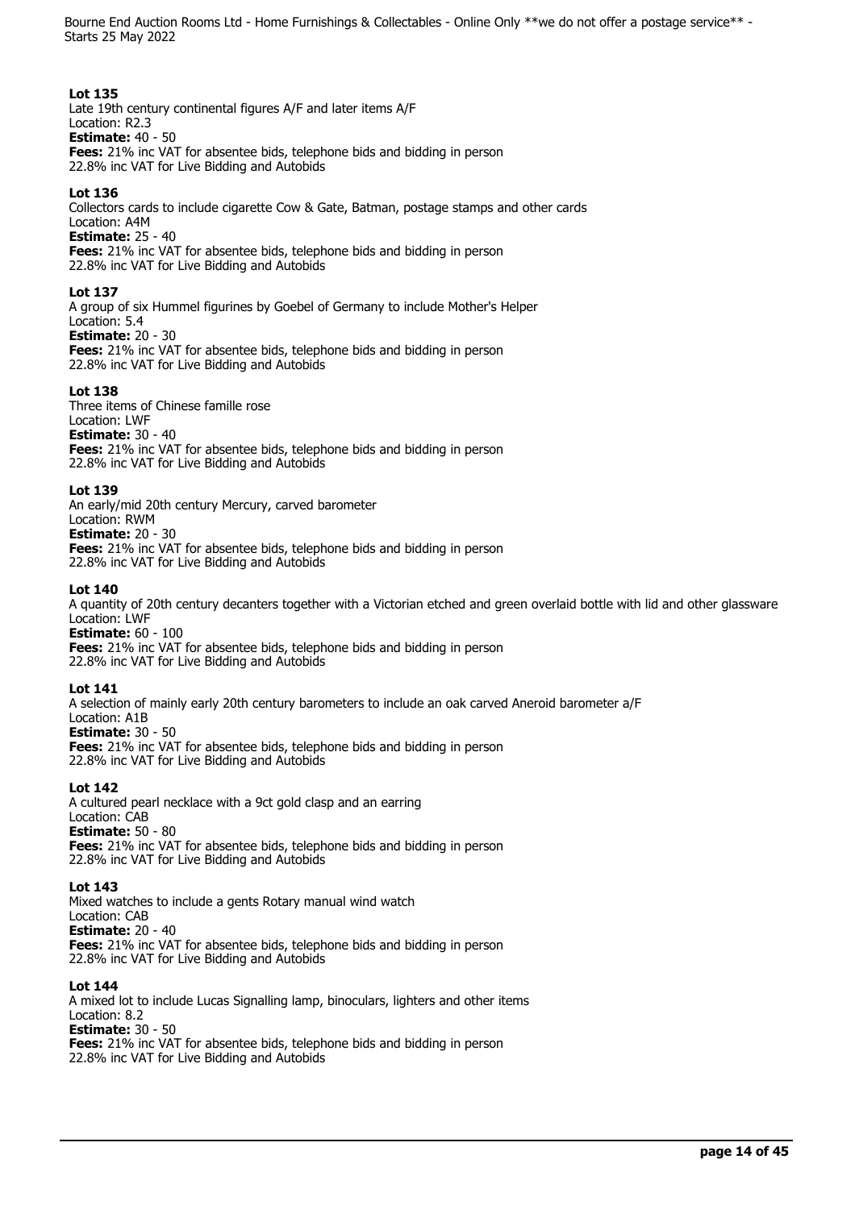**Lot 135**
Late 19th century continental figures A/F and later items A/F
Location: R2.3
**Estimate:** 40 - 50
**Fees:** 21% inc VAT for absentee bids, telephone bids and bidding in person
22.8% inc VAT for Live Bidding and Autobids

**Lot 136**
Collectors cards to include cigarette Cow & Gate, Batman, postage stamps and other cards
Location: A4M
**Estimate:** 25 - 40
**Fees:** 21% inc VAT for absentee bids, telephone bids and bidding in person
22.8% inc VAT for Live Bidding and Autobids

**Lot 137**
A group of six Hummel figurines by Goebel of Germany to include Mother's Helper
Location: 5.4
**Estimate:** 20 - 30
**Fees:** 21% inc VAT for absentee bids, telephone bids and bidding in person
22.8% inc VAT for Live Bidding and Autobids

**Lot 138**
Three items of Chinese famille rose
Location: LWF
**Estimate:** 30 - 40
**Fees:** 21% inc VAT for absentee bids, telephone bids and bidding in person
22.8% inc VAT for Live Bidding and Autobids

**Lot 139**
An early/mid 20th century Mercury, carved barometer
Location: RWM
**Estimate:** 20 - 30
**Fees:** 21% inc VAT for absentee bids, telephone bids and bidding in person
22.8% inc VAT for Live Bidding and Autobids

**Lot 140**
A quantity of 20th century decanters together with a Victorian etched and green overlaid bottle with lid and other glassware
Location: LWF
**Estimate:** 60 - 100
**Fees:** 21% inc VAT for absentee bids, telephone bids and bidding in person
22.8% inc VAT for Live Bidding and Autobids

**Lot 141**
A selection of mainly early 20th century barometers to include an oak carved Aneroid barometer a/F
Location: A1B
**Estimate:** 30 - 50
**Fees:** 21% inc VAT for absentee bids, telephone bids and bidding in person
22.8% inc VAT for Live Bidding and Autobids

**Lot 142**
A cultured pearl necklace with a 9ct gold clasp and an earring
Location: CAB
**Estimate:** 50 - 80
**Fees:** 21% inc VAT for absentee bids, telephone bids and bidding in person
22.8% inc VAT for Live Bidding and Autobids

**Lot 143**
Mixed watches to include a gents Rotary manual wind watch
Location: CAB
**Estimate:** 20 - 40
**Fees:** 21% inc VAT for absentee bids, telephone bids and bidding in person
22.8% inc VAT for Live Bidding and Autobids

**Lot 144**
A mixed lot to include Lucas Signalling lamp, binoculars, lighters and other items
Location: 8.2
**Estimate:** 30 - 50
**Fees:** 21% inc VAT for absentee bids, telephone bids and bidding in person
22.8% inc VAT for Live Bidding and Autobids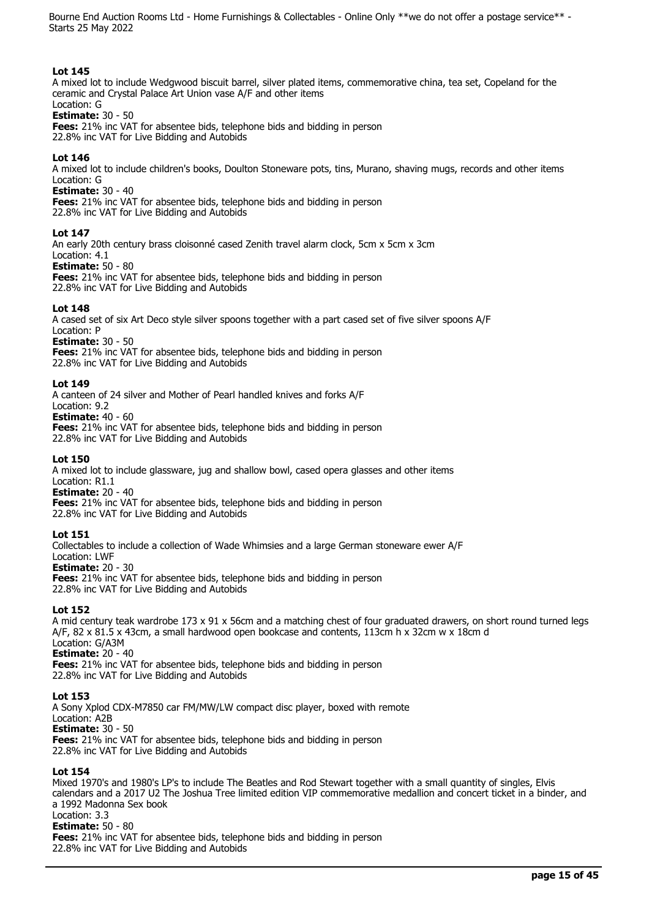**Lot 145**
A mixed lot to include Wedgwood biscuit barrel, silver plated items, commemorative china, tea set, Copeland for the ceramic and Crystal Palace Art Union vase A/F and other items
Location: G
**Estimate:** 30 - 50
**Fees:** 21% inc VAT for absentee bids, telephone bids and bidding in person
22.8% inc VAT for Live Bidding and Autobids

**Lot 146**
A mixed lot to include children's books, Doulton Stoneware pots, tins, Murano, shaving mugs, records and other items
Location: G
**Estimate:** 30 - 40
**Fees:** 21% inc VAT for absentee bids, telephone bids and bidding in person
22.8% inc VAT for Live Bidding and Autobids

**Lot 147**
An early 20th century brass cloisonné cased Zenith travel alarm clock, 5cm x 5cm x 3cm
Location: 4.1
**Estimate:** 50 - 80
**Fees:** 21% inc VAT for absentee bids, telephone bids and bidding in person
22.8% inc VAT for Live Bidding and Autobids

**Lot 148**
A cased set of six Art Deco style silver spoons together with a part cased set of five silver spoons A/F
Location: P
**Estimate:** 30 - 50
**Fees:** 21% inc VAT for absentee bids, telephone bids and bidding in person
22.8% inc VAT for Live Bidding and Autobids

**Lot 149**
A canteen of 24 silver and Mother of Pearl handled knives and forks A/F
Location: 9.2
**Estimate:** 40 - 60
**Fees:** 21% inc VAT for absentee bids, telephone bids and bidding in person
22.8% inc VAT for Live Bidding and Autobids

**Lot 150**
A mixed lot to include glassware, jug and shallow bowl, cased opera glasses and other items
Location: R1.1
**Estimate:** 20 - 40
**Fees:** 21% inc VAT for absentee bids, telephone bids and bidding in person
22.8% inc VAT for Live Bidding and Autobids

**Lot 151**
Collectables to include a collection of Wade Whimsies and a large German stoneware ewer A/F
Location: LWF
**Estimate:** 20 - 30
**Fees:** 21% inc VAT for absentee bids, telephone bids and bidding in person
22.8% inc VAT for Live Bidding and Autobids

**Lot 152**
A mid century teak wardrobe 173 x 91 x 56cm and a matching chest of four graduated drawers, on short round turned legs A/F, 82 x 81.5 x 43cm, a small hardwood open bookcase and contents, 113cm h x 32cm w x 18cm d
Location: G/A3M
**Estimate:** 20 - 40
**Fees:** 21% inc VAT for absentee bids, telephone bids and bidding in person
22.8% inc VAT for Live Bidding and Autobids

**Lot 153**
A Sony Xplod CDX-M7850 car FM/MW/LW compact disc player, boxed with remote
Location: A2B
**Estimate:** 30 - 50
**Fees:** 21% inc VAT for absentee bids, telephone bids and bidding in person
22.8% inc VAT for Live Bidding and Autobids

**Lot 154**
Mixed 1970's and 1980's LP's to include The Beatles and Rod Stewart together with a small quantity of singles, Elvis calendars and a 2017 U2 The Joshua Tree limited edition VIP commemorative medallion and concert ticket in a binder, and a 1992 Madonna Sex book
Location: 3.3
**Estimate:** 50 - 80
**Fees:** 21% inc VAT for absentee bids, telephone bids and bidding in person
22.8% inc VAT for Live Bidding and Autobids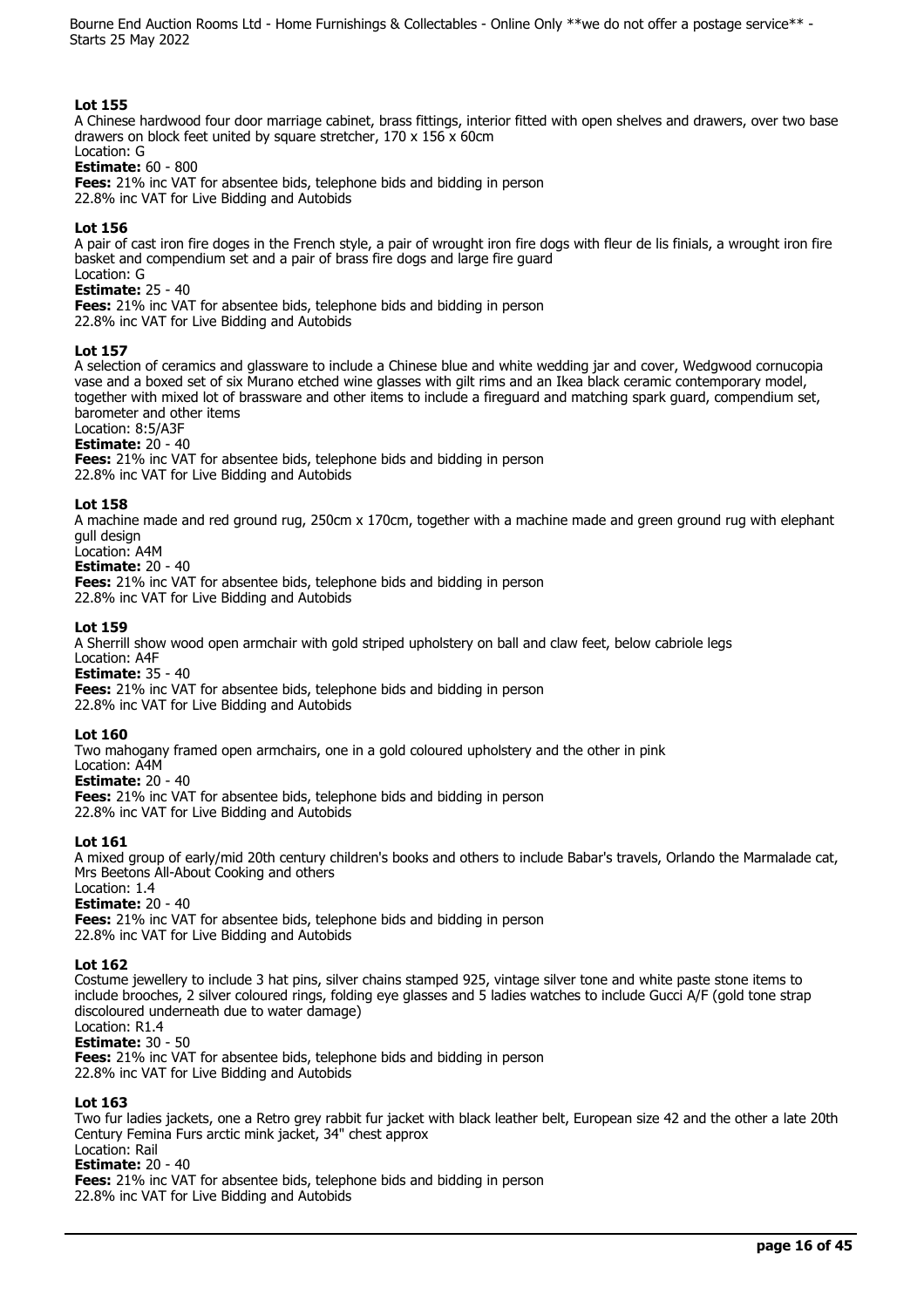### Lot 155

A Chinese hardwood four door marriage cabinet, brass fittings, interior fitted with open shelves and drawers, over two base drawers on block feet united by square stretcher, 170 x 156 x 60cm
Location: G
**Estimate:** 60 - 800
**Fees:** 21% inc VAT for absentee bids, telephone bids and bidding in person
22.8% inc VAT for Live Bidding and Autobids

### Lot 156

A pair of cast iron fire doges in the French style, a pair of wrought iron fire dogs with fleur de lis finials, a wrought iron fire basket and compendium set and a pair of brass fire dogs and large fire guard
Location: G
**Estimate:** 25 - 40
**Fees:** 21% inc VAT for absentee bids, telephone bids and bidding in person
22.8% inc VAT for Live Bidding and Autobids

### Lot 157

A selection of ceramics and glassware to include a Chinese blue and white wedding jar and cover, Wedgwood cornucopia vase and a boxed set of six Murano etched wine glasses with gilt rims and an Ikea black ceramic contemporary model, together with mixed lot of brassware and other items to include a fireguard and matching spark guard, compendium set, barometer and other items
Location: 8:5/A3F
**Estimate:** 20 - 40
**Fees:** 21% inc VAT for absentee bids, telephone bids and bidding in person
22.8% inc VAT for Live Bidding and Autobids

### Lot 158

A machine made and red ground rug, 250cm x 170cm, together with a machine made and green ground rug with elephant gull design
Location: A4M
**Estimate:** 20 - 40
**Fees:** 21% inc VAT for absentee bids, telephone bids and bidding in person
22.8% inc VAT for Live Bidding and Autobids

### Lot 159

A Sherrill show wood open armchair with gold striped upholstery on ball and claw feet, below cabriole legs
Location: A4F
**Estimate:** 35 - 40
**Fees:** 21% inc VAT for absentee bids, telephone bids and bidding in person
22.8% inc VAT for Live Bidding and Autobids

### Lot 160

Two mahogany framed open armchairs, one in a gold coloured upholstery and the other in pink
Location: A4M
**Estimate:** 20 - 40
**Fees:** 21% inc VAT for absentee bids, telephone bids and bidding in person
22.8% inc VAT for Live Bidding and Autobids

### Lot 161

A mixed group of early/mid 20th century children's books and others to include Babar's travels, Orlando the Marmalade cat, Mrs Beetons All-About Cooking and others
Location: 1.4
**Estimate:** 20 - 40
**Fees:** 21% inc VAT for absentee bids, telephone bids and bidding in person
22.8% inc VAT for Live Bidding and Autobids

### Lot 162

Costume jewellery to include 3 hat pins, silver chains stamped 925, vintage silver tone and white paste stone items to include brooches, 2 silver coloured rings, folding eye glasses and 5 ladies watches to include Gucci A/F (gold tone strap discoloured underneath due to water damage)
Location: R1.4
**Estimate:** 30 - 50
**Fees:** 21% inc VAT for absentee bids, telephone bids and bidding in person
22.8% inc VAT for Live Bidding and Autobids

### Lot 163

Two fur ladies jackets, one a Retro grey rabbit fur jacket with black leather belt, European size 42 and the other a late 20th Century Femina Furs arctic mink jacket, 34" chest approx
Location: Rail
**Estimate:** 20 - 40
**Fees:** 21% inc VAT for absentee bids, telephone bids and bidding in person
22.8% inc VAT for Live Bidding and Autobids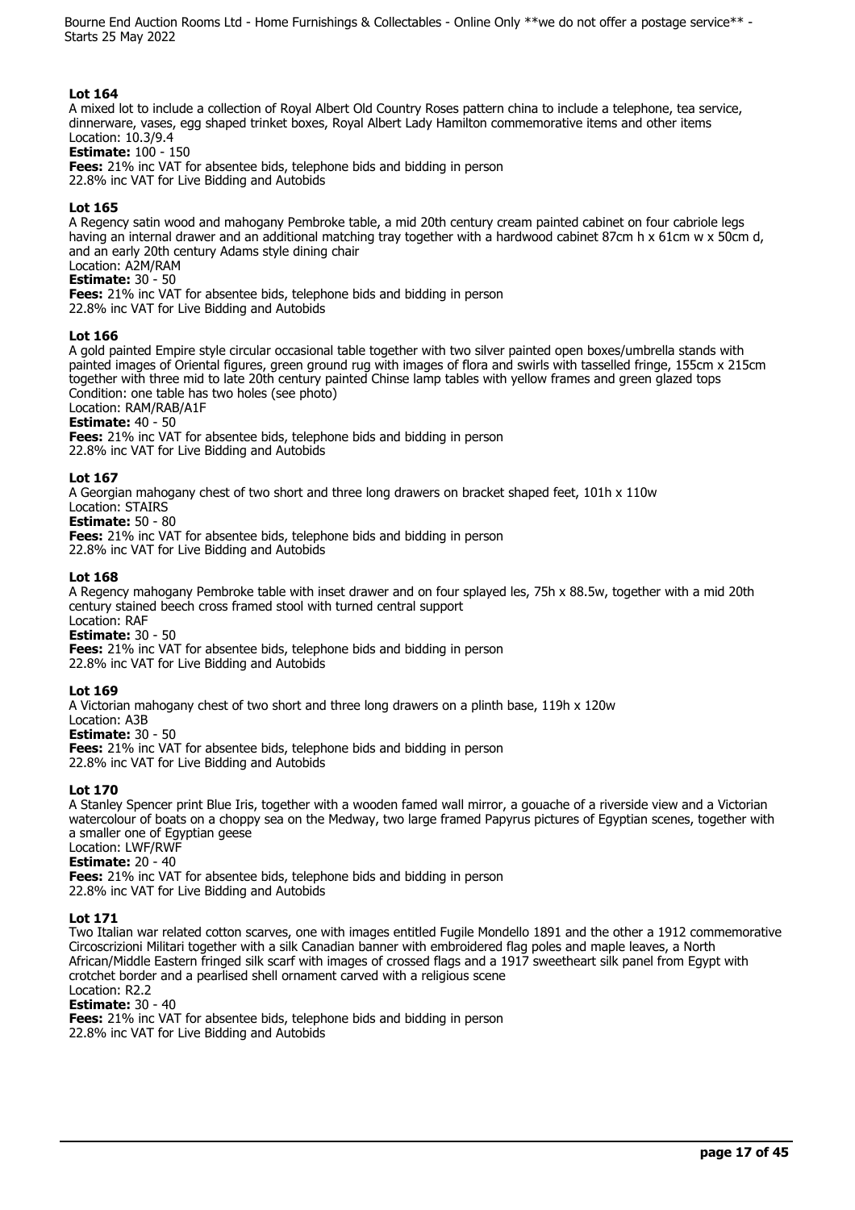**Lot 164**
A mixed lot to include a collection of Royal Albert Old Country Roses pattern china to include a telephone, tea service, dinnerware, vases, egg shaped trinket boxes, Royal Albert Lady Hamilton commemorative items and other items
Location: 10.3/9.4
**Estimate:** 100 - 150
**Fees:** 21% inc VAT for absentee bids, telephone bids and bidding in person
22.8% inc VAT for Live Bidding and Autobids

**Lot 165**
A Regency satin wood and mahogany Pembroke table, a mid 20th century cream painted cabinet on four cabriole legs having an internal drawer and an additional matching tray together with a hardwood cabinet 87cm h x 61cm w x 50cm d, and an early 20th century Adams style dining chair
Location: A2M/RAM
**Estimate:** 30 - 50
**Fees:** 21% inc VAT for absentee bids, telephone bids and bidding in person
22.8% inc VAT for Live Bidding and Autobids

**Lot 166**
A gold painted Empire style circular occasional table together with two silver painted open boxes/umbrella stands with painted images of Oriental figures, green ground rug with images of flora and swirls with tasselled fringe, 155cm x 215cm together with three mid to late 20th century painted Chinse lamp tables with yellow frames and green glazed tops
Condition: one table has two holes (see photo)
Location: RAM/RAB/A1F
**Estimate:** 40 - 50
**Fees:** 21% inc VAT for absentee bids, telephone bids and bidding in person
22.8% inc VAT for Live Bidding and Autobids

**Lot 167**
A Georgian mahogany chest of two short and three long drawers on bracket shaped feet, 101h x 110w
Location: STAIRS
**Estimate:** 50 - 80
**Fees:** 21% inc VAT for absentee bids, telephone bids and bidding in person
22.8% inc VAT for Live Bidding and Autobids

**Lot 168**
A Regency mahogany Pembroke table with inset drawer and on four splayed les, 75h x 88.5w, together with a mid 20th century stained beech cross framed stool with turned central support
Location: RAF
**Estimate:** 30 - 50
**Fees:** 21% inc VAT for absentee bids, telephone bids and bidding in person
22.8% inc VAT for Live Bidding and Autobids

**Lot 169**
A Victorian mahogany chest of two short and three long drawers on a plinth base, 119h x 120w
Location: A3B
**Estimate:** 30 - 50
**Fees:** 21% inc VAT for absentee bids, telephone bids and bidding in person
22.8% inc VAT for Live Bidding and Autobids

**Lot 170**
A Stanley Spencer print Blue Iris, together with a wooden famed wall mirror, a gouache of a riverside view and a Victorian watercolour of boats on a choppy sea on the Medway, two large framed Papyrus pictures of Egyptian scenes, together with a smaller one of Egyptian geese
Location: LWF/RWF
**Estimate:** 20 - 40
**Fees:** 21% inc VAT for absentee bids, telephone bids and bidding in person
22.8% inc VAT for Live Bidding and Autobids

**Lot 171**
Two Italian war related cotton scarves, one with images entitled Fugile Mondello 1891 and the other a 1912 commemorative Circoscrizioni Militari together with a silk Canadian banner with embroidered flag poles and maple leaves, a North African/Middle Eastern fringed silk scarf with images of crossed flags and a 1917 sweetheart silk panel from Egypt with crotchet border and a pearlised shell ornament carved with a religious scene
Location: R2.2
**Estimate:** 30 - 40
**Fees:** 21% inc VAT for absentee bids, telephone bids and bidding in person
22.8% inc VAT for Live Bidding and Autobids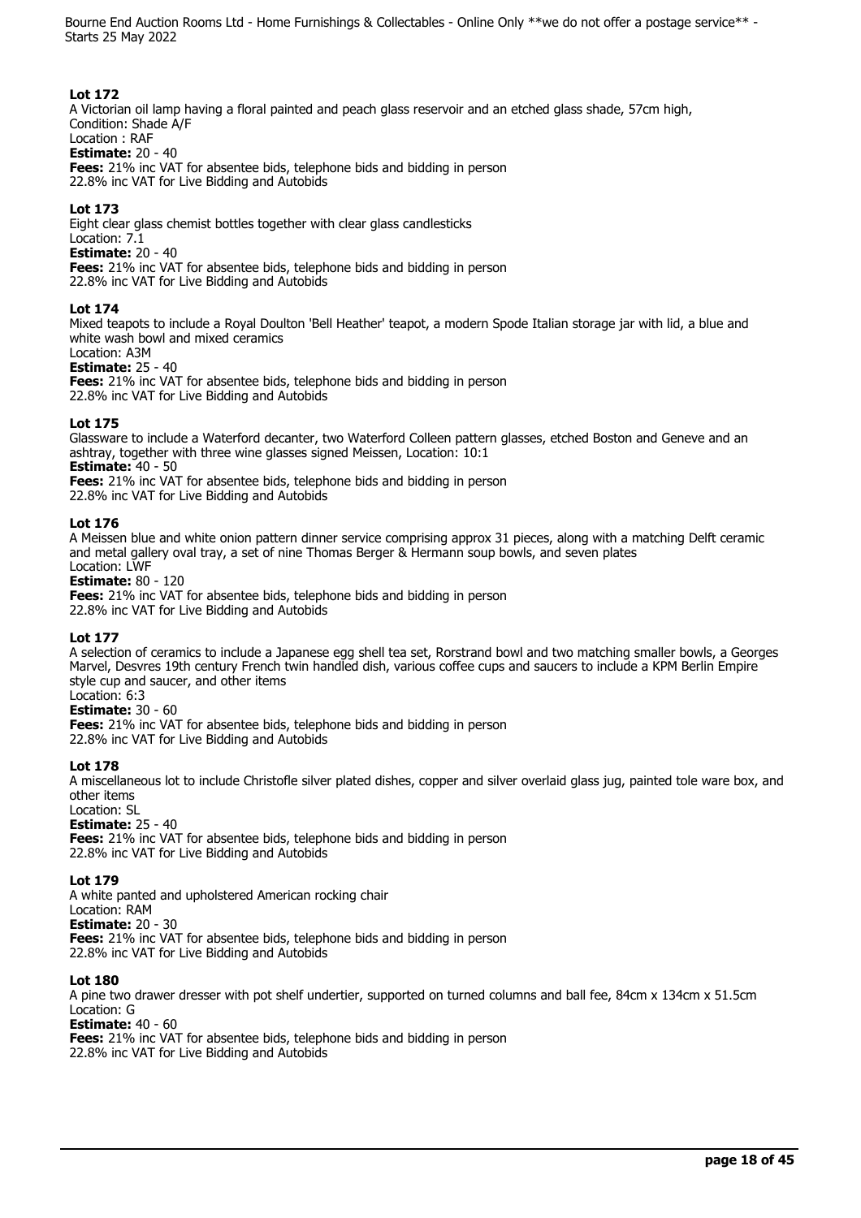**Lot 172**
A Victorian oil lamp having a floral painted and peach glass reservoir and an etched glass shade, 57cm high,
Condition: Shade A/F
Location : RAF
**Estimate:** 20 - 40
**Fees:** 21% inc VAT for absentee bids, telephone bids and bidding in person
22.8% inc VAT for Live Bidding and Autobids

**Lot 173**
Eight clear glass chemist bottles together with clear glass candlesticks
Location: 7.1
**Estimate:** 20 - 40
**Fees:** 21% inc VAT for absentee bids, telephone bids and bidding in person
22.8% inc VAT for Live Bidding and Autobids

**Lot 174**
Mixed teapots to include a Royal Doulton 'Bell Heather' teapot, a modern Spode Italian storage jar with lid, a blue and white wash bowl and mixed ceramics
Location: A3M
**Estimate:** 25 - 40
**Fees:** 21% inc VAT for absentee bids, telephone bids and bidding in person
22.8% inc VAT for Live Bidding and Autobids

**Lot 175**
Glassware to include a Waterford decanter, two Waterford Colleen pattern glasses, etched Boston and Geneve and an ashtray, together with three wine glasses signed Meissen, Location: 10:1
**Estimate:** 40 - 50
**Fees:** 21% inc VAT for absentee bids, telephone bids and bidding in person
22.8% inc VAT for Live Bidding and Autobids

**Lot 176**
A Meissen blue and white onion pattern dinner service comprising approx 31 pieces, along with a matching Delft ceramic and metal gallery oval tray, a set of nine Thomas Berger & Hermann soup bowls, and seven plates
Location: LWF
**Estimate:** 80 - 120
**Fees:** 21% inc VAT for absentee bids, telephone bids and bidding in person
22.8% inc VAT for Live Bidding and Autobids

**Lot 177**
A selection of ceramics to include a Japanese egg shell tea set, Rorstrand bowl and two matching smaller bowls, a Georges Marvel, Desvres 19th century French twin handled dish, various coffee cups and saucers to include a KPM Berlin Empire style cup and saucer, and other items
Location: 6:3
**Estimate:** 30 - 60
**Fees:** 21% inc VAT for absentee bids, telephone bids and bidding in person
22.8% inc VAT for Live Bidding and Autobids

**Lot 178**
A miscellaneous lot to include Christofle silver plated dishes, copper and silver overlaid glass jug, painted tole ware box, and other items
Location: SL
**Estimate:** 25 - 40
**Fees:** 21% inc VAT for absentee bids, telephone bids and bidding in person
22.8% inc VAT for Live Bidding and Autobids

**Lot 179**
A white panted and upholstered American rocking chair
Location: RAM
**Estimate:** 20 - 30
**Fees:** 21% inc VAT for absentee bids, telephone bids and bidding in person
22.8% inc VAT for Live Bidding and Autobids

**Lot 180**
A pine two drawer dresser with pot shelf undertier, supported on turned columns and ball fee, 84cm x 134cm x 51.5cm
Location: G
**Estimate:** 40 - 60
**Fees:** 21% inc VAT for absentee bids, telephone bids and bidding in person
22.8% inc VAT for Live Bidding and Autobids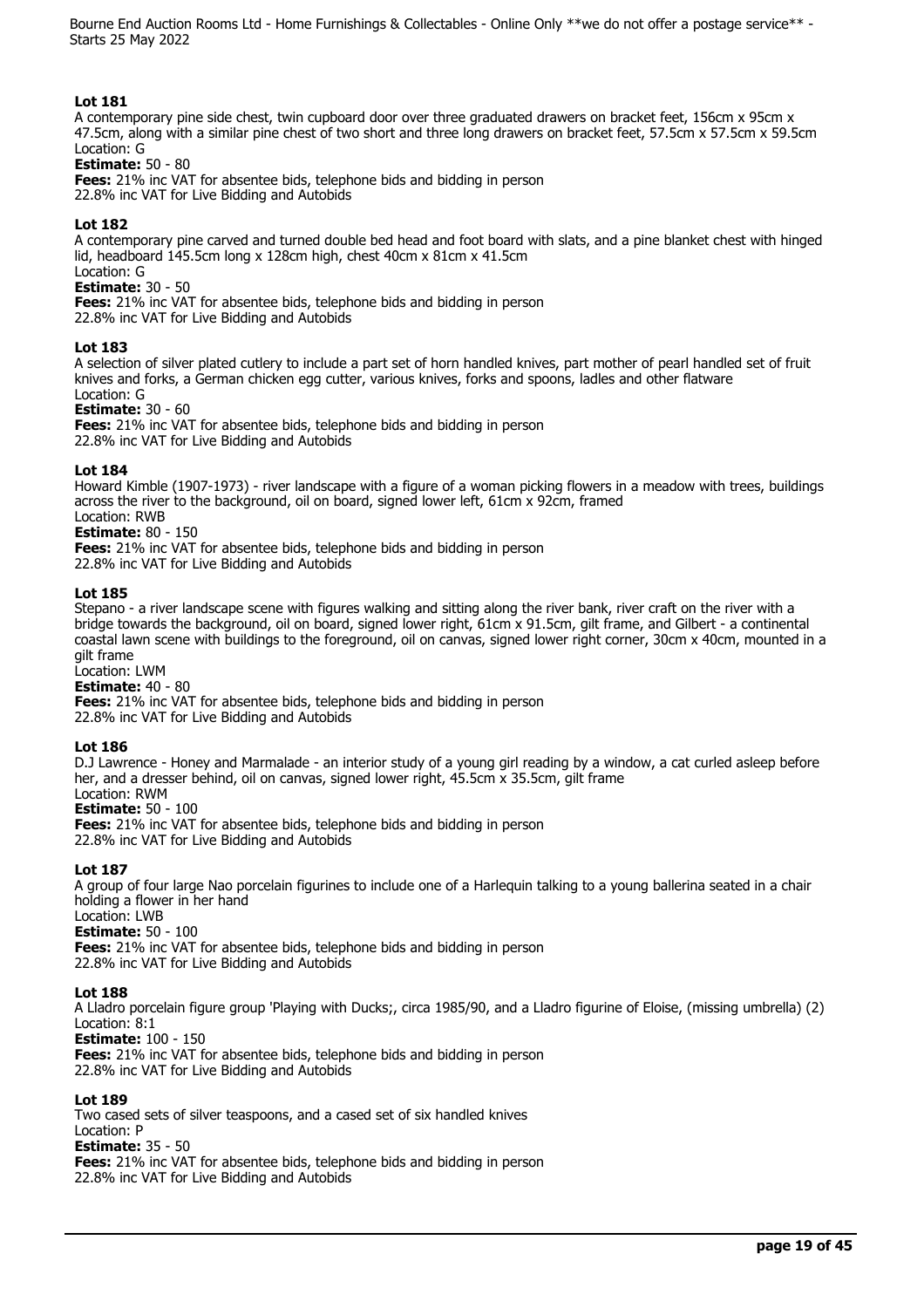## Lot 181

A contemporary pine side chest, twin cupboard door over three graduated drawers on bracket feet, 156cm x 95cm x 47.5cm, along with a similar pine chest of two short and three long drawers on bracket feet, 57.5cm x 57.5cm x 59.5cm
Location: G
**Estimate:** 50 - 80
**Fees:** 21% inc VAT for absentee bids, telephone bids and bidding in person
22.8% inc VAT for Live Bidding and Autobids

## Lot 182

A contemporary pine carved and turned double bed head and foot board with slats, and a pine blanket chest with hinged lid, headboard 145.5cm long x 128cm high, chest 40cm x 81cm x 41.5cm
Location: G
**Estimate:** 30 - 50
**Fees:** 21% inc VAT for absentee bids, telephone bids and bidding in person
22.8% inc VAT for Live Bidding and Autobids

## Lot 183

A selection of silver plated cutlery to include a part set of horn handled knives, part mother of pearl handled set of fruit knives and forks, a German chicken egg cutter, various knives, forks and spoons, ladles and other flatware
Location: G
**Estimate:** 30 - 60
**Fees:** 21% inc VAT for absentee bids, telephone bids and bidding in person
22.8% inc VAT for Live Bidding and Autobids

## Lot 184

Howard Kimble (1907-1973) - river landscape with a figure of a woman picking flowers in a meadow with trees, buildings across the river to the background, oil on board, signed lower left, 61cm x 92cm, framed
Location: RWB
**Estimate:** 80 - 150
**Fees:** 21% inc VAT for absentee bids, telephone bids and bidding in person
22.8% inc VAT for Live Bidding and Autobids

## Lot 185

Stepano - a river landscape scene with figures walking and sitting along the river bank, river craft on the river with a bridge towards the background, oil on board, signed lower right, 61cm x 91.5cm, gilt frame, and Gilbert - a continental coastal lawn scene with buildings to the foreground, oil on canvas, signed lower right corner, 30cm x 40cm, mounted in a gilt frame
Location: LWM
**Estimate:** 40 - 80
**Fees:** 21% inc VAT for absentee bids, telephone bids and bidding in person
22.8% inc VAT for Live Bidding and Autobids

## Lot 186

D.J Lawrence - Honey and Marmalade - an interior study of a young girl reading by a window, a cat curled asleep before her, and a dresser behind, oil on canvas, signed lower right, 45.5cm x 35.5cm, gilt frame
Location: RWM
**Estimate:** 50 - 100
**Fees:** 21% inc VAT for absentee bids, telephone bids and bidding in person
22.8% inc VAT for Live Bidding and Autobids

## Lot 187

A group of four large Nao porcelain figurines to include one of a Harlequin talking to a young ballerina seated in a chair holding a flower in her hand
Location: LWB
**Estimate:** 50 - 100
**Fees:** 21% inc VAT for absentee bids, telephone bids and bidding in person
22.8% inc VAT for Live Bidding and Autobids

## Lot 188

A Lladro porcelain figure group 'Playing with Ducks;, circa 1985/90, and a Lladro figurine of Eloise, (missing umbrella) (2)
Location: 8:1
**Estimate:** 100 - 150
**Fees:** 21% inc VAT for absentee bids, telephone bids and bidding in person
22.8% inc VAT for Live Bidding and Autobids

## Lot 189

Two cased sets of silver teaspoons, and a cased set of six handled knives
Location: P
**Estimate:** 35 - 50
**Fees:** 21% inc VAT for absentee bids, telephone bids and bidding in person
22.8% inc VAT for Live Bidding and Autobids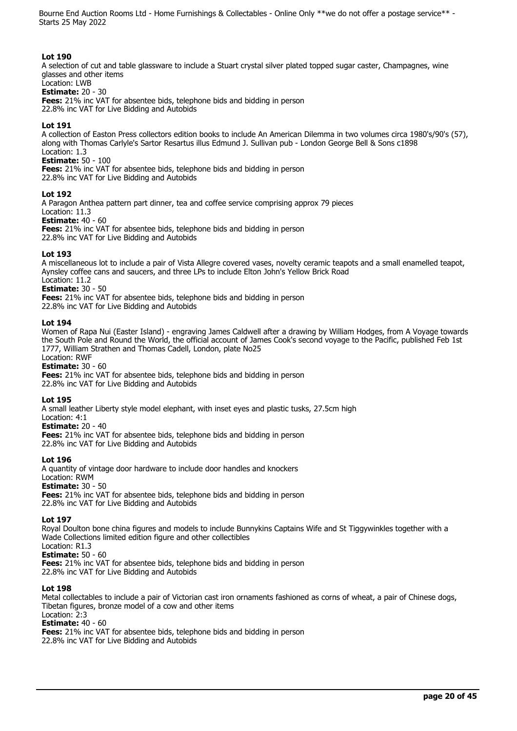**Lot 190**
A selection of cut and table glassware to include a Stuart crystal silver plated topped sugar caster, Champagnes, wine glasses and other items
Location: LWB
**Estimate:** 20 - 30
**Fees:** 21% inc VAT for absentee bids, telephone bids and bidding in person
22.8% inc VAT for Live Bidding and Autobids

**Lot 191**
A collection of Easton Press collectors edition books to include An American Dilemma in two volumes circa 1980's/90's (57), along with Thomas Carlyle's Sartor Resartus illus Edmund J. Sullivan pub - London George Bell & Sons c1898
Location: 1.3
**Estimate:** 50 - 100
**Fees:** 21% inc VAT for absentee bids, telephone bids and bidding in person
22.8% inc VAT for Live Bidding and Autobids

**Lot 192**
A Paragon Anthea pattern part dinner, tea and coffee service comprising approx 79 pieces
Location: 11.3
**Estimate:** 40 - 60
**Fees:** 21% inc VAT for absentee bids, telephone bids and bidding in person
22.8% inc VAT for Live Bidding and Autobids

**Lot 193**
A miscellaneous lot to include a pair of Vista Allegre covered vases, novelty ceramic teapots and a small enamelled teapot, Aynsley coffee cans and saucers, and three LPs to include Elton John's Yellow Brick Road
Location: 11.2
**Estimate:** 30 - 50
**Fees:** 21% inc VAT for absentee bids, telephone bids and bidding in person
22.8% inc VAT for Live Bidding and Autobids

**Lot 194**
Women of Rapa Nui (Easter Island) - engraving James Caldwell after a drawing by William Hodges, from A Voyage towards the South Pole and Round the World, the official account of James Cook's second voyage to the Pacific, published Feb 1st 1777, William Strathen and Thomas Cadell, London, plate No25
Location: RWF
**Estimate:** 30 - 60
**Fees:** 21% inc VAT for absentee bids, telephone bids and bidding in person
22.8% inc VAT for Live Bidding and Autobids

**Lot 195**
A small leather Liberty style model elephant, with inset eyes and plastic tusks, 27.5cm high
Location: 4:1
**Estimate:** 20 - 40
**Fees:** 21% inc VAT for absentee bids, telephone bids and bidding in person
22.8% inc VAT for Live Bidding and Autobids

**Lot 196**
A quantity of vintage door hardware to include door handles and knockers
Location: RWM
**Estimate:** 30 - 50
**Fees:** 21% inc VAT for absentee bids, telephone bids and bidding in person
22.8% inc VAT for Live Bidding and Autobids

**Lot 197**
Royal Doulton bone china figures and models to include Bunnykins Captains Wife and St Tiggywinkles together with a Wade Collections limited edition figure and other collectibles
Location: R1.3
**Estimate:** 50 - 60
**Fees:** 21% inc VAT for absentee bids, telephone bids and bidding in person
22.8% inc VAT for Live Bidding and Autobids

**Lot 198**
Metal collectables to include a pair of Victorian cast iron ornaments fashioned as corns of wheat, a pair of Chinese dogs, Tibetan figures, bronze model of a cow and other items
Location: 2:3
**Estimate:** 40 - 60
**Fees:** 21% inc VAT for absentee bids, telephone bids and bidding in person
22.8% inc VAT for Live Bidding and Autobids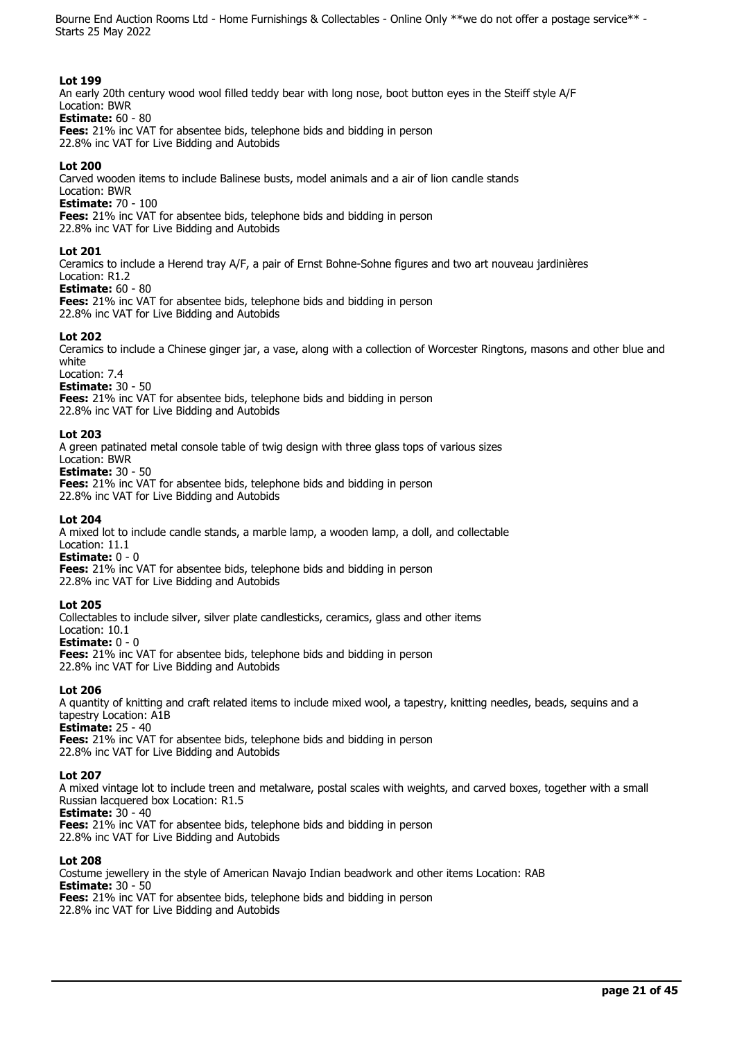**Lot 199**
An early 20th century wood wool filled teddy bear with long nose, boot button eyes in the Steiff style A/F
Location: BWR
**Estimate:** 60 - 80
**Fees:** 21% inc VAT for absentee bids, telephone bids and bidding in person
22.8% inc VAT for Live Bidding and Autobids

**Lot 200**
Carved wooden items to include Balinese busts, model animals and a air of lion candle stands
Location: BWR
**Estimate:** 70 - 100
**Fees:** 21% inc VAT for absentee bids, telephone bids and bidding in person
22.8% inc VAT for Live Bidding and Autobids

**Lot 201**
Ceramics to include a Herend tray A/F, a pair of Ernst Bohne-Sohne figures and two art nouveau jardinières
Location: R1.2
**Estimate:** 60 - 80
**Fees:** 21% inc VAT for absentee bids, telephone bids and bidding in person
22.8% inc VAT for Live Bidding and Autobids

**Lot 202**
Ceramics to include a Chinese ginger jar, a vase, along with a collection of Worcester Ringtons, masons and other blue and white
Location: 7.4
**Estimate:** 30 - 50
**Fees:** 21% inc VAT for absentee bids, telephone bids and bidding in person
22.8% inc VAT for Live Bidding and Autobids

**Lot 203**
A green patinated metal console table of twig design with three glass tops of various sizes
Location: BWR
**Estimate:** 30 - 50
**Fees:** 21% inc VAT for absentee bids, telephone bids and bidding in person
22.8% inc VAT for Live Bidding and Autobids

**Lot 204**
A mixed lot to include candle stands, a marble lamp, a wooden lamp, a doll, and collectable
Location: 11.1
**Estimate:** 0 - 0
**Fees:** 21% inc VAT for absentee bids, telephone bids and bidding in person
22.8% inc VAT for Live Bidding and Autobids

**Lot 205**
Collectables to include silver, silver plate candlesticks, ceramics, glass and other items
Location: 10.1
**Estimate:** 0 - 0
**Fees:** 21% inc VAT for absentee bids, telephone bids and bidding in person
22.8% inc VAT for Live Bidding and Autobids

**Lot 206**
A quantity of knitting and craft related items to include mixed wool, a tapestry, knitting needles, beads, sequins and a tapestry Location: A1B
**Estimate:** 25 - 40
**Fees:** 21% inc VAT for absentee bids, telephone bids and bidding in person
22.8% inc VAT for Live Bidding and Autobids

**Lot 207**
A mixed vintage lot to include treen and metalware, postal scales with weights, and carved boxes, together with a small Russian lacquered box Location: R1.5
**Estimate:** 30 - 40
**Fees:** 21% inc VAT for absentee bids, telephone bids and bidding in person
22.8% inc VAT for Live Bidding and Autobids

**Lot 208**
Costume jewellery in the style of American Navajo Indian beadwork and other items Location: RAB
**Estimate:** 30 - 50
**Fees:** 21% inc VAT for absentee bids, telephone bids and bidding in person
22.8% inc VAT for Live Bidding and Autobids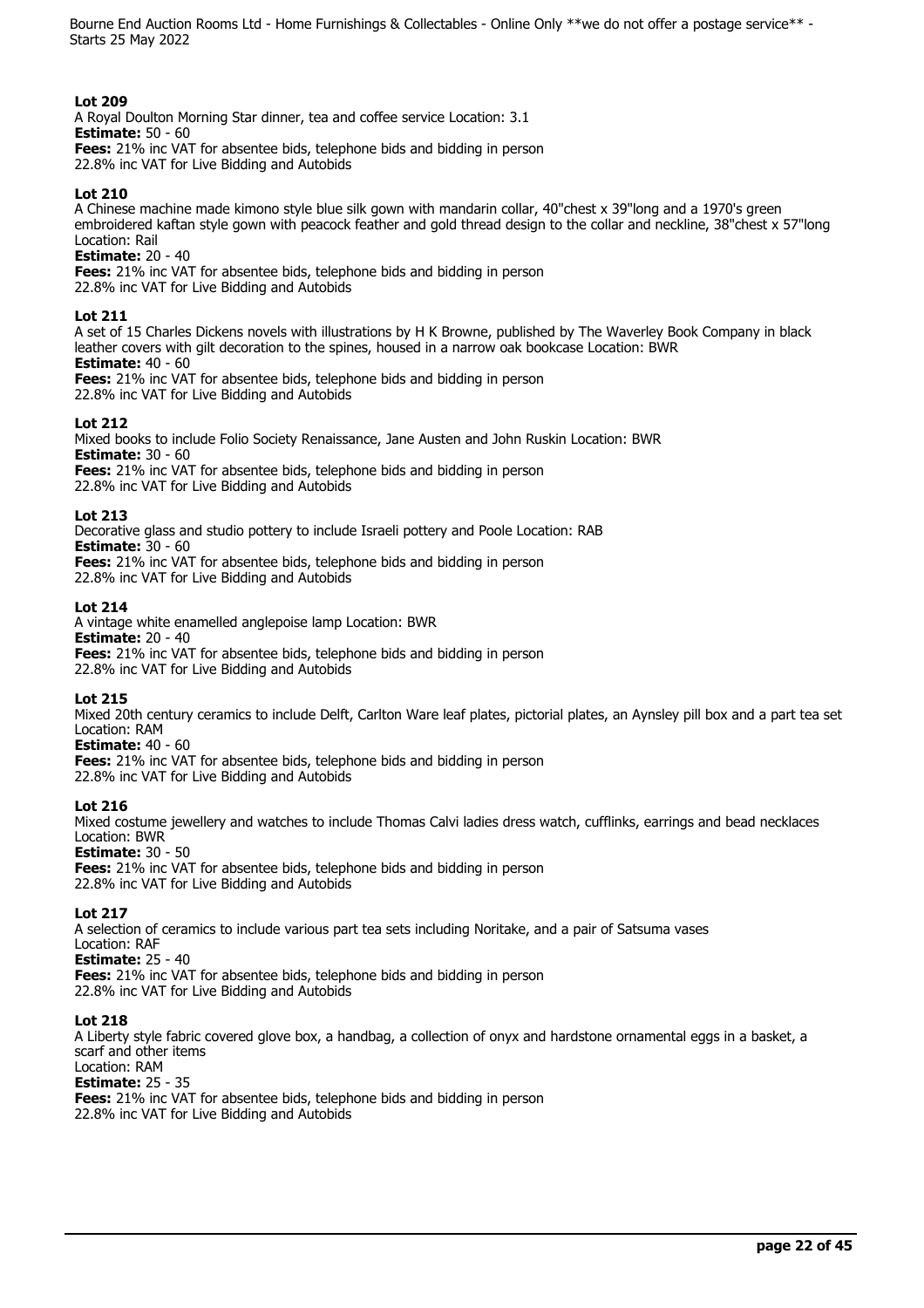**Lot 209**
A Royal Doulton Morning Star dinner, tea and coffee service Location: 3.1
**Estimate:** 50 - 60
**Fees:** 21% inc VAT for absentee bids, telephone bids and bidding in person
22.8% inc VAT for Live Bidding and Autobids

**Lot 210**
A Chinese machine made kimono style blue silk gown with mandarin collar, 40"chest x 39"long and a 1970's green embroidered kaftan style gown with peacock feather and gold thread design to the collar and neckline, 38"chest x 57"long Location: Rail
**Estimate:** 20 - 40
**Fees:** 21% inc VAT for absentee bids, telephone bids and bidding in person
22.8% inc VAT for Live Bidding and Autobids

**Lot 211**
A set of 15 Charles Dickens novels with illustrations by H K Browne, published by The Waverley Book Company in black leather covers with gilt decoration to the spines, housed in a narrow oak bookcase Location: BWR
**Estimate:** 40 - 60
**Fees:** 21% inc VAT for absentee bids, telephone bids and bidding in person
22.8% inc VAT for Live Bidding and Autobids

**Lot 212**
Mixed books to include Folio Society Renaissance, Jane Austen and John Ruskin Location: BWR
**Estimate:** 30 - 60
**Fees:** 21% inc VAT for absentee bids, telephone bids and bidding in person
22.8% inc VAT for Live Bidding and Autobids

**Lot 213**
Decorative glass and studio pottery to include Israeli pottery and Poole Location: RAB
**Estimate:** 30 - 60
**Fees:** 21% inc VAT for absentee bids, telephone bids and bidding in person
22.8% inc VAT for Live Bidding and Autobids

**Lot 214**
A vintage white enamelled anglepoise lamp Location: BWR
**Estimate:** 20 - 40
**Fees:** 21% inc VAT for absentee bids, telephone bids and bidding in person
22.8% inc VAT for Live Bidding and Autobids

**Lot 215**
Mixed 20th century ceramics to include Delft, Carlton Ware leaf plates, pictorial plates, an Aynsley pill box and a part tea set Location: RAM
**Estimate:** 40 - 60
**Fees:** 21% inc VAT for absentee bids, telephone bids and bidding in person
22.8% inc VAT for Live Bidding and Autobids

**Lot 216**
Mixed costume jewellery and watches to include Thomas Calvi ladies dress watch, cufflinks, earrings and bead necklaces Location: BWR
**Estimate:** 30 - 50
**Fees:** 21% inc VAT for absentee bids, telephone bids and bidding in person
22.8% inc VAT for Live Bidding and Autobids

**Lot 217**
A selection of ceramics to include various part tea sets including Noritake, and a pair of Satsuma vases
Location: RAF
**Estimate:** 25 - 40
**Fees:** 21% inc VAT for absentee bids, telephone bids and bidding in person
22.8% inc VAT for Live Bidding and Autobids

**Lot 218**
A Liberty style fabric covered glove box, a handbag, a collection of onyx and hardstone ornamental eggs in a basket, a scarf and other items
Location: RAM
**Estimate:** 25 - 35
**Fees:** 21% inc VAT for absentee bids, telephone bids and bidding in person
22.8% inc VAT for Live Bidding and Autobids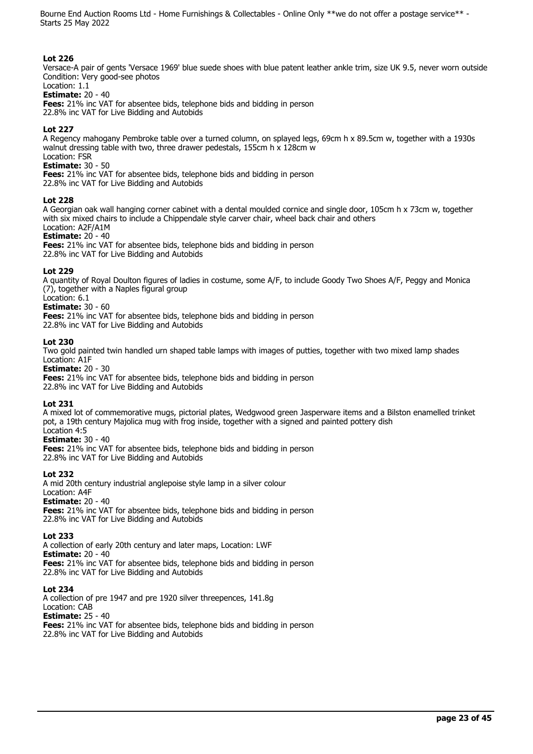### Lot 226

Versace-A pair of gents 'Versace 1969' blue suede shoes with blue patent leather ankle trim, size UK 9.5, never worn outside
Condition: Very good-see photos
Location: 1.1
**Estimate:** 20 - 40
**Fees:** 21% inc VAT for absentee bids, telephone bids and bidding in person
22.8% inc VAT for Live Bidding and Autobids

### Lot 227

A Regency mahogany Pembroke table over a turned column, on splayed legs, 69cm h x 89.5cm w, together with a 1930s walnut dressing table with two, three drawer pedestals, 155cm h x 128cm w
Location: FSR
**Estimate:** 30 - 50
**Fees:** 21% inc VAT for absentee bids, telephone bids and bidding in person
22.8% inc VAT for Live Bidding and Autobids

### Lot 228

A Georgian oak wall hanging corner cabinet with a dental moulded cornice and single door, 105cm h x 73cm w, together with six mixed chairs to include a Chippendale style carver chair, wheel back chair and others
Location: A2F/A1M
**Estimate:** 20 - 40
**Fees:** 21% inc VAT for absentee bids, telephone bids and bidding in person
22.8% inc VAT for Live Bidding and Autobids

### Lot 229

A quantity of Royal Doulton figures of ladies in costume, some A/F, to include Goody Two Shoes A/F, Peggy and Monica (7), together with a Naples figural group
Location: 6.1
**Estimate:** 30 - 60
**Fees:** 21% inc VAT for absentee bids, telephone bids and bidding in person
22.8% inc VAT for Live Bidding and Autobids

### Lot 230

Two gold painted twin handled urn shaped table lamps with images of putties, together with two mixed lamp shades
Location: A1F
**Estimate:** 20 - 30
**Fees:** 21% inc VAT for absentee bids, telephone bids and bidding in person
22.8% inc VAT for Live Bidding and Autobids

### Lot 231

A mixed lot of commemorative mugs, pictorial plates, Wedgwood green Jasperware items and a Bilston enamelled trinket pot, a 19th century Majolica mug with frog inside, together with a signed and painted pottery dish
Location 4:5
**Estimate:** 30 - 40
**Fees:** 21% inc VAT for absentee bids, telephone bids and bidding in person
22.8% inc VAT for Live Bidding and Autobids

### Lot 232

A mid 20th century industrial anglepoise style lamp in a silver colour
Location: A4F
**Estimate:** 20 - 40
**Fees:** 21% inc VAT for absentee bids, telephone bids and bidding in person
22.8% inc VAT for Live Bidding and Autobids

### Lot 233

A collection of early 20th century and later maps, Location: LWF
**Estimate:** 20 - 40
**Fees:** 21% inc VAT for absentee bids, telephone bids and bidding in person
22.8% inc VAT for Live Bidding and Autobids

### Lot 234

A collection of pre 1947 and pre 1920 silver threepences, 141.8g
Location: CAB
**Estimate:** 25 - 40
**Fees:** 21% inc VAT for absentee bids, telephone bids and bidding in person
22.8% inc VAT for Live Bidding and Autobids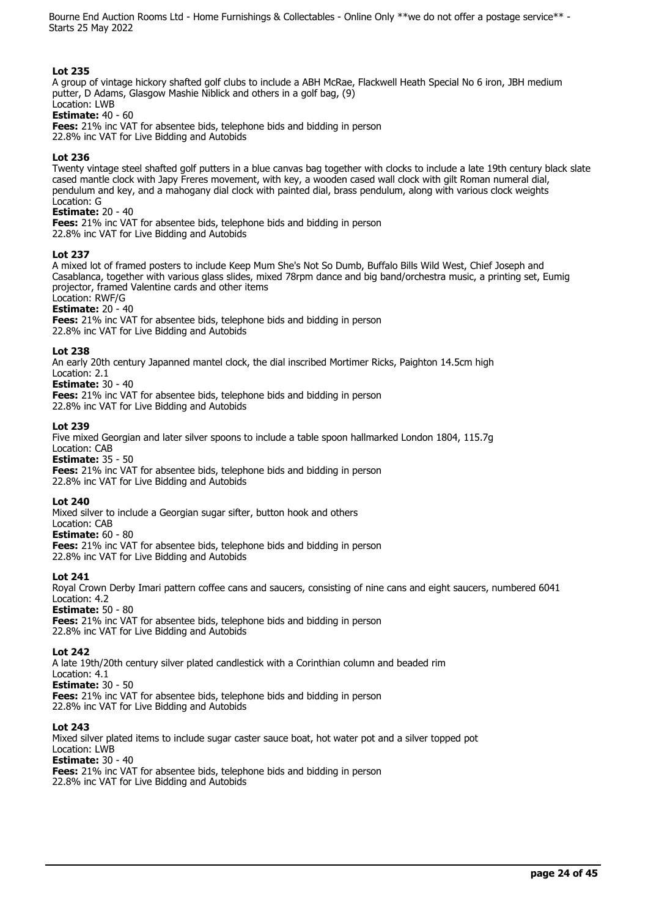### Lot 235

A group of vintage hickory shafted golf clubs to include a ABH McRae, Flackwell Heath Special No 6 iron, JBH medium putter, D Adams, Glasgow Mashie Niblick and others in a golf bag, (9)
Location: LWB
**Estimate:** 40 - 60
**Fees:** 21% inc VAT for absentee bids, telephone bids and bidding in person
22.8% inc VAT for Live Bidding and Autobids

### Lot 236

Twenty vintage steel shafted golf putters in a blue canvas bag together with clocks to include a late 19th century black slate cased mantle clock with Japy Freres movement, with key, a wooden cased wall clock with gilt Roman numeral dial, pendulum and key, and a mahogany dial clock with painted dial, brass pendulum, along with various clock weights
Location: G
**Estimate:** 20 - 40
**Fees:** 21% inc VAT for absentee bids, telephone bids and bidding in person
22.8% inc VAT for Live Bidding and Autobids

### Lot 237

A mixed lot of framed posters to include Keep Mum She's Not So Dumb, Buffalo Bills Wild West, Chief Joseph and Casablanca, together with various glass slides, mixed 78rpm dance and big band/orchestra music, a printing set, Eumig projector, framed Valentine cards and other items
Location: RWF/G
**Estimate:** 20 - 40
**Fees:** 21% inc VAT for absentee bids, telephone bids and bidding in person
22.8% inc VAT for Live Bidding and Autobids

### Lot 238

An early 20th century Japanned mantel clock, the dial inscribed Mortimer Ricks, Paighton 14.5cm high
Location: 2.1
**Estimate:** 30 - 40
**Fees:** 21% inc VAT for absentee bids, telephone bids and bidding in person
22.8% inc VAT for Live Bidding and Autobids

### Lot 239

Five mixed Georgian and later silver spoons to include a table spoon hallmarked London 1804, 115.7g
Location: CAB
**Estimate:** 35 - 50
**Fees:** 21% inc VAT for absentee bids, telephone bids and bidding in person
22.8% inc VAT for Live Bidding and Autobids

### Lot 240

Mixed silver to include a Georgian sugar sifter, button hook and others
Location: CAB
**Estimate:** 60 - 80
**Fees:** 21% inc VAT for absentee bids, telephone bids and bidding in person
22.8% inc VAT for Live Bidding and Autobids

### Lot 241

Royal Crown Derby Imari pattern coffee cans and saucers, consisting of nine cans and eight saucers, numbered 6041
Location: 4.2
**Estimate:** 50 - 80
**Fees:** 21% inc VAT for absentee bids, telephone bids and bidding in person
22.8% inc VAT for Live Bidding and Autobids

### Lot 242

A late 19th/20th century silver plated candlestick with a Corinthian column and beaded rim
Location: 4.1
**Estimate:** 30 - 50
**Fees:** 21% inc VAT for absentee bids, telephone bids and bidding in person
22.8% inc VAT for Live Bidding and Autobids

### Lot 243

Mixed silver plated items to include sugar caster sauce boat, hot water pot and a silver topped pot
Location: LWB
**Estimate:** 30 - 40
**Fees:** 21% inc VAT for absentee bids, telephone bids and bidding in person
22.8% inc VAT for Live Bidding and Autobids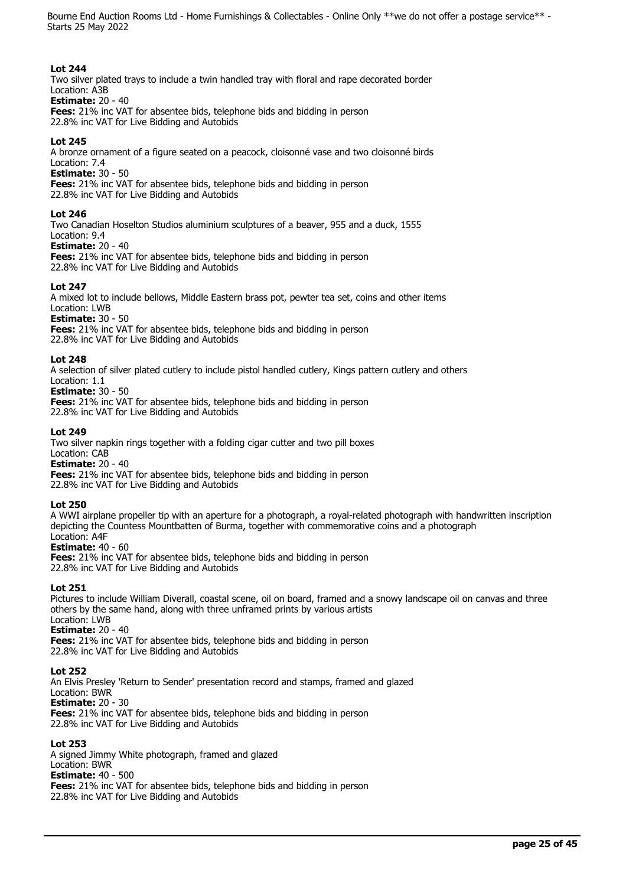**Lot 244**
Two silver plated trays to include a twin handled tray with floral and rape decorated border
Location: A3B
**Estimate:** 20 - 40
**Fees:** 21% inc VAT for absentee bids, telephone bids and bidding in person
22.8% inc VAT for Live Bidding and Autobids

**Lot 245**
A bronze ornament of a figure seated on a peacock, cloisonné vase and two cloisonné birds
Location: 7.4
**Estimate:** 30 - 50
**Fees:** 21% inc VAT for absentee bids, telephone bids and bidding in person
22.8% inc VAT for Live Bidding and Autobids

**Lot 246**
Two Canadian Hoselton Studios aluminium sculptures of a beaver, 955 and a duck, 1555
Location: 9.4
**Estimate:** 20 - 40
**Fees:** 21% inc VAT for absentee bids, telephone bids and bidding in person
22.8% inc VAT for Live Bidding and Autobids

**Lot 247**
A mixed lot to include bellows, Middle Eastern brass pot, pewter tea set, coins and other items
Location: LWB
**Estimate:** 30 - 50
**Fees:** 21% inc VAT for absentee bids, telephone bids and bidding in person
22.8% inc VAT for Live Bidding and Autobids

**Lot 248**
A selection of silver plated cutlery to include pistol handled cutlery, Kings pattern cutlery and others
Location: 1.1
**Estimate:** 30 - 50
**Fees:** 21% inc VAT for absentee bids, telephone bids and bidding in person
22.8% inc VAT for Live Bidding and Autobids

**Lot 249**
Two silver napkin rings together with a folding cigar cutter and two pill boxes
Location: CAB
**Estimate:** 20 - 40
**Fees:** 21% inc VAT for absentee bids, telephone bids and bidding in person
22.8% inc VAT for Live Bidding and Autobids

**Lot 250**
A WWI airplane propeller tip with an aperture for a photograph, a royal-related photograph with handwritten inscription depicting the Countess Mountbatten of Burma, together with commemorative coins and a photograph
Location: A4F
**Estimate:** 40 - 60
**Fees:** 21% inc VAT for absentee bids, telephone bids and bidding in person
22.8% inc VAT for Live Bidding and Autobids

**Lot 251**
Pictures to include William Diverall, coastal scene, oil on board, framed and a snowy landscape oil on canvas and three others by the same hand, along with three unframed prints by various artists
Location: LWB
**Estimate:** 20 - 40
**Fees:** 21% inc VAT for absentee bids, telephone bids and bidding in person
22.8% inc VAT for Live Bidding and Autobids

**Lot 252**
An Elvis Presley 'Return to Sender' presentation record and stamps, framed and glazed
Location: BWR
**Estimate:** 20 - 30
**Fees:** 21% inc VAT for absentee bids, telephone bids and bidding in person
22.8% inc VAT for Live Bidding and Autobids

**Lot 253**
A signed Jimmy White photograph, framed and glazed
Location: BWR
**Estimate:** 40 - 500
**Fees:** 21% inc VAT for absentee bids, telephone bids and bidding in person
22.8% inc VAT for Live Bidding and Autobids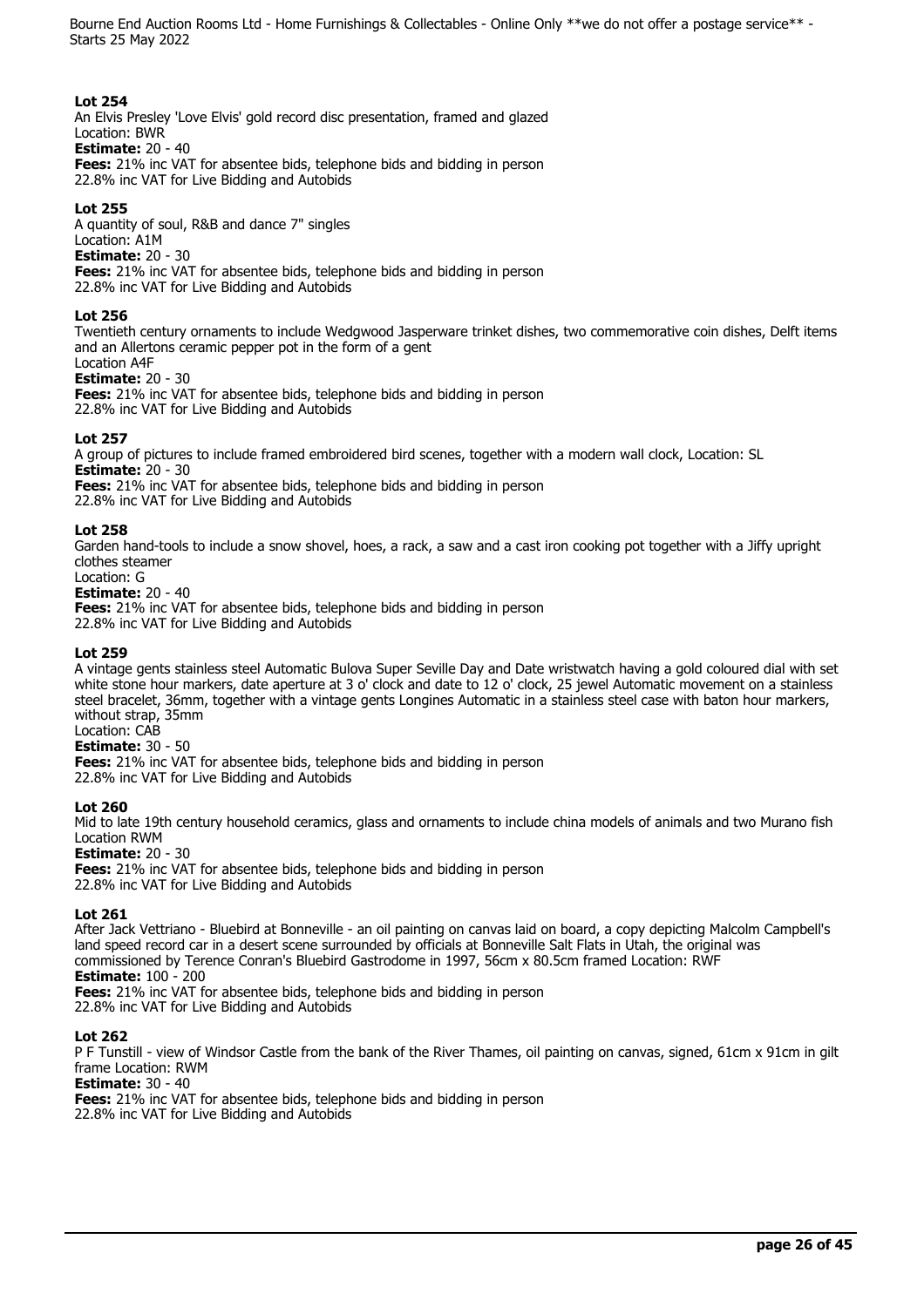**Lot 254**
An Elvis Presley 'Love Elvis' gold record disc presentation, framed and glazed
Location: BWR
**Estimate:** 20 - 40
**Fees:** 21% inc VAT for absentee bids, telephone bids and bidding in person
22.8% inc VAT for Live Bidding and Autobids

**Lot 255**
A quantity of soul, R&B and dance 7" singles
Location: A1M
**Estimate:** 20 - 30
**Fees:** 21% inc VAT for absentee bids, telephone bids and bidding in person
22.8% inc VAT for Live Bidding and Autobids

**Lot 256**
Twentieth century ornaments to include Wedgwood Jasperware trinket dishes, two commemorative coin dishes, Delft items and an Allertons ceramic pepper pot in the form of a gent
Location A4F
**Estimate:** 20 - 30
**Fees:** 21% inc VAT for absentee bids, telephone bids and bidding in person
22.8% inc VAT for Live Bidding and Autobids

**Lot 257**
A group of pictures to include framed embroidered bird scenes, together with a modern wall clock, Location: SL
**Estimate:** 20 - 30
**Fees:** 21% inc VAT for absentee bids, telephone bids and bidding in person
22.8% inc VAT for Live Bidding and Autobids

**Lot 258**
Garden hand-tools to include a snow shovel, hoes, a rack, a saw and a cast iron cooking pot together with a Jiffy upright clothes steamer
Location: G
**Estimate:** 20 - 40
**Fees:** 21% inc VAT for absentee bids, telephone bids and bidding in person
22.8% inc VAT for Live Bidding and Autobids

**Lot 259**
A vintage gents stainless steel Automatic Bulova Super Seville Day and Date wristwatch having a gold coloured dial with set white stone hour markers, date aperture at 3 o' clock and date to 12 o' clock, 25 jewel Automatic movement on a stainless steel bracelet, 36mm, together with a vintage gents Longines Automatic in a stainless steel case with baton hour markers, without strap, 35mm
Location: CAB
**Estimate:** 30 - 50
**Fees:** 21% inc VAT for absentee bids, telephone bids and bidding in person
22.8% inc VAT for Live Bidding and Autobids

**Lot 260**
Mid to late 19th century household ceramics, glass and ornaments to include china models of animals and two Murano fish
Location RWM
**Estimate:** 20 - 30
**Fees:** 21% inc VAT for absentee bids, telephone bids and bidding in person
22.8% inc VAT for Live Bidding and Autobids

**Lot 261**
After Jack Vettriano - Bluebird at Bonneville - an oil painting on canvas laid on board, a copy depicting Malcolm Campbell's land speed record car in a desert scene surrounded by officials at Bonneville Salt Flats in Utah, the original was commissioned by Terence Conran's Bluebird Gastrodome in 1997, 56cm x 80.5cm framed Location: RWF
**Estimate:** 100 - 200
**Fees:** 21% inc VAT for absentee bids, telephone bids and bidding in person
22.8% inc VAT for Live Bidding and Autobids

**Lot 262**
P F Tunstill - view of Windsor Castle from the bank of the River Thames, oil painting on canvas, signed, 61cm x 91cm in gilt frame Location: RWM
**Estimate:** 30 - 40
**Fees:** 21% inc VAT for absentee bids, telephone bids and bidding in person
22.8% inc VAT for Live Bidding and Autobids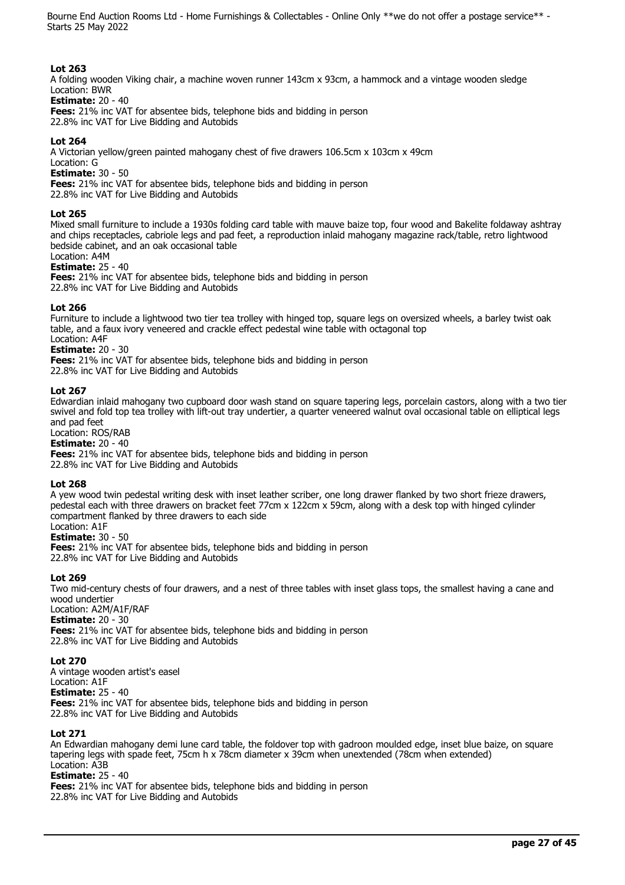**Lot 263**
A folding wooden Viking chair, a machine woven runner 143cm x 93cm, a hammock and a vintage wooden sledge
Location: BWR
**Estimate:** 20 - 40
**Fees:** 21% inc VAT for absentee bids, telephone bids and bidding in person
22.8% inc VAT for Live Bidding and Autobids

**Lot 264**
A Victorian yellow/green painted mahogany chest of five drawers 106.5cm x 103cm x 49cm
Location: G
**Estimate:** 30 - 50
**Fees:** 21% inc VAT for absentee bids, telephone bids and bidding in person
22.8% inc VAT for Live Bidding and Autobids

**Lot 265**
Mixed small furniture to include a 1930s folding card table with mauve baize top, four wood and Bakelite foldaway ashtray and chips receptacles, cabriole legs and pad feet, a reproduction inlaid mahogany magazine rack/table, retro lightwood bedside cabinet, and an oak occasional table
Location: A4M
**Estimate:** 25 - 40
**Fees:** 21% inc VAT for absentee bids, telephone bids and bidding in person
22.8% inc VAT for Live Bidding and Autobids

**Lot 266**
Furniture to include a lightwood two tier tea trolley with hinged top, square legs on oversized wheels, a barley twist oak table, and a faux ivory veneered and crackle effect pedestal wine table with octagonal top
Location: A4F
**Estimate:** 20 - 30
**Fees:** 21% inc VAT for absentee bids, telephone bids and bidding in person
22.8% inc VAT for Live Bidding and Autobids

**Lot 267**
Edwardian inlaid mahogany two cupboard door wash stand on square tapering legs, porcelain castors, along with a two tier swivel and fold top tea trolley with lift-out tray undertier, a quarter veneered walnut oval occasional table on elliptical legs and pad feet
Location: ROS/RAB
**Estimate:** 20 - 40
**Fees:** 21% inc VAT for absentee bids, telephone bids and bidding in person
22.8% inc VAT for Live Bidding and Autobids

**Lot 268**
A yew wood twin pedestal writing desk with inset leather scriber, one long drawer flanked by two short frieze drawers, pedestal each with three drawers on bracket feet 77cm x 122cm x 59cm, along with a desk top with hinged cylinder compartment flanked by three drawers to each side
Location: A1F
**Estimate:** 30 - 50
**Fees:** 21% inc VAT for absentee bids, telephone bids and bidding in person
22.8% inc VAT for Live Bidding and Autobids

**Lot 269**
Two mid-century chests of four drawers, and a nest of three tables with inset glass tops, the smallest having a cane and wood undertier
Location: A2M/A1F/RAF
**Estimate:** 20 - 30
**Fees:** 21% inc VAT for absentee bids, telephone bids and bidding in person
22.8% inc VAT for Live Bidding and Autobids

**Lot 270**
A vintage wooden artist's easel
Location: A1F
**Estimate:** 25 - 40
**Fees:** 21% inc VAT for absentee bids, telephone bids and bidding in person
22.8% inc VAT for Live Bidding and Autobids

**Lot 271**
An Edwardian mahogany demi lune card table, the foldover top with gadroon moulded edge, inset blue baize, on square tapering legs with spade feet, 75cm h x 78cm diameter x 39cm when unextended (78cm when extended)
Location: A3B
**Estimate:** 25 - 40
**Fees:** 21% inc VAT for absentee bids, telephone bids and bidding in person
22.8% inc VAT for Live Bidding and Autobids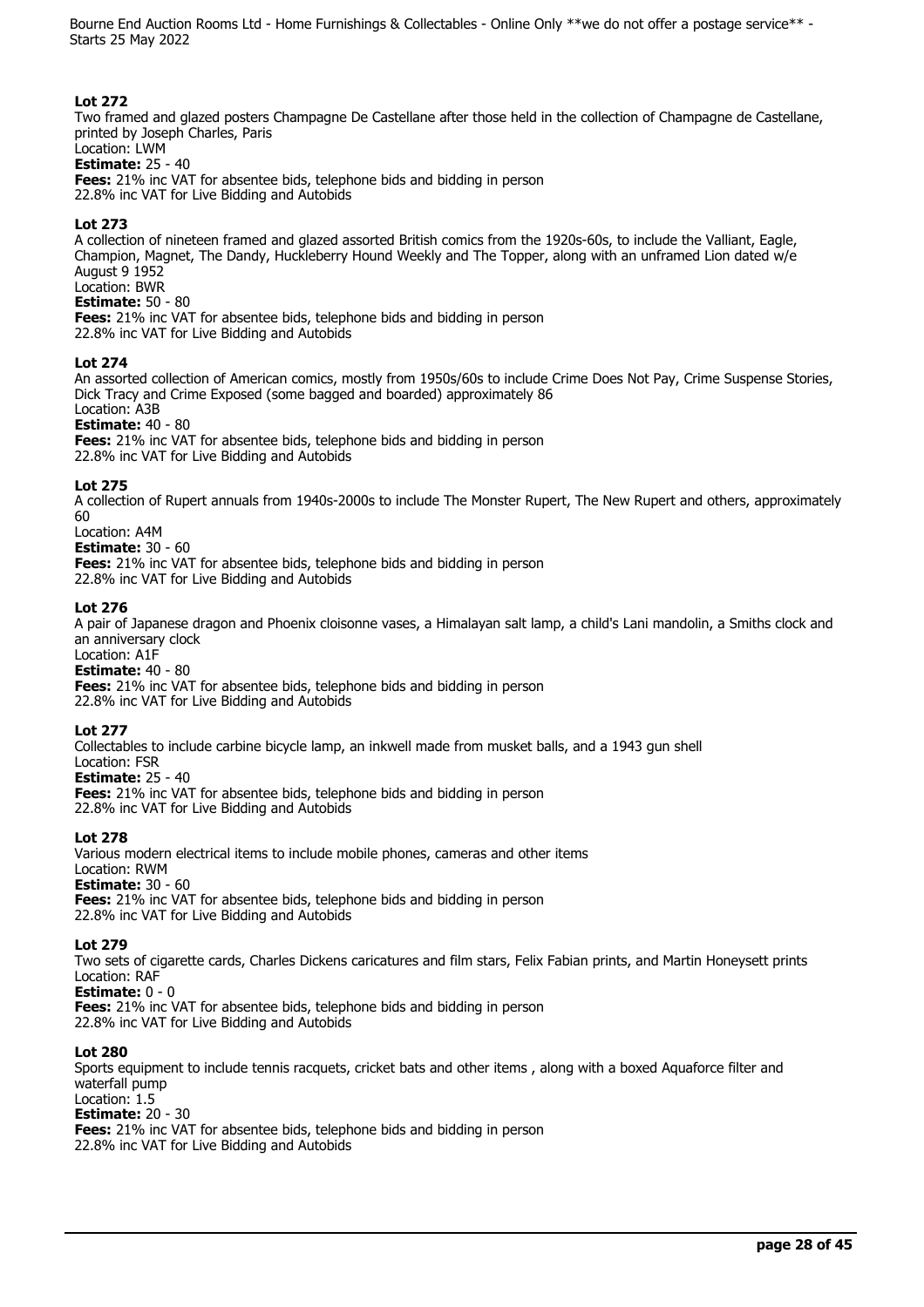## Lot 272

Two framed and glazed posters Champagne De Castellane after those held in the collection of Champagne de Castellane, printed by Joseph Charles, Paris
Location: LWM
**Estimate:** 25 - 40
**Fees:** 21% inc VAT for absentee bids, telephone bids and bidding in person
22.8% inc VAT for Live Bidding and Autobids

## Lot 273

A collection of nineteen framed and glazed assorted British comics from the 1920s-60s, to include the Valliant, Eagle, Champion, Magnet, The Dandy, Huckleberry Hound Weekly and The Topper, along with an unframed Lion dated w/e August 9 1952
Location: BWR
**Estimate:** 50 - 80
**Fees:** 21% inc VAT for absentee bids, telephone bids and bidding in person
22.8% inc VAT for Live Bidding and Autobids

## Lot 274

An assorted collection of American comics, mostly from 1950s/60s to include Crime Does Not Pay, Crime Suspense Stories, Dick Tracy and Crime Exposed (some bagged and boarded) approximately 86
Location: A3B
**Estimate:** 40 - 80
**Fees:** 21% inc VAT for absentee bids, telephone bids and bidding in person
22.8% inc VAT for Live Bidding and Autobids

## Lot 275

A collection of Rupert annuals from 1940s-2000s to include The Monster Rupert, The New Rupert and others, approximately 60
Location: A4M
**Estimate:** 30 - 60
**Fees:** 21% inc VAT for absentee bids, telephone bids and bidding in person
22.8% inc VAT for Live Bidding and Autobids

## Lot 276

A pair of Japanese dragon and Phoenix cloisonne vases, a Himalayan salt lamp, a child's Lani mandolin, a Smiths clock and an anniversary clock
Location: A1F
**Estimate:** 40 - 80
**Fees:** 21% inc VAT for absentee bids, telephone bids and bidding in person
22.8% inc VAT for Live Bidding and Autobids

## Lot 277

Collectables to include carbine bicycle lamp, an inkwell made from musket balls, and a 1943 gun shell
Location: FSR
**Estimate:** 25 - 40
**Fees:** 21% inc VAT for absentee bids, telephone bids and bidding in person
22.8% inc VAT for Live Bidding and Autobids

## Lot 278

Various modern electrical items to include mobile phones, cameras and other items
Location: RWM
**Estimate:** 30 - 60
**Fees:** 21% inc VAT for absentee bids, telephone bids and bidding in person
22.8% inc VAT for Live Bidding and Autobids

## Lot 279

Two sets of cigarette cards, Charles Dickens caricatures and film stars, Felix Fabian prints, and Martin Honeysett prints
Location: RAF
**Estimate:** 0 - 0
**Fees:** 21% inc VAT for absentee bids, telephone bids and bidding in person
22.8% inc VAT for Live Bidding and Autobids

## Lot 280

Sports equipment to include tennis racquets, cricket bats and other items , along with a boxed Aquaforce filter and waterfall pump
Location: 1.5
**Estimate:** 20 - 30
**Fees:** 21% inc VAT for absentee bids, telephone bids and bidding in person
22.8% inc VAT for Live Bidding and Autobids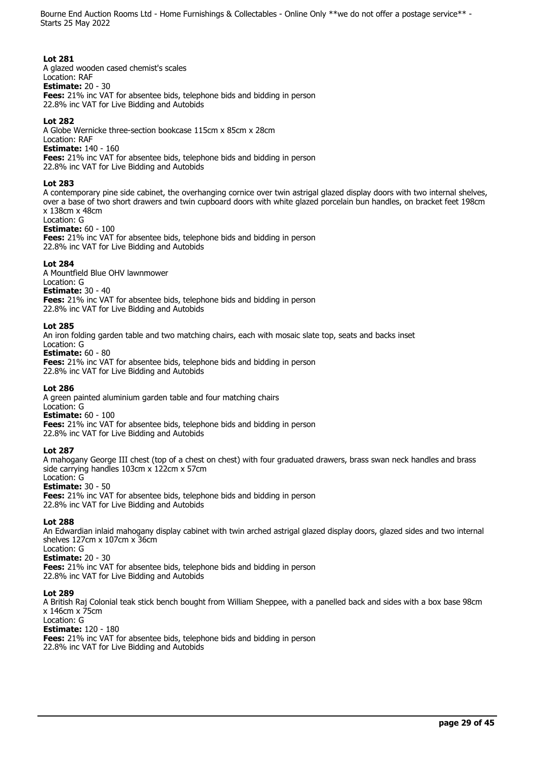**Lot 281**
A glazed wooden cased chemist's scales
Location: RAF
**Estimate:** 20 - 30
**Fees:** 21% inc VAT for absentee bids, telephone bids and bidding in person
22.8% inc VAT for Live Bidding and Autobids

**Lot 282**
A Globe Wernicke three-section bookcase 115cm x 85cm x 28cm
Location: RAF
**Estimate:** 140 - 160
**Fees:** 21% inc VAT for absentee bids, telephone bids and bidding in person
22.8% inc VAT for Live Bidding and Autobids

**Lot 283**
A contemporary pine side cabinet, the overhanging cornice over twin astrigal glazed display doors with two internal shelves, over a base of two short drawers and twin cupboard doors with white glazed porcelain bun handles, on bracket feet 198cm x 138cm x 48cm
Location: G
**Estimate:** 60 - 100
**Fees:** 21% inc VAT for absentee bids, telephone bids and bidding in person
22.8% inc VAT for Live Bidding and Autobids

**Lot 284**
A Mountfield Blue OHV lawnmower
Location: G
**Estimate:** 30 - 40
**Fees:** 21% inc VAT for absentee bids, telephone bids and bidding in person
22.8% inc VAT for Live Bidding and Autobids

**Lot 285**
An iron folding garden table and two matching chairs, each with mosaic slate top, seats and backs inset
Location: G
**Estimate:** 60 - 80
**Fees:** 21% inc VAT for absentee bids, telephone bids and bidding in person
22.8% inc VAT for Live Bidding and Autobids

**Lot 286**
A green painted aluminium garden table and four matching chairs
Location: G
**Estimate:** 60 - 100
**Fees:** 21% inc VAT for absentee bids, telephone bids and bidding in person
22.8% inc VAT for Live Bidding and Autobids

**Lot 287**
A mahogany George III chest (top of a chest on chest) with four graduated drawers, brass swan neck handles and brass side carrying handles 103cm x 122cm x 57cm
Location: G
**Estimate:** 30 - 50
**Fees:** 21% inc VAT for absentee bids, telephone bids and bidding in person
22.8% inc VAT for Live Bidding and Autobids

**Lot 288**
An Edwardian inlaid mahogany display cabinet with twin arched astrigal glazed display doors, glazed sides and two internal shelves 127cm x 107cm x 36cm
Location: G
**Estimate:** 20 - 30
**Fees:** 21% inc VAT for absentee bids, telephone bids and bidding in person
22.8% inc VAT for Live Bidding and Autobids

**Lot 289**
A British Raj Colonial teak stick bench bought from William Sheppee, with a panelled back and sides with a box base 98cm x 146cm x 75cm
Location: G
**Estimate:** 120 - 180
**Fees:** 21% inc VAT for absentee bids, telephone bids and bidding in person
22.8% inc VAT for Live Bidding and Autobids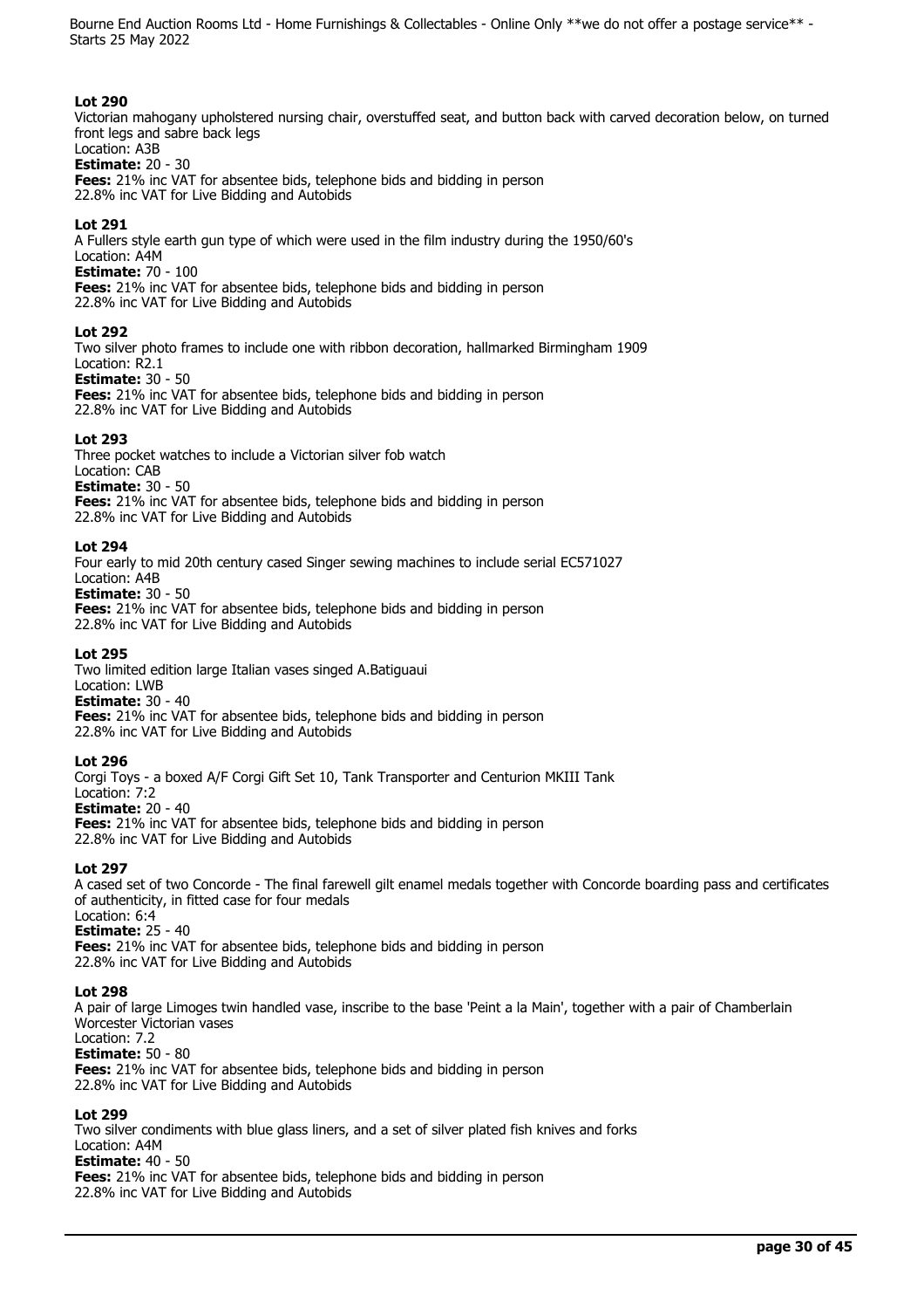**Lot 290**
Victorian mahogany upholstered nursing chair, overstuffed seat, and button back with carved decoration below, on turned front legs and sabre back legs
Location: A3B
**Estimate:** 20 - 30
**Fees:** 21% inc VAT for absentee bids, telephone bids and bidding in person
22.8% inc VAT for Live Bidding and Autobids

**Lot 291**
A Fullers style earth gun type of which were used in the film industry during the 1950/60's
Location: A4M
**Estimate:** 70 - 100
**Fees:** 21% inc VAT for absentee bids, telephone bids and bidding in person
22.8% inc VAT for Live Bidding and Autobids

**Lot 292**
Two silver photo frames to include one with ribbon decoration, hallmarked Birmingham 1909
Location: R2.1
**Estimate:** 30 - 50
**Fees:** 21% inc VAT for absentee bids, telephone bids and bidding in person
22.8% inc VAT for Live Bidding and Autobids

**Lot 293**
Three pocket watches to include a Victorian silver fob watch
Location: CAB
**Estimate:** 30 - 50
**Fees:** 21% inc VAT for absentee bids, telephone bids and bidding in person
22.8% inc VAT for Live Bidding and Autobids

**Lot 294**
Four early to mid 20th century cased Singer sewing machines to include serial EC571027
Location: A4B
**Estimate:** 30 - 50
**Fees:** 21% inc VAT for absentee bids, telephone bids and bidding in person
22.8% inc VAT for Live Bidding and Autobids

**Lot 295**
Two limited edition large Italian vases singed A.Batiguaui
Location: LWB
**Estimate:** 30 - 40
**Fees:** 21% inc VAT for absentee bids, telephone bids and bidding in person
22.8% inc VAT for Live Bidding and Autobids

**Lot 296**
Corgi Toys - a boxed A/F Corgi Gift Set 10, Tank Transporter and Centurion MKIII Tank
Location: 7:2
**Estimate:** 20 - 40
**Fees:** 21% inc VAT for absentee bids, telephone bids and bidding in person
22.8% inc VAT for Live Bidding and Autobids

**Lot 297**
A cased set of two Concorde - The final farewell gilt enamel medals together with Concorde boarding pass and certificates of authenticity, in fitted case for four medals
Location: 6:4
**Estimate:** 25 - 40
**Fees:** 21% inc VAT for absentee bids, telephone bids and bidding in person
22.8% inc VAT for Live Bidding and Autobids

**Lot 298**
A pair of large Limoges twin handled vase, inscribe to the base 'Peint a la Main', together with a pair of Chamberlain Worcester Victorian vases
Location: 7.2
**Estimate:** 50 - 80
**Fees:** 21% inc VAT for absentee bids, telephone bids and bidding in person
22.8% inc VAT for Live Bidding and Autobids

**Lot 299**
Two silver condiments with blue glass liners, and a set of silver plated fish knives and forks
Location: A4M
**Estimate:** 40 - 50
**Fees:** 21% inc VAT for absentee bids, telephone bids and bidding in person
22.8% inc VAT for Live Bidding and Autobids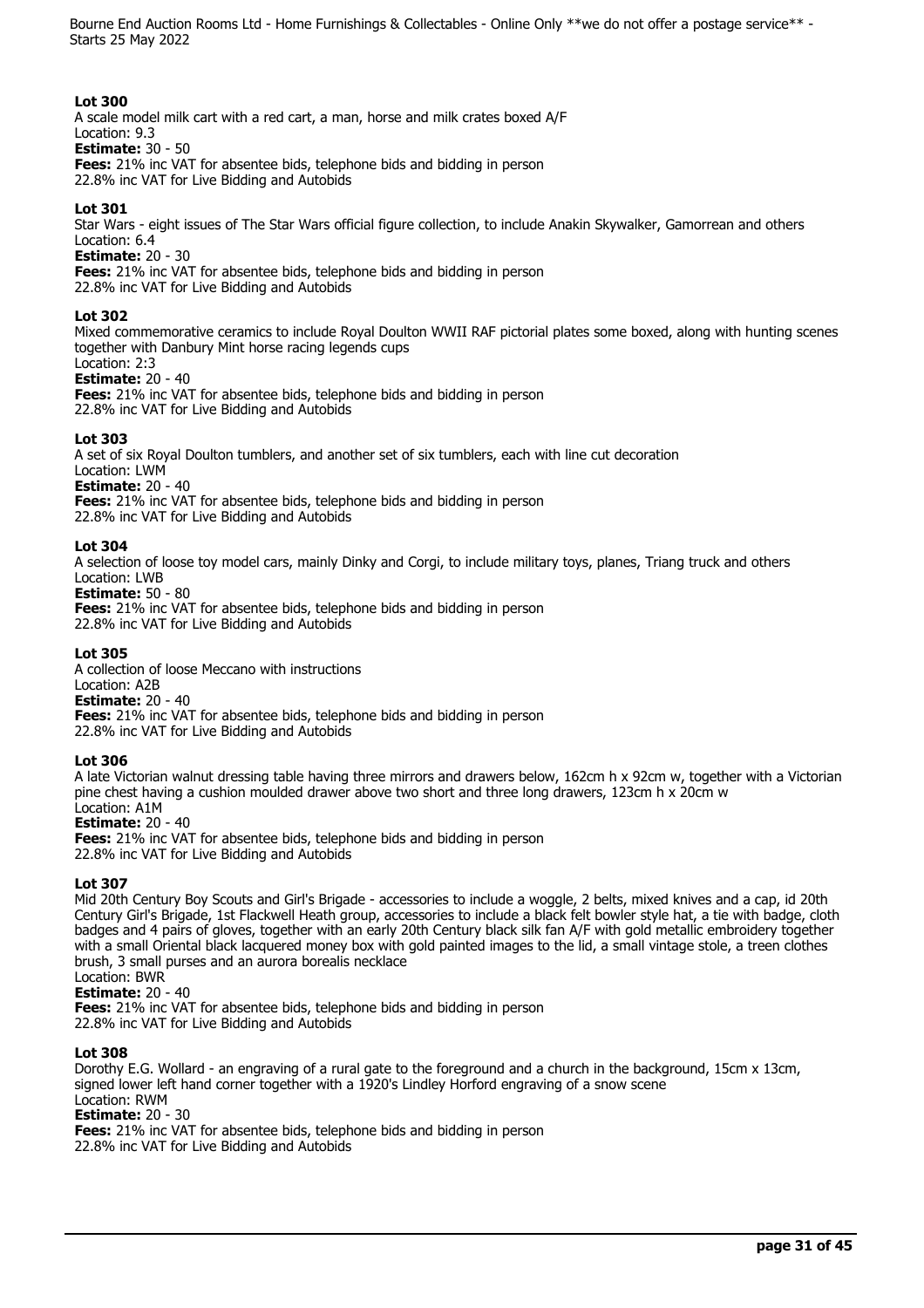**Lot 300**
A scale model milk cart with a red cart, a man, horse and milk crates boxed A/F
Location: 9.3
**Estimate:** 30 - 50
**Fees:** 21% inc VAT for absentee bids, telephone bids and bidding in person
22.8% inc VAT for Live Bidding and Autobids

**Lot 301**
Star Wars - eight issues of The Star Wars official figure collection, to include Anakin Skywalker, Gamorrean and others
Location: 6.4
**Estimate:** 20 - 30
**Fees:** 21% inc VAT for absentee bids, telephone bids and bidding in person
22.8% inc VAT for Live Bidding and Autobids

**Lot 302**
Mixed commemorative ceramics to include Royal Doulton WWII RAF pictorial plates some boxed, along with hunting scenes together with Danbury Mint horse racing legends cups
Location: 2:3
**Estimate:** 20 - 40
**Fees:** 21% inc VAT for absentee bids, telephone bids and bidding in person
22.8% inc VAT for Live Bidding and Autobids

**Lot 303**
A set of six Royal Doulton tumblers, and another set of six tumblers, each with line cut decoration
Location: LWM
**Estimate:** 20 - 40
**Fees:** 21% inc VAT for absentee bids, telephone bids and bidding in person
22.8% inc VAT for Live Bidding and Autobids

**Lot 304**
A selection of loose toy model cars, mainly Dinky and Corgi, to include military toys, planes, Triang truck and others
Location: LWB
**Estimate:** 50 - 80
**Fees:** 21% inc VAT for absentee bids, telephone bids and bidding in person
22.8% inc VAT for Live Bidding and Autobids

**Lot 305**
A collection of loose Meccano with instructions
Location: A2B
**Estimate:** 20 - 40
**Fees:** 21% inc VAT for absentee bids, telephone bids and bidding in person
22.8% inc VAT for Live Bidding and Autobids

**Lot 306**
A late Victorian walnut dressing table having three mirrors and drawers below, 162cm h x 92cm w, together with a Victorian pine chest having a cushion moulded drawer above two short and three long drawers, 123cm h x 20cm w
Location: A1M
**Estimate:** 20 - 40
**Fees:** 21% inc VAT for absentee bids, telephone bids and bidding in person
22.8% inc VAT for Live Bidding and Autobids

**Lot 307**
Mid 20th Century Boy Scouts and Girl's Brigade - accessories to include a woggle, 2 belts, mixed knives and a cap, id 20th Century Girl's Brigade, 1st Flackwell Heath group, accessories to include a black felt bowler style hat, a tie with badge, cloth badges and 4 pairs of gloves, together with an early 20th Century black silk fan A/F with gold metallic embroidery together with a small Oriental black lacquered money box with gold painted images to the lid, a small vintage stole, a treen clothes brush, 3 small purses and an aurora borealis necklace
Location: BWR
**Estimate:** 20 - 40
**Fees:** 21% inc VAT for absentee bids, telephone bids and bidding in person
22.8% inc VAT for Live Bidding and Autobids

**Lot 308**
Dorothy E.G. Wollard - an engraving of a rural gate to the foreground and a church in the background, 15cm x 13cm, signed lower left hand corner together with a 1920's Lindley Horford engraving of a snow scene
Location: RWM
**Estimate:** 20 - 30
**Fees:** 21% inc VAT for absentee bids, telephone bids and bidding in person
22.8% inc VAT for Live Bidding and Autobids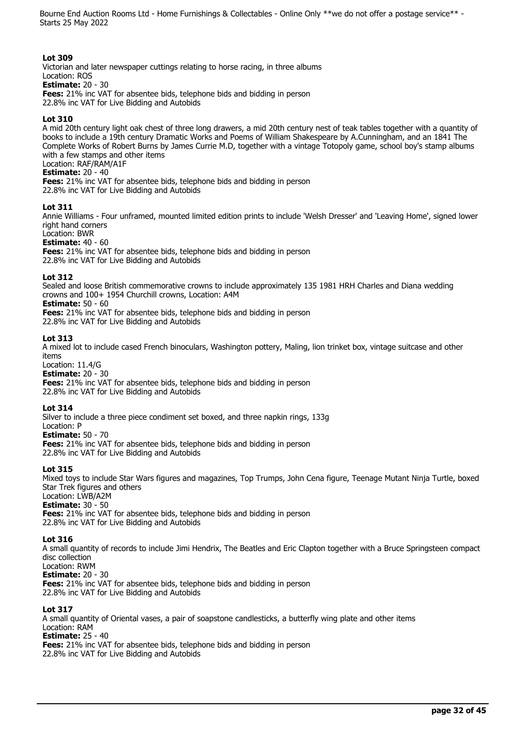### Lot 309
Victorian and later newspaper cuttings relating to horse racing, in three albums
Location: ROS
**Estimate:** 20 - 30
**Fees:** 21% inc VAT for absentee bids, telephone bids and bidding in person
22.8% inc VAT for Live Bidding and Autobids

### Lot 310
A mid 20th century light oak chest of three long drawers, a mid 20th century nest of teak tables together with a quantity of books to include a 19th century Dramatic Works and Poems of William Shakespeare by A.Cunningham, and an 1841 The Complete Works of Robert Burns by James Currie M.D, together with a vintage Totopoly game, school boy's stamp albums with a few stamps and other items
Location: RAF/RAM/A1F
**Estimate:** 20 - 40
**Fees:** 21% inc VAT for absentee bids, telephone bids and bidding in person
22.8% inc VAT for Live Bidding and Autobids

### Lot 311
Annie Williams - Four unframed, mounted limited edition prints to include 'Welsh Dresser' and 'Leaving Home', signed lower right hand corners
Location: BWR
**Estimate:** 40 - 60
**Fees:** 21% inc VAT for absentee bids, telephone bids and bidding in person
22.8% inc VAT for Live Bidding and Autobids

### Lot 312
Sealed and loose British commemorative crowns to include approximately 135 1981 HRH Charles and Diana wedding crowns and 100+ 1954 Churchill crowns, Location: A4M
**Estimate:** 50 - 60
**Fees:** 21% inc VAT for absentee bids, telephone bids and bidding in person
22.8% inc VAT for Live Bidding and Autobids

### Lot 313
A mixed lot to include cased French binoculars, Washington pottery, Maling, lion trinket box, vintage suitcase and other items
Location: 11.4/G
**Estimate:** 20 - 30
**Fees:** 21% inc VAT for absentee bids, telephone bids and bidding in person
22.8% inc VAT for Live Bidding and Autobids

### Lot 314
Silver to include a three piece condiment set boxed, and three napkin rings, 133g
Location: P
**Estimate:** 50 - 70
**Fees:** 21% inc VAT for absentee bids, telephone bids and bidding in person
22.8% inc VAT for Live Bidding and Autobids

### Lot 315
Mixed toys to include Star Wars figures and magazines, Top Trumps, John Cena figure, Teenage Mutant Ninja Turtle, boxed Star Trek figures and others
Location: LWB/A2M
**Estimate:** 30 - 50
**Fees:** 21% inc VAT for absentee bids, telephone bids and bidding in person
22.8% inc VAT for Live Bidding and Autobids

### Lot 316
A small quantity of records to include Jimi Hendrix, The Beatles and Eric Clapton together with a Bruce Springsteen compact disc collection
Location: RWM
**Estimate:** 20 - 30
**Fees:** 21% inc VAT for absentee bids, telephone bids and bidding in person
22.8% inc VAT for Live Bidding and Autobids

### Lot 317
A small quantity of Oriental vases, a pair of soapstone candlesticks, a butterfly wing plate and other items
Location: RAM
**Estimate:** 25 - 40
**Fees:** 21% inc VAT for absentee bids, telephone bids and bidding in person
22.8% inc VAT for Live Bidding and Autobids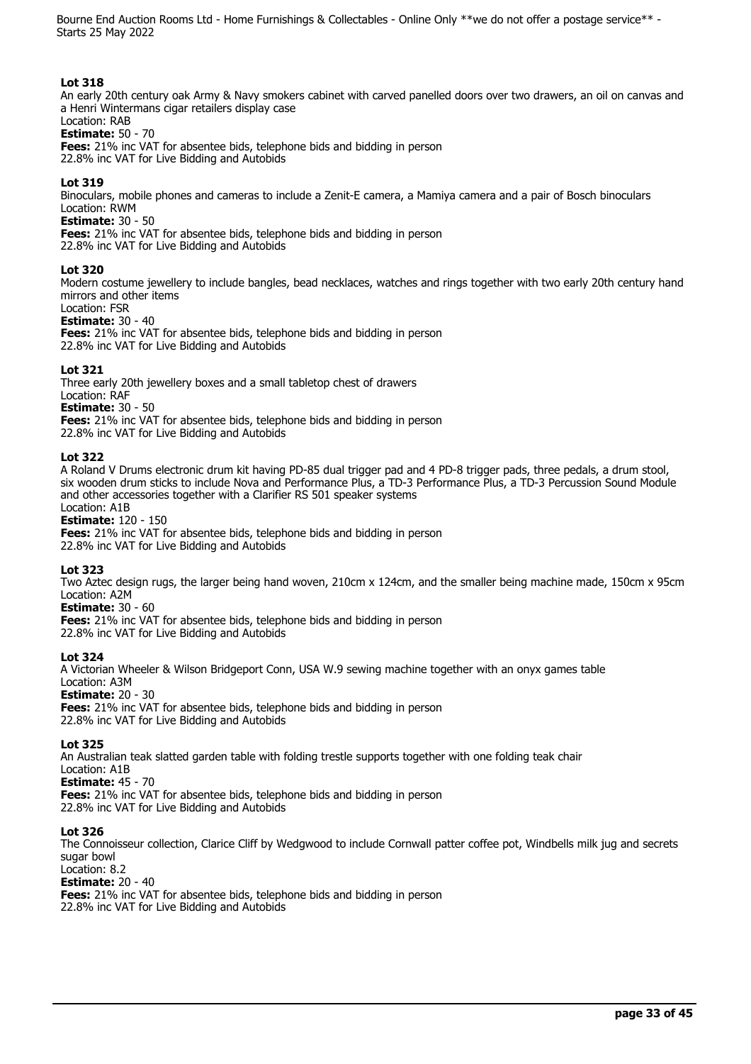## Lot 318

An early 20th century oak Army & Navy smokers cabinet with carved panelled doors over two drawers, an oil on canvas and a Henri Wintermans cigar retailers display case
Location: RAB
**Estimate:** 50 - 70
**Fees:** 21% inc VAT for absentee bids, telephone bids and bidding in person
22.8% inc VAT for Live Bidding and Autobids

## Lot 319

Binoculars, mobile phones and cameras to include a Zenit-E camera, a Mamiya camera and a pair of Bosch binoculars
Location: RWM
**Estimate:** 30 - 50
**Fees:** 21% inc VAT for absentee bids, telephone bids and bidding in person
22.8% inc VAT for Live Bidding and Autobids

## Lot 320

Modern costume jewellery to include bangles, bead necklaces, watches and rings together with two early 20th century hand mirrors and other items
Location: FSR
**Estimate:** 30 - 40
**Fees:** 21% inc VAT for absentee bids, telephone bids and bidding in person
22.8% inc VAT for Live Bidding and Autobids

## Lot 321

Three early 20th jewellery boxes and a small tabletop chest of drawers
Location: RAF
**Estimate:** 30 - 50
**Fees:** 21% inc VAT for absentee bids, telephone bids and bidding in person
22.8% inc VAT for Live Bidding and Autobids

## Lot 322

A Roland V Drums electronic drum kit having PD-85 dual trigger pad and 4 PD-8 trigger pads, three pedals, a drum stool, six wooden drum sticks to include Nova and Performance Plus, a TD-3 Performance Plus, a TD-3 Percussion Sound Module and other accessories together with a Clarifier RS 501 speaker systems
Location: A1B
**Estimate:** 120 - 150
**Fees:** 21% inc VAT for absentee bids, telephone bids and bidding in person
22.8% inc VAT for Live Bidding and Autobids

## Lot 323

Two Aztec design rugs, the larger being hand woven, 210cm x 124cm, and the smaller being machine made, 150cm x 95cm
Location: A2M
**Estimate:** 30 - 60
**Fees:** 21% inc VAT for absentee bids, telephone bids and bidding in person
22.8% inc VAT for Live Bidding and Autobids

## Lot 324

A Victorian Wheeler & Wilson Bridgeport Conn, USA W.9 sewing machine together with an onyx games table
Location: A3M
**Estimate:** 20 - 30
**Fees:** 21% inc VAT for absentee bids, telephone bids and bidding in person
22.8% inc VAT for Live Bidding and Autobids

## Lot 325

An Australian teak slatted garden table with folding trestle supports together with one folding teak chair
Location: A1B
**Estimate:** 45 - 70
**Fees:** 21% inc VAT for absentee bids, telephone bids and bidding in person
22.8% inc VAT for Live Bidding and Autobids

## Lot 326

The Connoisseur collection, Clarice Cliff by Wedgwood to include Cornwall patter coffee pot, Windbells milk jug and secrets sugar bowl
Location: 8.2
**Estimate:** 20 - 40
**Fees:** 21% inc VAT for absentee bids, telephone bids and bidding in person
22.8% inc VAT for Live Bidding and Autobids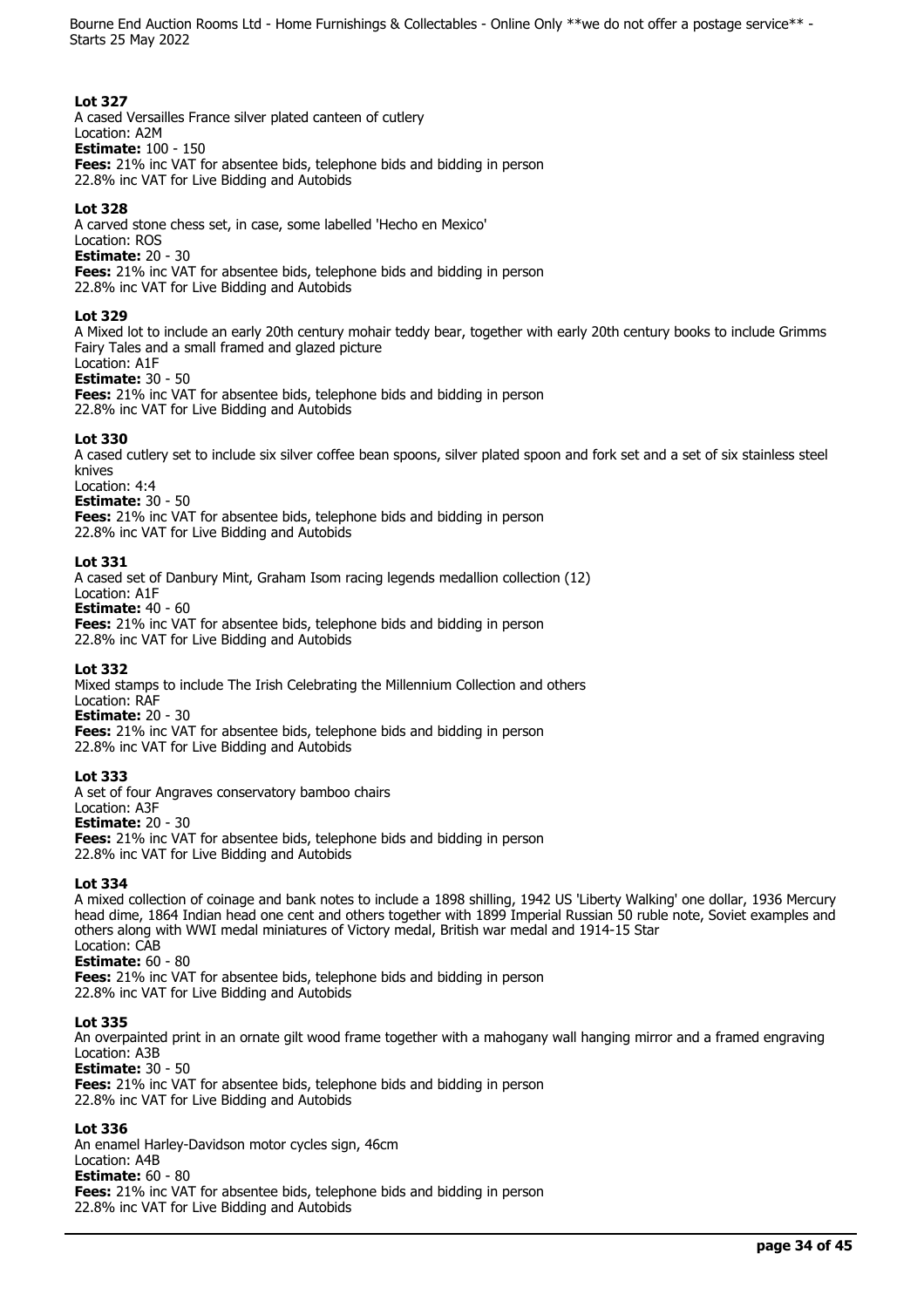**Lot 327**
A cased Versailles France silver plated canteen of cutlery
Location: A2M
**Estimate:** 100 - 150
**Fees:** 21% inc VAT for absentee bids, telephone bids and bidding in person
22.8% inc VAT for Live Bidding and Autobids

**Lot 328**
A carved stone chess set, in case, some labelled 'Hecho en Mexico'
Location: ROS
**Estimate:** 20 - 30
**Fees:** 21% inc VAT for absentee bids, telephone bids and bidding in person
22.8% inc VAT for Live Bidding and Autobids

**Lot 329**
A Mixed lot to include an early 20th century mohair teddy bear, together with early 20th century books to include Grimms Fairy Tales and a small framed and glazed picture
Location: A1F
**Estimate:** 30 - 50
**Fees:** 21% inc VAT for absentee bids, telephone bids and bidding in person
22.8% inc VAT for Live Bidding and Autobids

**Lot 330**
A cased cutlery set to include six silver coffee bean spoons, silver plated spoon and fork set and a set of six stainless steel knives
Location: 4:4
**Estimate:** 30 - 50
**Fees:** 21% inc VAT for absentee bids, telephone bids and bidding in person
22.8% inc VAT for Live Bidding and Autobids

**Lot 331**
A cased set of Danbury Mint, Graham Isom racing legends medallion collection (12)
Location: A1F
**Estimate:** 40 - 60
**Fees:** 21% inc VAT for absentee bids, telephone bids and bidding in person
22.8% inc VAT for Live Bidding and Autobids

**Lot 332**
Mixed stamps to include The Irish Celebrating the Millennium Collection and others
Location: RAF
**Estimate:** 20 - 30
**Fees:** 21% inc VAT for absentee bids, telephone bids and bidding in person
22.8% inc VAT for Live Bidding and Autobids

**Lot 333**
A set of four Angraves conservatory bamboo chairs
Location: A3F
**Estimate:** 20 - 30
**Fees:** 21% inc VAT for absentee bids, telephone bids and bidding in person
22.8% inc VAT for Live Bidding and Autobids

**Lot 334**
A mixed collection of coinage and bank notes to include a 1898 shilling, 1942 US 'Liberty Walking' one dollar, 1936 Mercury head dime, 1864 Indian head one cent and others together with 1899 Imperial Russian 50 ruble note, Soviet examples and others along with WWI medal miniatures of Victory medal, British war medal and 1914-15 Star
Location: CAB
**Estimate:** 60 - 80
**Fees:** 21% inc VAT for absentee bids, telephone bids and bidding in person
22.8% inc VAT for Live Bidding and Autobids

**Lot 335**
An overpainted print in an ornate gilt wood frame together with a mahogany wall hanging mirror and a framed engraving
Location: A3B
**Estimate:** 30 - 50
**Fees:** 21% inc VAT for absentee bids, telephone bids and bidding in person
22.8% inc VAT for Live Bidding and Autobids

**Lot 336**
An enamel Harley-Davidson motor cycles sign, 46cm
Location: A4B
**Estimate:** 60 - 80
**Fees:** 21% inc VAT for absentee bids, telephone bids and bidding in person
22.8% inc VAT for Live Bidding and Autobids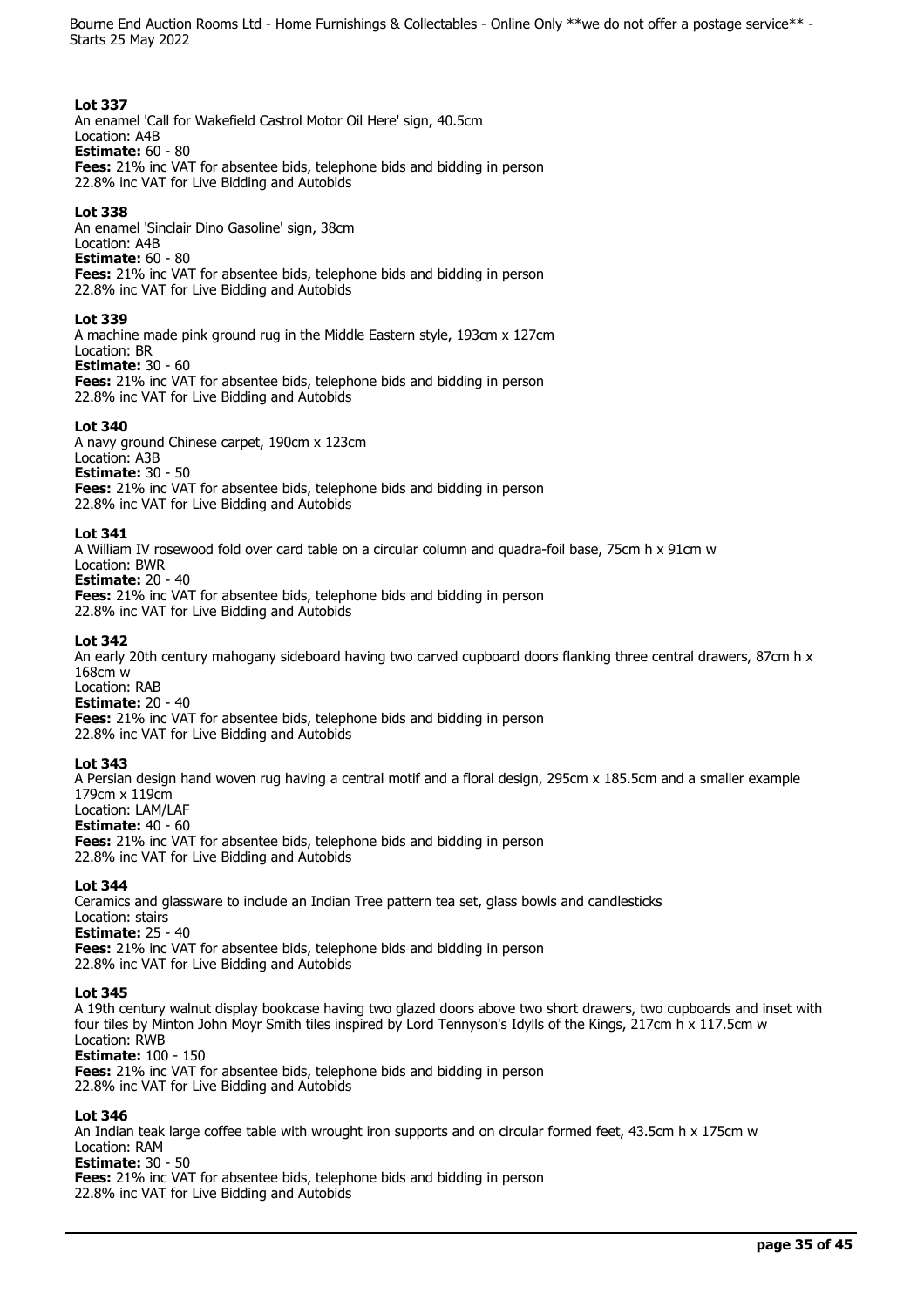**Lot 337**
An enamel 'Call for Wakefield Castrol Motor Oil Here' sign, 40.5cm
Location: A4B
**Estimate:** 60 - 80
**Fees:** 21% inc VAT for absentee bids, telephone bids and bidding in person
22.8% inc VAT for Live Bidding and Autobids

**Lot 338**
An enamel 'Sinclair Dino Gasoline' sign, 38cm
Location: A4B
**Estimate:** 60 - 80
**Fees:** 21% inc VAT for absentee bids, telephone bids and bidding in person
22.8% inc VAT for Live Bidding and Autobids

**Lot 339**
A machine made pink ground rug in the Middle Eastern style, 193cm x 127cm
Location: BR
**Estimate:** 30 - 60
**Fees:** 21% inc VAT for absentee bids, telephone bids and bidding in person
22.8% inc VAT for Live Bidding and Autobids

**Lot 340**
A navy ground Chinese carpet, 190cm x 123cm
Location: A3B
**Estimate:** 30 - 50
**Fees:** 21% inc VAT for absentee bids, telephone bids and bidding in person
22.8% inc VAT for Live Bidding and Autobids

**Lot 341**
A William IV rosewood fold over card table on a circular column and quadra-foil base, 75cm h x 91cm w
Location: BWR
**Estimate:** 20 - 40
**Fees:** 21% inc VAT for absentee bids, telephone bids and bidding in person
22.8% inc VAT for Live Bidding and Autobids

**Lot 342**
An early 20th century mahogany sideboard having two carved cupboard doors flanking three central drawers, 87cm h x 168cm w
Location: RAB
**Estimate:** 20 - 40
**Fees:** 21% inc VAT for absentee bids, telephone bids and bidding in person
22.8% inc VAT for Live Bidding and Autobids

**Lot 343**
A Persian design hand woven rug having a central motif and a floral design, 295cm x 185.5cm and a smaller example 179cm x 119cm
Location: LAM/LAF
**Estimate:** 40 - 60
**Fees:** 21% inc VAT for absentee bids, telephone bids and bidding in person
22.8% inc VAT for Live Bidding and Autobids

**Lot 344**
Ceramics and glassware to include an Indian Tree pattern tea set, glass bowls and candlesticks
Location: stairs
**Estimate:** 25 - 40
**Fees:** 21% inc VAT for absentee bids, telephone bids and bidding in person
22.8% inc VAT for Live Bidding and Autobids

**Lot 345**
A 19th century walnut display bookcase having two glazed doors above two short drawers, two cupboards and inset with four tiles by Minton John Moyr Smith tiles inspired by Lord Tennyson's Idylls of the Kings, 217cm h x 117.5cm w
Location: RWB
**Estimate:** 100 - 150
**Fees:** 21% inc VAT for absentee bids, telephone bids and bidding in person
22.8% inc VAT for Live Bidding and Autobids

**Lot 346**
An Indian teak large coffee table with wrought iron supports and on circular formed feet, 43.5cm h x 175cm w
Location: RAM
**Estimate:** 30 - 50
**Fees:** 21% inc VAT for absentee bids, telephone bids and bidding in person
22.8% inc VAT for Live Bidding and Autobids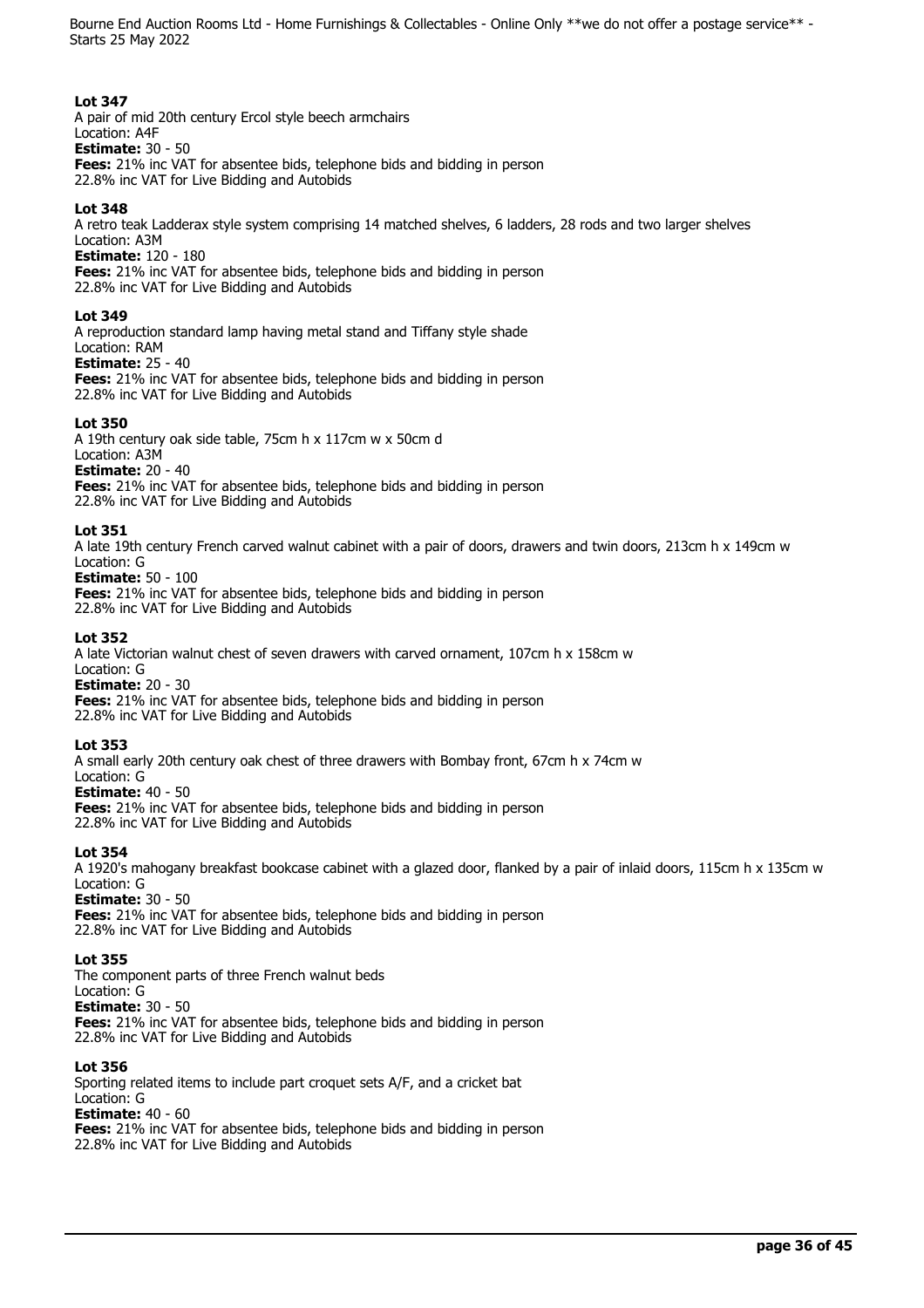**Lot 347**
A pair of mid 20th century Ercol style beech armchairs
Location: A4F
**Estimate:** 30 - 50
**Fees:** 21% inc VAT for absentee bids, telephone bids and bidding in person
22.8% inc VAT for Live Bidding and Autobids

**Lot 348**
A retro teak Ladderax style system comprising 14 matched shelves, 6 ladders, 28 rods and two larger shelves
Location: A3M
**Estimate:** 120 - 180
**Fees:** 21% inc VAT for absentee bids, telephone bids and bidding in person
22.8% inc VAT for Live Bidding and Autobids

**Lot 349**
A reproduction standard lamp having metal stand and Tiffany style shade
Location: RAM
**Estimate:** 25 - 40
**Fees:** 21% inc VAT for absentee bids, telephone bids and bidding in person
22.8% inc VAT for Live Bidding and Autobids

**Lot 350**
A 19th century oak side table, 75cm h x 117cm w x 50cm d
Location: A3M
**Estimate:** 20 - 40
**Fees:** 21% inc VAT for absentee bids, telephone bids and bidding in person
22.8% inc VAT for Live Bidding and Autobids

**Lot 351**
A late 19th century French carved walnut cabinet with a pair of doors, drawers and twin doors, 213cm h x 149cm w
Location: G
**Estimate:** 50 - 100
**Fees:** 21% inc VAT for absentee bids, telephone bids and bidding in person
22.8% inc VAT for Live Bidding and Autobids

**Lot 352**
A late Victorian walnut chest of seven drawers with carved ornament, 107cm h x 158cm w
Location: G
**Estimate:** 20 - 30
**Fees:** 21% inc VAT for absentee bids, telephone bids and bidding in person
22.8% inc VAT for Live Bidding and Autobids

**Lot 353**
A small early 20th century oak chest of three drawers with Bombay front, 67cm h x 74cm w
Location: G
**Estimate:** 40 - 50
**Fees:** 21% inc VAT for absentee bids, telephone bids and bidding in person
22.8% inc VAT for Live Bidding and Autobids

**Lot 354**
A 1920's mahogany breakfast bookcase cabinet with a glazed door, flanked by a pair of inlaid doors, 115cm h x 135cm w
Location: G
**Estimate:** 30 - 50
**Fees:** 21% inc VAT for absentee bids, telephone bids and bidding in person
22.8% inc VAT for Live Bidding and Autobids

**Lot 355**
The component parts of three French walnut beds
Location: G
**Estimate:** 30 - 50
**Fees:** 21% inc VAT for absentee bids, telephone bids and bidding in person
22.8% inc VAT for Live Bidding and Autobids

**Lot 356**
Sporting related items to include part croquet sets A/F, and a cricket bat
Location: G
**Estimate:** 40 - 60
**Fees:** 21% inc VAT for absentee bids, telephone bids and bidding in person
22.8% inc VAT for Live Bidding and Autobids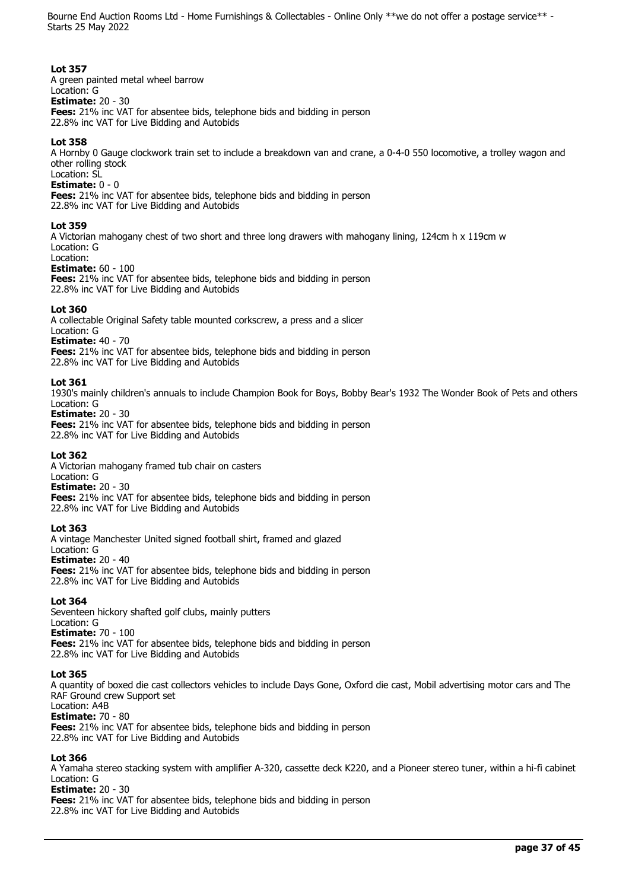**Lot 357**
A green painted metal wheel barrow
Location: G
**Estimate:** 20 - 30
**Fees:** 21% inc VAT for absentee bids, telephone bids and bidding in person
22.8% inc VAT for Live Bidding and Autobids

**Lot 358**
A Hornby 0 Gauge clockwork train set to include a breakdown van and crane, a 0-4-0 550 locomotive, a trolley wagon and other rolling stock
Location: SL
**Estimate:** 0 - 0
**Fees:** 21% inc VAT for absentee bids, telephone bids and bidding in person
22.8% inc VAT for Live Bidding and Autobids

**Lot 359**
A Victorian mahogany chest of two short and three long drawers with mahogany lining, 124cm h x 119cm w
Location: G
Location:
**Estimate:** 60 - 100
**Fees:** 21% inc VAT for absentee bids, telephone bids and bidding in person
22.8% inc VAT for Live Bidding and Autobids

**Lot 360**
A collectable Original Safety table mounted corkscrew, a press and a slicer
Location: G
**Estimate:** 40 - 70
**Fees:** 21% inc VAT for absentee bids, telephone bids and bidding in person
22.8% inc VAT for Live Bidding and Autobids

**Lot 361**
1930's mainly children's annuals to include Champion Book for Boys, Bobby Bear's 1932 The Wonder Book of Pets and others
Location: G
**Estimate:** 20 - 30
**Fees:** 21% inc VAT for absentee bids, telephone bids and bidding in person
22.8% inc VAT for Live Bidding and Autobids

**Lot 362**
A Victorian mahogany framed tub chair on casters
Location: G
**Estimate:** 20 - 30
**Fees:** 21% inc VAT for absentee bids, telephone bids and bidding in person
22.8% inc VAT for Live Bidding and Autobids

**Lot 363**
A vintage Manchester United signed football shirt, framed and glazed
Location: G
**Estimate:** 20 - 40
**Fees:** 21% inc VAT for absentee bids, telephone bids and bidding in person
22.8% inc VAT for Live Bidding and Autobids

**Lot 364**
Seventeen hickory shafted golf clubs, mainly putters
Location: G
**Estimate:** 70 - 100
**Fees:** 21% inc VAT for absentee bids, telephone bids and bidding in person
22.8% inc VAT for Live Bidding and Autobids

**Lot 365**
A quantity of boxed die cast collectors vehicles to include Days Gone, Oxford die cast, Mobil advertising motor cars and The RAF Ground crew Support set
Location: A4B
**Estimate:** 70 - 80
**Fees:** 21% inc VAT for absentee bids, telephone bids and bidding in person
22.8% inc VAT for Live Bidding and Autobids

**Lot 366**
A Yamaha stereo stacking system with amplifier A-320, cassette deck K220, and a Pioneer stereo tuner, within a hi-fi cabinet
Location: G
**Estimate:** 20 - 30
**Fees:** 21% inc VAT for absentee bids, telephone bids and bidding in person
22.8% inc VAT for Live Bidding and Autobids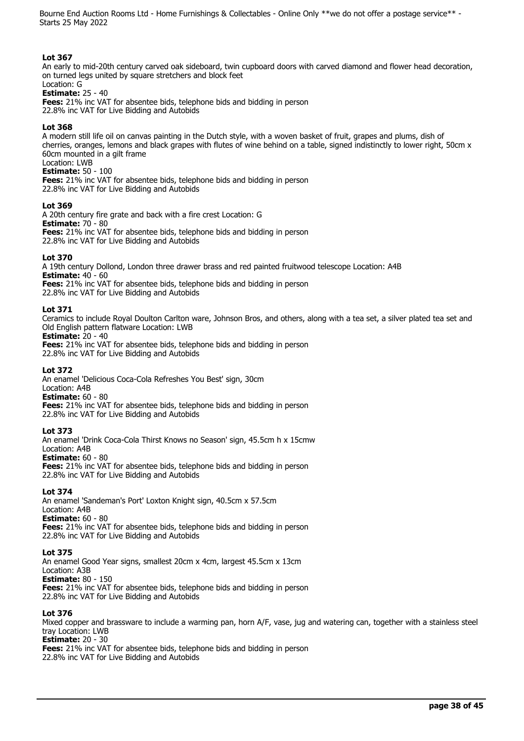**Lot 367**
An early to mid-20th century carved oak sideboard, twin cupboard doors with carved diamond and flower head decoration, on turned legs united by square stretchers and block feet
Location: G
**Estimate:** 25 - 40
**Fees:** 21% inc VAT for absentee bids, telephone bids and bidding in person
22.8% inc VAT for Live Bidding and Autobids

**Lot 368**
A modern still life oil on canvas painting in the Dutch style, with a woven basket of fruit, grapes and plums, dish of cherries, oranges, lemons and black grapes with flutes of wine behind on a table, signed indistinctly to lower right, 50cm x 60cm mounted in a gilt frame
Location: LWB
**Estimate:** 50 - 100
**Fees:** 21% inc VAT for absentee bids, telephone bids and bidding in person
22.8% inc VAT for Live Bidding and Autobids

**Lot 369**
A 20th century fire grate and back with a fire crest Location: G
**Estimate:** 70 - 80
**Fees:** 21% inc VAT for absentee bids, telephone bids and bidding in person
22.8% inc VAT for Live Bidding and Autobids

**Lot 370**
A 19th century Dollond, London three drawer brass and red painted fruitwood telescope Location: A4B
**Estimate:** 40 - 60
**Fees:** 21% inc VAT for absentee bids, telephone bids and bidding in person
22.8% inc VAT for Live Bidding and Autobids

**Lot 371**
Ceramics to include Royal Doulton Carlton ware, Johnson Bros, and others, along with a tea set, a silver plated tea set and Old English pattern flatware Location: LWB
**Estimate:** 20 - 40
**Fees:** 21% inc VAT for absentee bids, telephone bids and bidding in person
22.8% inc VAT for Live Bidding and Autobids

**Lot 372**
An enamel 'Delicious Coca-Cola Refreshes You Best' sign, 30cm
Location: A4B
**Estimate:** 60 - 80
**Fees:** 21% inc VAT for absentee bids, telephone bids and bidding in person
22.8% inc VAT for Live Bidding and Autobids

**Lot 373**
An enamel 'Drink Coca-Cola Thirst Knows no Season' sign, 45.5cm h x 15cmw
Location: A4B
**Estimate:** 60 - 80
**Fees:** 21% inc VAT for absentee bids, telephone bids and bidding in person
22.8% inc VAT for Live Bidding and Autobids

**Lot 374**
An enamel 'Sandeman's Port' Loxton Knight sign, 40.5cm x 57.5cm
Location: A4B
**Estimate:** 60 - 80
**Fees:** 21% inc VAT for absentee bids, telephone bids and bidding in person
22.8% inc VAT for Live Bidding and Autobids

**Lot 375**
An enamel Good Year signs, smallest 20cm x 4cm, largest 45.5cm x 13cm
Location: A3B
**Estimate:** 80 - 150
**Fees:** 21% inc VAT for absentee bids, telephone bids and bidding in person
22.8% inc VAT for Live Bidding and Autobids

**Lot 376**
Mixed copper and brassware to include a warming pan, horn A/F, vase, jug and watering can, together with a stainless steel tray Location: LWB
**Estimate:** 20 - 30
**Fees:** 21% inc VAT for absentee bids, telephone bids and bidding in person
22.8% inc VAT for Live Bidding and Autobids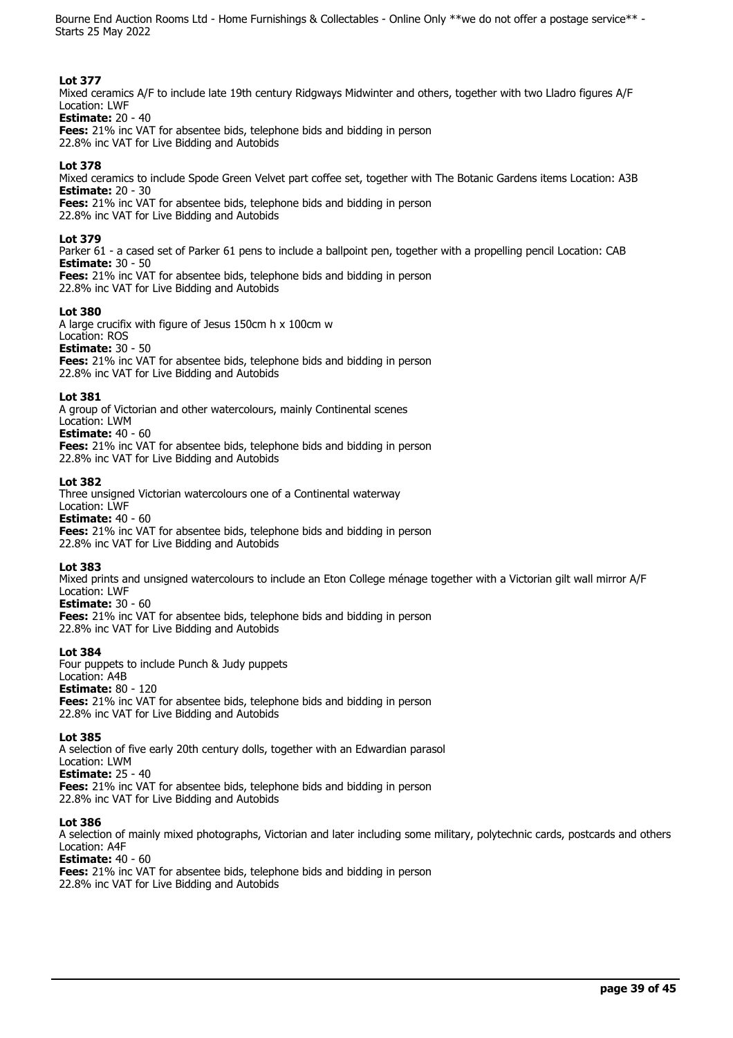**Lot 377**
Mixed ceramics A/F to include late 19th century Ridgways Midwinter and others, together with two Lladro figures A/F
Location: LWF
**Estimate:** 20 - 40
**Fees:** 21% inc VAT for absentee bids, telephone bids and bidding in person
22.8% inc VAT for Live Bidding and Autobids

**Lot 378**
Mixed ceramics to include Spode Green Velvet part coffee set, together with The Botanic Gardens items Location: A3B
**Estimate:** 20 - 30
**Fees:** 21% inc VAT for absentee bids, telephone bids and bidding in person
22.8% inc VAT for Live Bidding and Autobids

**Lot 379**
Parker 61 - a cased set of Parker 61 pens to include a ballpoint pen, together with a propelling pencil Location: CAB
**Estimate:** 30 - 50
**Fees:** 21% inc VAT for absentee bids, telephone bids and bidding in person
22.8% inc VAT for Live Bidding and Autobids

**Lot 380**
A large crucifix with figure of Jesus 150cm h x 100cm w
Location: ROS
**Estimate:** 30 - 50
**Fees:** 21% inc VAT for absentee bids, telephone bids and bidding in person
22.8% inc VAT for Live Bidding and Autobids

**Lot 381**
A group of Victorian and other watercolours, mainly Continental scenes
Location: LWM
**Estimate:** 40 - 60
**Fees:** 21% inc VAT for absentee bids, telephone bids and bidding in person
22.8% inc VAT for Live Bidding and Autobids

**Lot 382**
Three unsigned Victorian watercolours one of a Continental waterway
Location: LWF
**Estimate:** 40 - 60
**Fees:** 21% inc VAT for absentee bids, telephone bids and bidding in person
22.8% inc VAT for Live Bidding and Autobids

**Lot 383**
Mixed prints and unsigned watercolours to include an Eton College ménage together with a Victorian gilt wall mirror A/F
Location: LWF
**Estimate:** 30 - 60
**Fees:** 21% inc VAT for absentee bids, telephone bids and bidding in person
22.8% inc VAT for Live Bidding and Autobids

**Lot 384**
Four puppets to include Punch & Judy puppets
Location: A4B
**Estimate:** 80 - 120
**Fees:** 21% inc VAT for absentee bids, telephone bids and bidding in person
22.8% inc VAT for Live Bidding and Autobids

**Lot 385**
A selection of five early 20th century dolls, together with an Edwardian parasol
Location: LWM
**Estimate:** 25 - 40
**Fees:** 21% inc VAT for absentee bids, telephone bids and bidding in person
22.8% inc VAT for Live Bidding and Autobids

**Lot 386**
A selection of mainly mixed photographs, Victorian and later including some military, polytechnic cards, postcards and others
Location: A4F
**Estimate:** 40 - 60
**Fees:** 21% inc VAT for absentee bids, telephone bids and bidding in person
22.8% inc VAT for Live Bidding and Autobids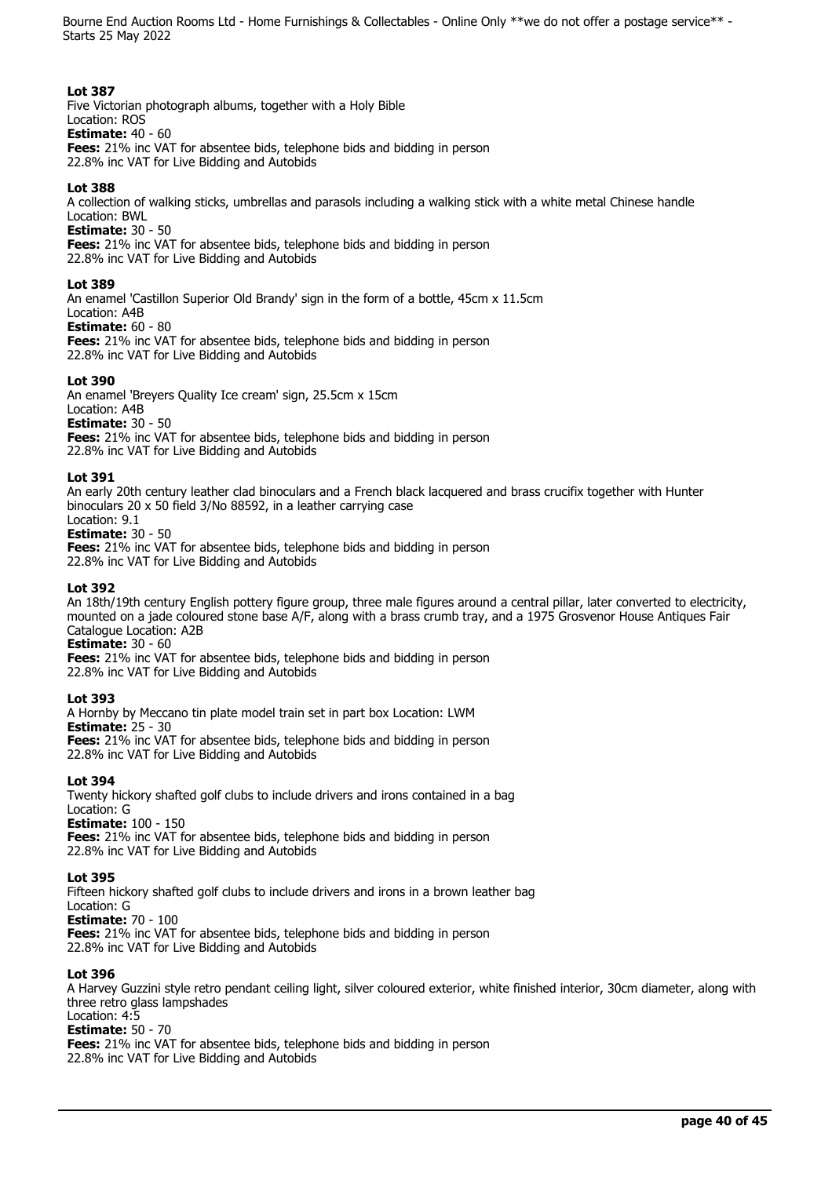### Lot 387

Five Victorian photograph albums, together with a Holy Bible
Location: ROS
**Estimate:** 40 - 60
**Fees:** 21% inc VAT for absentee bids, telephone bids and bidding in person
22.8% inc VAT for Live Bidding and Autobids

### Lot 388

A collection of walking sticks, umbrellas and parasols including a walking stick with a white metal Chinese handle
Location: BWL
**Estimate:** 30 - 50
**Fees:** 21% inc VAT for absentee bids, telephone bids and bidding in person
22.8% inc VAT for Live Bidding and Autobids

### Lot 389

An enamel 'Castillon Superior Old Brandy' sign in the form of a bottle, 45cm x 11.5cm
Location: A4B
**Estimate:** 60 - 80
**Fees:** 21% inc VAT for absentee bids, telephone bids and bidding in person
22.8% inc VAT for Live Bidding and Autobids

### Lot 390

An enamel 'Breyers Quality Ice cream' sign, 25.5cm x 15cm
Location: A4B
**Estimate:** 30 - 50
**Fees:** 21% inc VAT for absentee bids, telephone bids and bidding in person
22.8% inc VAT for Live Bidding and Autobids

### Lot 391

An early 20th century leather clad binoculars and a French black lacquered and brass crucifix together with Hunter binoculars 20 x 50 field 3/No 88592, in a leather carrying case
Location: 9.1
**Estimate:** 30 - 50
**Fees:** 21% inc VAT for absentee bids, telephone bids and bidding in person
22.8% inc VAT for Live Bidding and Autobids

### Lot 392

An 18th/19th century English pottery figure group, three male figures around a central pillar, later converted to electricity, mounted on a jade coloured stone base A/F, along with a brass crumb tray, and a 1975 Grosvenor House Antiques Fair Catalogue Location: A2B
**Estimate:** 30 - 60
**Fees:** 21% inc VAT for absentee bids, telephone bids and bidding in person
22.8% inc VAT for Live Bidding and Autobids

### Lot 393

A Hornby by Meccano tin plate model train set in part box Location: LWM
**Estimate:** 25 - 30
**Fees:** 21% inc VAT for absentee bids, telephone bids and bidding in person
22.8% inc VAT for Live Bidding and Autobids

### Lot 394

Twenty hickory shafted golf clubs to include drivers and irons contained in a bag
Location: G
**Estimate:** 100 - 150
**Fees:** 21% inc VAT for absentee bids, telephone bids and bidding in person
22.8% inc VAT for Live Bidding and Autobids

### Lot 395

Fifteen hickory shafted golf clubs to include drivers and irons in a brown leather bag
Location: G
**Estimate:** 70 - 100
**Fees:** 21% inc VAT for absentee bids, telephone bids and bidding in person
22.8% inc VAT for Live Bidding and Autobids

### Lot 396

A Harvey Guzzini style retro pendant ceiling light, silver coloured exterior, white finished interior, 30cm diameter, along with three retro glass lampshades
Location: 4:5
**Estimate:** 50 - 70
**Fees:** 21% inc VAT for absentee bids, telephone bids and bidding in person
22.8% inc VAT for Live Bidding and Autobids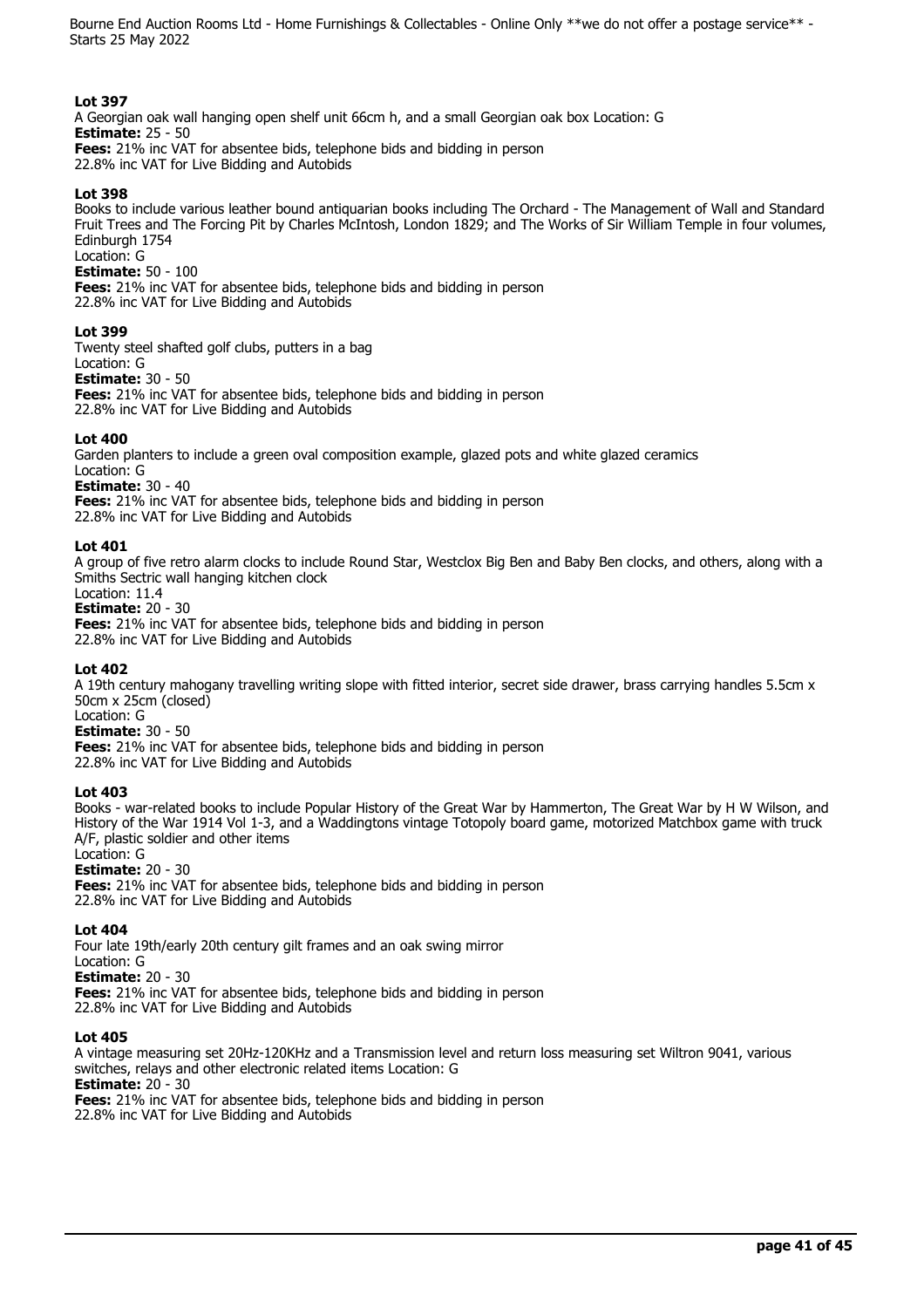**Lot 397**
A Georgian oak wall hanging open shelf unit 66cm h, and a small Georgian oak box Location: G
**Estimate:** 25 - 50
**Fees:** 21% inc VAT for absentee bids, telephone bids and bidding in person
22.8% inc VAT for Live Bidding and Autobids

**Lot 398**
Books to include various leather bound antiquarian books including The Orchard - The Management of Wall and Standard Fruit Trees and The Forcing Pit by Charles McIntosh, London 1829; and The Works of Sir William Temple in four volumes, Edinburgh 1754
Location: G
**Estimate:** 50 - 100
**Fees:** 21% inc VAT for absentee bids, telephone bids and bidding in person
22.8% inc VAT for Live Bidding and Autobids

**Lot 399**
Twenty steel shafted golf clubs, putters in a bag
Location: G
**Estimate:** 30 - 50
**Fees:** 21% inc VAT for absentee bids, telephone bids and bidding in person
22.8% inc VAT for Live Bidding and Autobids

**Lot 400**
Garden planters to include a green oval composition example, glazed pots and white glazed ceramics
Location: G
**Estimate:** 30 - 40
**Fees:** 21% inc VAT for absentee bids, telephone bids and bidding in person
22.8% inc VAT for Live Bidding and Autobids

**Lot 401**
A group of five retro alarm clocks to include Round Star, Westclox Big Ben and Baby Ben clocks, and others, along with a Smiths Sectric wall hanging kitchen clock
Location: 11.4
**Estimate:** 20 - 30
**Fees:** 21% inc VAT for absentee bids, telephone bids and bidding in person
22.8% inc VAT for Live Bidding and Autobids

**Lot 402**
A 19th century mahogany travelling writing slope with fitted interior, secret side drawer, brass carrying handles 5.5cm x 50cm x 25cm (closed)
Location: G
**Estimate:** 30 - 50
**Fees:** 21% inc VAT for absentee bids, telephone bids and bidding in person
22.8% inc VAT for Live Bidding and Autobids

**Lot 403**
Books - war-related books to include Popular History of the Great War by Hammerton, The Great War by H W Wilson, and History of the War 1914 Vol 1-3, and a Waddingtons vintage Totopoly board game, motorized Matchbox game with truck A/F, plastic soldier and other items
Location: G
**Estimate:** 20 - 30
**Fees:** 21% inc VAT for absentee bids, telephone bids and bidding in person
22.8% inc VAT for Live Bidding and Autobids

**Lot 404**
Four late 19th/early 20th century gilt frames and an oak swing mirror
Location: G
**Estimate:** 20 - 30
**Fees:** 21% inc VAT for absentee bids, telephone bids and bidding in person
22.8% inc VAT for Live Bidding and Autobids

**Lot 405**
A vintage measuring set 20Hz-120KHz and a Transmission level and return loss measuring set Wiltron 9041, various switches, relays and other electronic related items Location: G
**Estimate:** 20 - 30
**Fees:** 21% inc VAT for absentee bids, telephone bids and bidding in person
22.8% inc VAT for Live Bidding and Autobids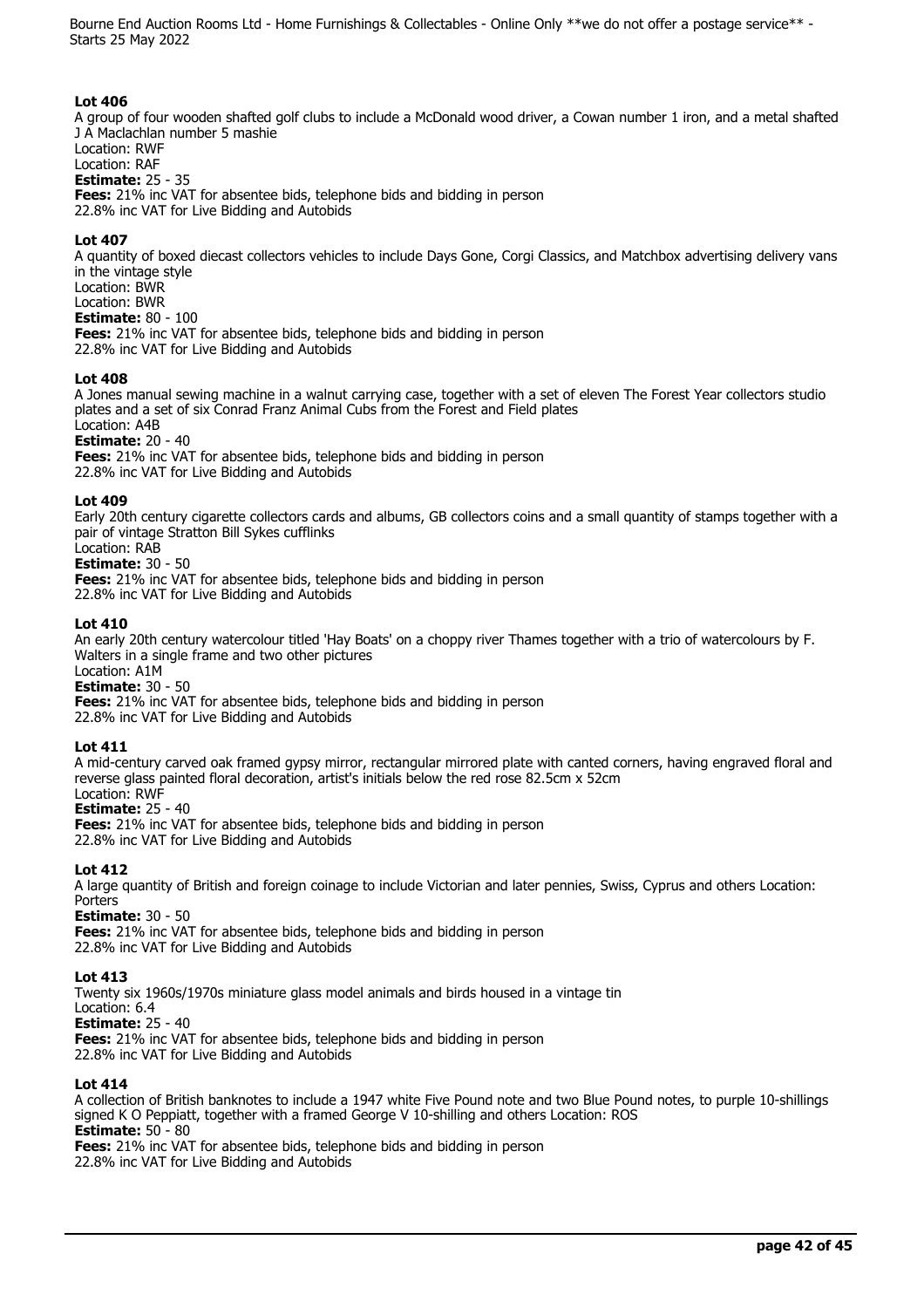### Lot 406

A group of four wooden shafted golf clubs to include a McDonald wood driver, a Cowan number 1 iron, and a metal shafted J A Maclachlan number 5 mashie
Location: RWF
Location: RAF
**Estimate:** 25 - 35
**Fees:** 21% inc VAT for absentee bids, telephone bids and bidding in person
22.8% inc VAT for Live Bidding and Autobids

### Lot 407

A quantity of boxed diecast collectors vehicles to include Days Gone, Corgi Classics, and Matchbox advertising delivery vans in the vintage style
Location: BWR
Location: BWR
**Estimate:** 80 - 100
**Fees:** 21% inc VAT for absentee bids, telephone bids and bidding in person
22.8% inc VAT for Live Bidding and Autobids

### Lot 408

A Jones manual sewing machine in a walnut carrying case, together with a set of eleven The Forest Year collectors studio plates and a set of six Conrad Franz Animal Cubs from the Forest and Field plates
Location: A4B
**Estimate:** 20 - 40
**Fees:** 21% inc VAT for absentee bids, telephone bids and bidding in person
22.8% inc VAT for Live Bidding and Autobids

### Lot 409

Early 20th century cigarette collectors cards and albums, GB collectors coins and a small quantity of stamps together with a pair of vintage Stratton Bill Sykes cufflinks
Location: RAB
**Estimate:** 30 - 50
**Fees:** 21% inc VAT for absentee bids, telephone bids and bidding in person
22.8% inc VAT for Live Bidding and Autobids

### Lot 410

An early 20th century watercolour titled 'Hay Boats' on a choppy river Thames together with a trio of watercolours by F. Walters in a single frame and two other pictures
Location: A1M
**Estimate:** 30 - 50
**Fees:** 21% inc VAT for absentee bids, telephone bids and bidding in person
22.8% inc VAT for Live Bidding and Autobids

### Lot 411

A mid-century carved oak framed gypsy mirror, rectangular mirrored plate with canted corners, having engraved floral and reverse glass painted floral decoration, artist's initials below the red rose 82.5cm x 52cm
Location: RWF
**Estimate:** 25 - 40
**Fees:** 21% inc VAT for absentee bids, telephone bids and bidding in person
22.8% inc VAT for Live Bidding and Autobids

### Lot 412

A large quantity of British and foreign coinage to include Victorian and later pennies, Swiss, Cyprus and others Location: Porters
**Estimate:** 30 - 50
**Fees:** 21% inc VAT for absentee bids, telephone bids and bidding in person
22.8% inc VAT for Live Bidding and Autobids

### Lot 413

Twenty six 1960s/1970s miniature glass model animals and birds housed in a vintage tin
Location: 6.4
**Estimate:** 25 - 40
**Fees:** 21% inc VAT for absentee bids, telephone bids and bidding in person
22.8% inc VAT for Live Bidding and Autobids

### Lot 414

A collection of British banknotes to include a 1947 white Five Pound note and two Blue Pound notes, to purple 10-shillings signed K O Peppiatt, together with a framed George V 10-shilling and others Location: ROS
**Estimate:** 50 - 80
**Fees:** 21% inc VAT for absentee bids, telephone bids and bidding in person
22.8% inc VAT for Live Bidding and Autobids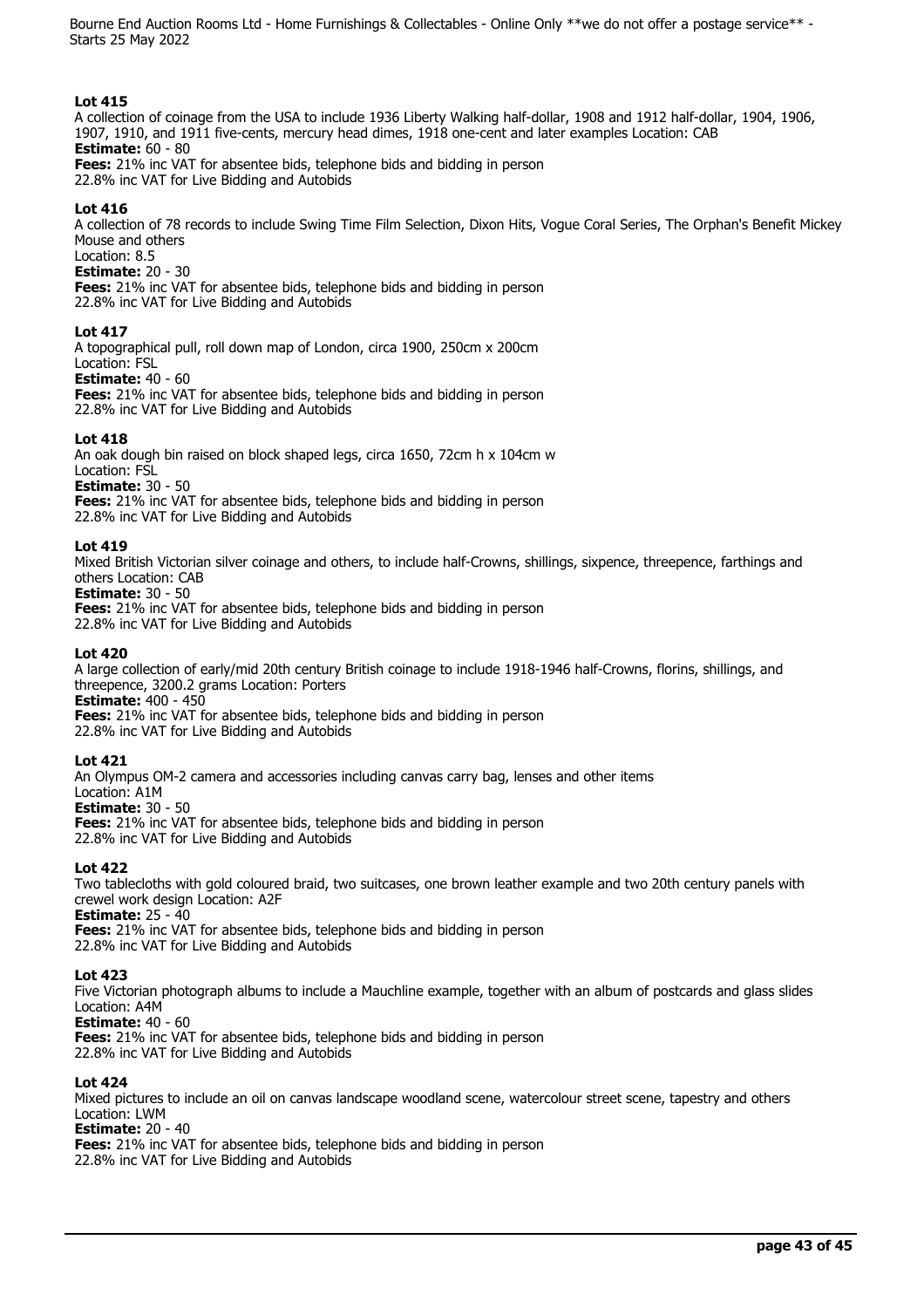### Lot 415

A collection of coinage from the USA to include 1936 Liberty Walking half-dollar, 1908 and 1912 half-dollar, 1904, 1906, 1907, 1910, and 1911 five-cents, mercury head dimes, 1918 one-cent and later examples Location: CAB

**Estimate:** 60 - 80

**Fees:** 21% inc VAT for absentee bids, telephone bids and bidding in person
22.8% inc VAT for Live Bidding and Autobids

### Lot 416

A collection of 78 records to include Swing Time Film Selection, Dixon Hits, Vogue Coral Series, The Orphan's Benefit Mickey Mouse and others
Location: 8.5

**Estimate:** 20 - 30

**Fees:** 21% inc VAT for absentee bids, telephone bids and bidding in person
22.8% inc VAT for Live Bidding and Autobids

### Lot 417

A topographical pull, roll down map of London, circa 1900, 250cm x 200cm
Location: FSL

**Estimate:** 40 - 60

**Fees:** 21% inc VAT for absentee bids, telephone bids and bidding in person
22.8% inc VAT for Live Bidding and Autobids

### Lot 418

An oak dough bin raised on block shaped legs, circa 1650, 72cm h x 104cm w
Location: FSL

**Estimate:** 30 - 50

**Fees:** 21% inc VAT for absentee bids, telephone bids and bidding in person
22.8% inc VAT for Live Bidding and Autobids

### Lot 419

Mixed British Victorian silver coinage and others, to include half-Crowns, shillings, sixpence, threepence, farthings and others Location: CAB

**Estimate:** 30 - 50

**Fees:** 21% inc VAT for absentee bids, telephone bids and bidding in person
22.8% inc VAT for Live Bidding and Autobids

### Lot 420

A large collection of early/mid 20th century British coinage to include 1918-1946 half-Crowns, florins, shillings, and threepence, 3200.2 grams Location: Porters

**Estimate:** 400 - 450

**Fees:** 21% inc VAT for absentee bids, telephone bids and bidding in person
22.8% inc VAT for Live Bidding and Autobids

### Lot 421

An Olympus OM-2 camera and accessories including canvas carry bag, lenses and other items
Location: A1M

**Estimate:** 30 - 50

**Fees:** 21% inc VAT for absentee bids, telephone bids and bidding in person
22.8% inc VAT for Live Bidding and Autobids

### Lot 422

Two tablecloths with gold coloured braid, two suitcases, one brown leather example and two 20th century panels with crewel work design Location: A2F

**Estimate:** 25 - 40

**Fees:** 21% inc VAT for absentee bids, telephone bids and bidding in person
22.8% inc VAT for Live Bidding and Autobids

### Lot 423

Five Victorian photograph albums to include a Mauchline example, together with an album of postcards and glass slides
Location: A4M

**Estimate:** 40 - 60

**Fees:** 21% inc VAT for absentee bids, telephone bids and bidding in person
22.8% inc VAT for Live Bidding and Autobids

### Lot 424

Mixed pictures to include an oil on canvas landscape woodland scene, watercolour street scene, tapestry and others
Location: LWM

**Estimate:** 20 - 40

**Fees:** 21% inc VAT for absentee bids, telephone bids and bidding in person
22.8% inc VAT for Live Bidding and Autobids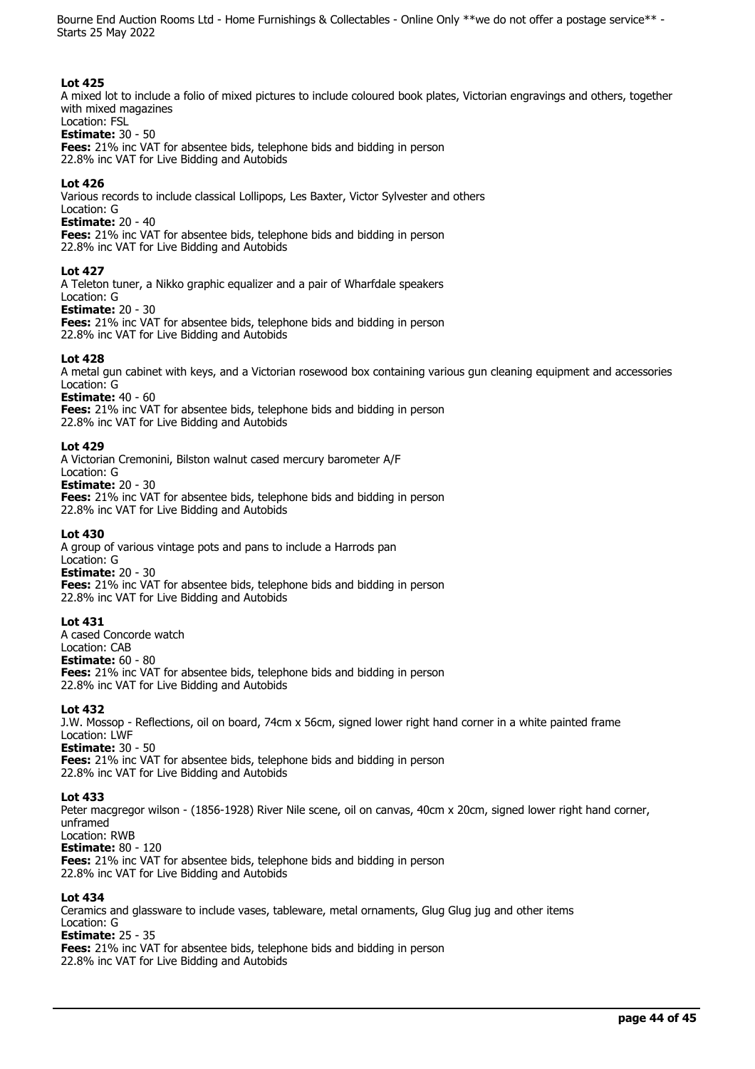**Lot 425**
A mixed lot to include a folio of mixed pictures to include coloured book plates, Victorian engravings and others, together with mixed magazines
Location: FSL
**Estimate:** 30 - 50
**Fees:** 21% inc VAT for absentee bids, telephone bids and bidding in person
22.8% inc VAT for Live Bidding and Autobids

**Lot 426**
Various records to include classical Lollipops, Les Baxter, Victor Sylvester and others
Location: G
**Estimate:** 20 - 40
**Fees:** 21% inc VAT for absentee bids, telephone bids and bidding in person
22.8% inc VAT for Live Bidding and Autobids

**Lot 427**
A Teleton tuner, a Nikko graphic equalizer and a pair of Wharfdale speakers
Location: G
**Estimate:** 20 - 30
**Fees:** 21% inc VAT for absentee bids, telephone bids and bidding in person
22.8% inc VAT for Live Bidding and Autobids

**Lot 428**
A metal gun cabinet with keys, and a Victorian rosewood box containing various gun cleaning equipment and accessories
Location: G
**Estimate:** 40 - 60
**Fees:** 21% inc VAT for absentee bids, telephone bids and bidding in person
22.8% inc VAT for Live Bidding and Autobids

**Lot 429**
A Victorian Cremonini, Bilston walnut cased mercury barometer A/F
Location: G
**Estimate:** 20 - 30
**Fees:** 21% inc VAT for absentee bids, telephone bids and bidding in person
22.8% inc VAT for Live Bidding and Autobids

**Lot 430**
A group of various vintage pots and pans to include a Harrods pan
Location: G
**Estimate:** 20 - 30
**Fees:** 21% inc VAT for absentee bids, telephone bids and bidding in person
22.8% inc VAT for Live Bidding and Autobids

**Lot 431**
A cased Concorde watch
Location: CAB
**Estimate:** 60 - 80
**Fees:** 21% inc VAT for absentee bids, telephone bids and bidding in person
22.8% inc VAT for Live Bidding and Autobids

**Lot 432**
J.W. Mossop - Reflections, oil on board, 74cm x 56cm, signed lower right hand corner in a white painted frame
Location: LWF
**Estimate:** 30 - 50
**Fees:** 21% inc VAT for absentee bids, telephone bids and bidding in person
22.8% inc VAT for Live Bidding and Autobids

**Lot 433**
Peter macgregor wilson - (1856-1928) River Nile scene, oil on canvas, 40cm x 20cm, signed lower right hand corner, unframed
Location: RWB
**Estimate:** 80 - 120
**Fees:** 21% inc VAT for absentee bids, telephone bids and bidding in person
22.8% inc VAT for Live Bidding and Autobids

**Lot 434**
Ceramics and glassware to include vases, tableware, metal ornaments, Glug Glug jug and other items
Location: G
**Estimate:** 25 - 35
**Fees:** 21% inc VAT for absentee bids, telephone bids and bidding in person
22.8% inc VAT for Live Bidding and Autobids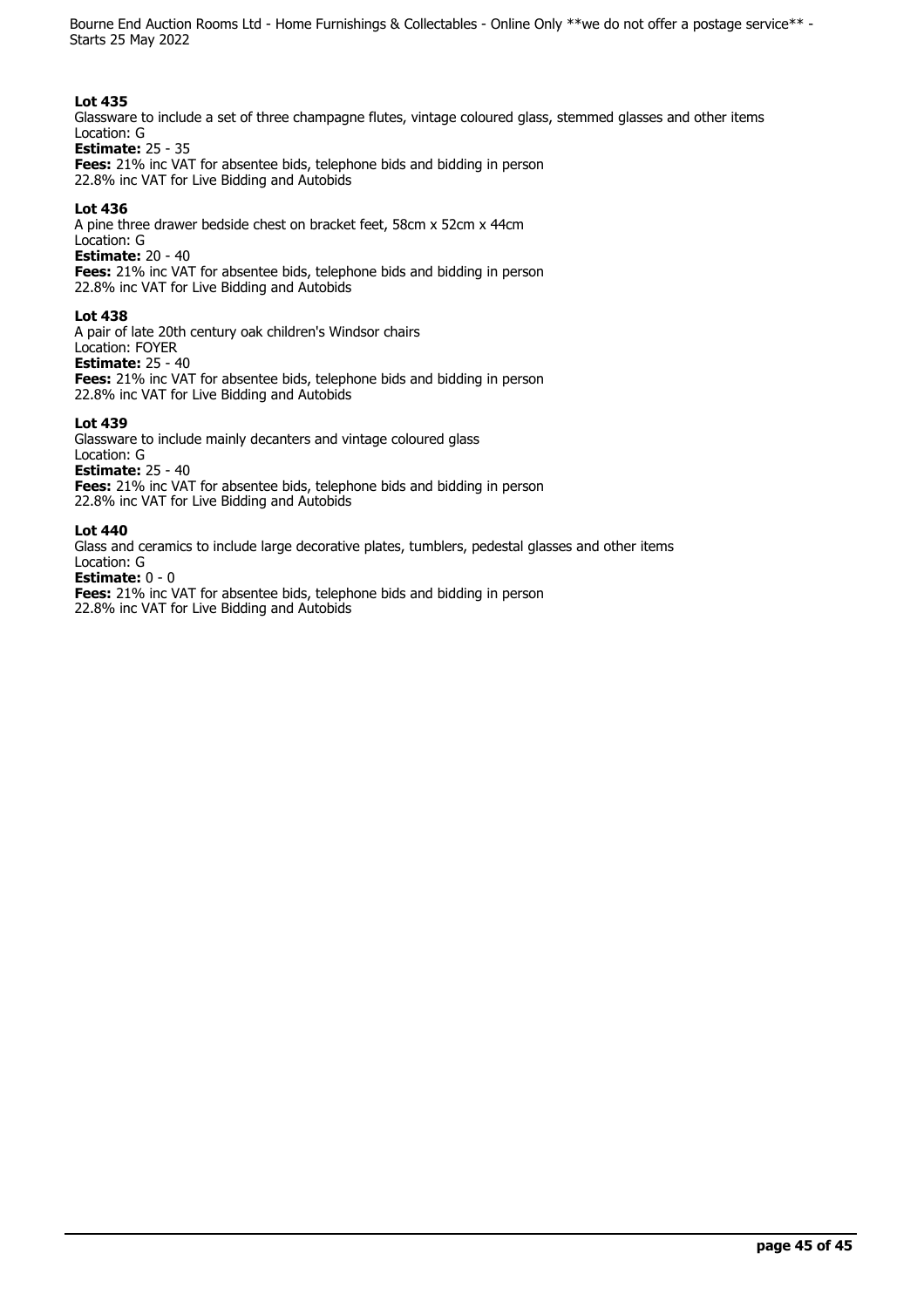### Lot 435

Glassware to include a set of three champagne flutes, vintage coloured glass, stemmed glasses and other items
Location: G
**Estimate:** 25 - 35
**Fees:** 21% inc VAT for absentee bids, telephone bids and bidding in person
22.8% inc VAT for Live Bidding and Autobids

### Lot 436

A pine three drawer bedside chest on bracket feet, 58cm x 52cm x 44cm
Location: G
**Estimate:** 20 - 40
**Fees:** 21% inc VAT for absentee bids, telephone bids and bidding in person
22.8% inc VAT for Live Bidding and Autobids

### Lot 438

A pair of late 20th century oak children's Windsor chairs
Location: FOYER
**Estimate:** 25 - 40
**Fees:** 21% inc VAT for absentee bids, telephone bids and bidding in person
22.8% inc VAT for Live Bidding and Autobids

### Lot 439

Glassware to include mainly decanters and vintage coloured glass
Location: G
**Estimate:** 25 - 40
**Fees:** 21% inc VAT for absentee bids, telephone bids and bidding in person
22.8% inc VAT for Live Bidding and Autobids

### Lot 440

Glass and ceramics to include large decorative plates, tumblers, pedestal glasses and other items
Location: G
**Estimate:** 0 - 0
**Fees:** 21% inc VAT for absentee bids, telephone bids and bidding in person
22.8% inc VAT for Live Bidding and Autobids